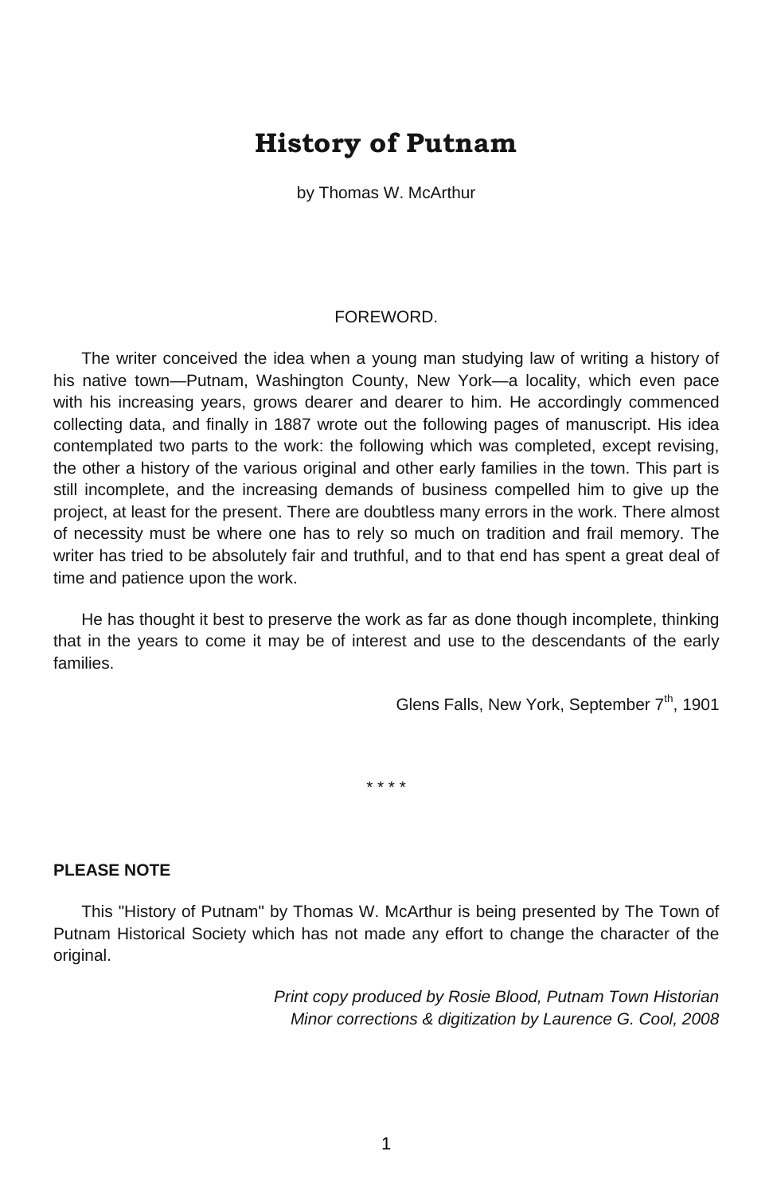# History of Putnam

by Thomas W. McArthur

FOREWORD.

The writer conceived the idea when a young man studying law of writing a history of his native town—Putnam, Washington County, New York—a locality, which even pace with his increasing years, grows dearer and dearer to him. He accordingly commenced collecting data, and finally in 1887 wrote out the following pages of manuscript. His idea contemplated two parts to the work: the following which was completed, except revising, the other a history of the various original and other early families in the town. This part is still incomplete, and the increasing demands of business compelled him to give up the project, at least for the present. There are doubtless many errors in the work. There almost of necessity must be where one has to rely so much on tradition and frail memory. The writer has tried to be absolutely fair and truthful, and to that end has spent a great deal of time and patience upon the work.

He has thought it best to preserve the work as far as done though incomplete, thinking that in the years to come it may be of interest and use to the descendants of the early families.

Glens Falls, New York, September 7th, 1901

\* \* \* \*

**PLEASE NOTE**

This "History of Putnam" by Thomas W. McArthur is being presented by The Town of Putnam Historical Society which has not made any effort to change the character of the original.

*Print copy produced by Rosie Blood, Putnam Town Historian*
*Minor corrections & digitization by Laurence G. Cool, 2008*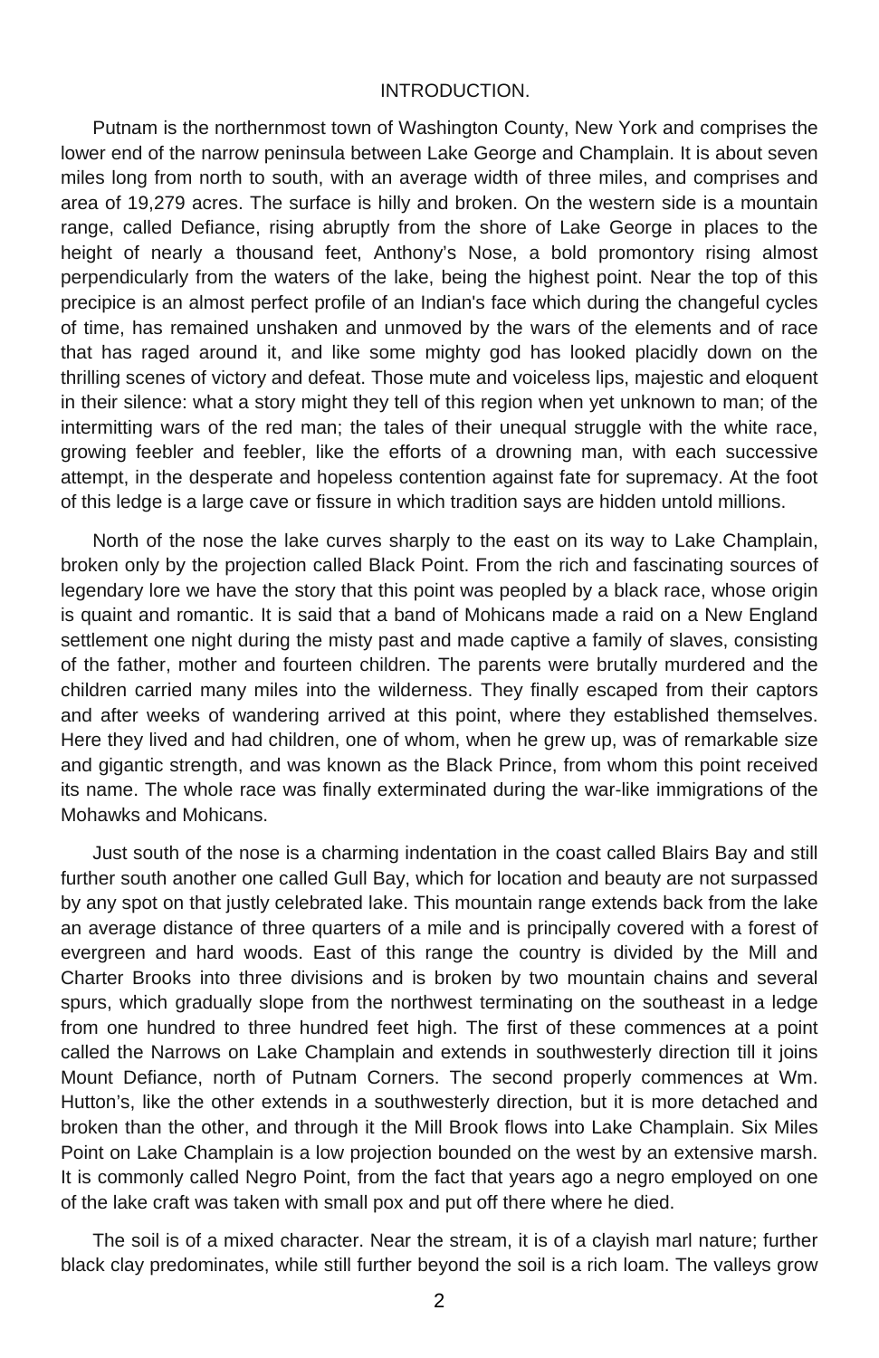# INTRODUCTION.

Putnam is the northernmost town of Washington County, New York and comprises the lower end of the narrow peninsula between Lake George and Champlain. It is about seven miles long from north to south, with an average width of three miles, and comprises and area of 19,279 acres. The surface is hilly and broken. On the western side is a mountain range, called Defiance, rising abruptly from the shore of Lake George in places to the height of nearly a thousand feet, Anthony's Nose, a bold promontory rising almost perpendicularly from the waters of the lake, being the highest point. Near the top of this precipice is an almost perfect profile of an Indian's face which during the changeful cycles of time, has remained unshaken and unmoved by the wars of the elements and of race that has raged around it, and like some mighty god has looked placidly down on the thrilling scenes of victory and defeat. Those mute and voiceless lips, majestic and eloquent in their silence: what a story might they tell of this region when yet unknown to man; of the intermitting wars of the red man; the tales of their unequal struggle with the white race, growing feebler and feebler, like the efforts of a drowning man, with each successive attempt, in the desperate and hopeless contention against fate for supremacy. At the foot of this ledge is a large cave or fissure in which tradition says are hidden untold millions.

North of the nose the lake curves sharply to the east on its way to Lake Champlain, broken only by the projection called Black Point. From the rich and fascinating sources of legendary lore we have the story that this point was peopled by a black race, whose origin is quaint and romantic. It is said that a band of Mohicans made a raid on a New England settlement one night during the misty past and made captive a family of slaves, consisting of the father, mother and fourteen children. The parents were brutally murdered and the children carried many miles into the wilderness. They finally escaped from their captors and after weeks of wandering arrived at this point, where they established themselves. Here they lived and had children, one of whom, when he grew up, was of remarkable size and gigantic strength, and was known as the Black Prince, from whom this point received its name. The whole race was finally exterminated during the war-like immigrations of the Mohawks and Mohicans.

Just south of the nose is a charming indentation in the coast called Blairs Bay and still further south another one called Gull Bay, which for location and beauty are not surpassed by any spot on that justly celebrated lake. This mountain range extends back from the lake an average distance of three quarters of a mile and is principally covered with a forest of evergreen and hard woods. East of this range the country is divided by the Mill and Charter Brooks into three divisions and is broken by two mountain chains and several spurs, which gradually slope from the northwest terminating on the southeast in a ledge from one hundred to three hundred feet high. The first of these commences at a point called the Narrows on Lake Champlain and extends in southwesterly direction till it joins Mount Defiance, north of Putnam Corners. The second properly commences at Wm. Hutton's, like the other extends in a southwesterly direction, but it is more detached and broken than the other, and through it the Mill Brook flows into Lake Champlain. Six Miles Point on Lake Champlain is a low projection bounded on the west by an extensive marsh. It is commonly called Negro Point, from the fact that years ago a negro employed on one of the lake craft was taken with small pox and put off there where he died.

The soil is of a mixed character. Near the stream, it is of a clayish marl nature; further black clay predominates, while still further beyond the soil is a rich loam. The valleys grow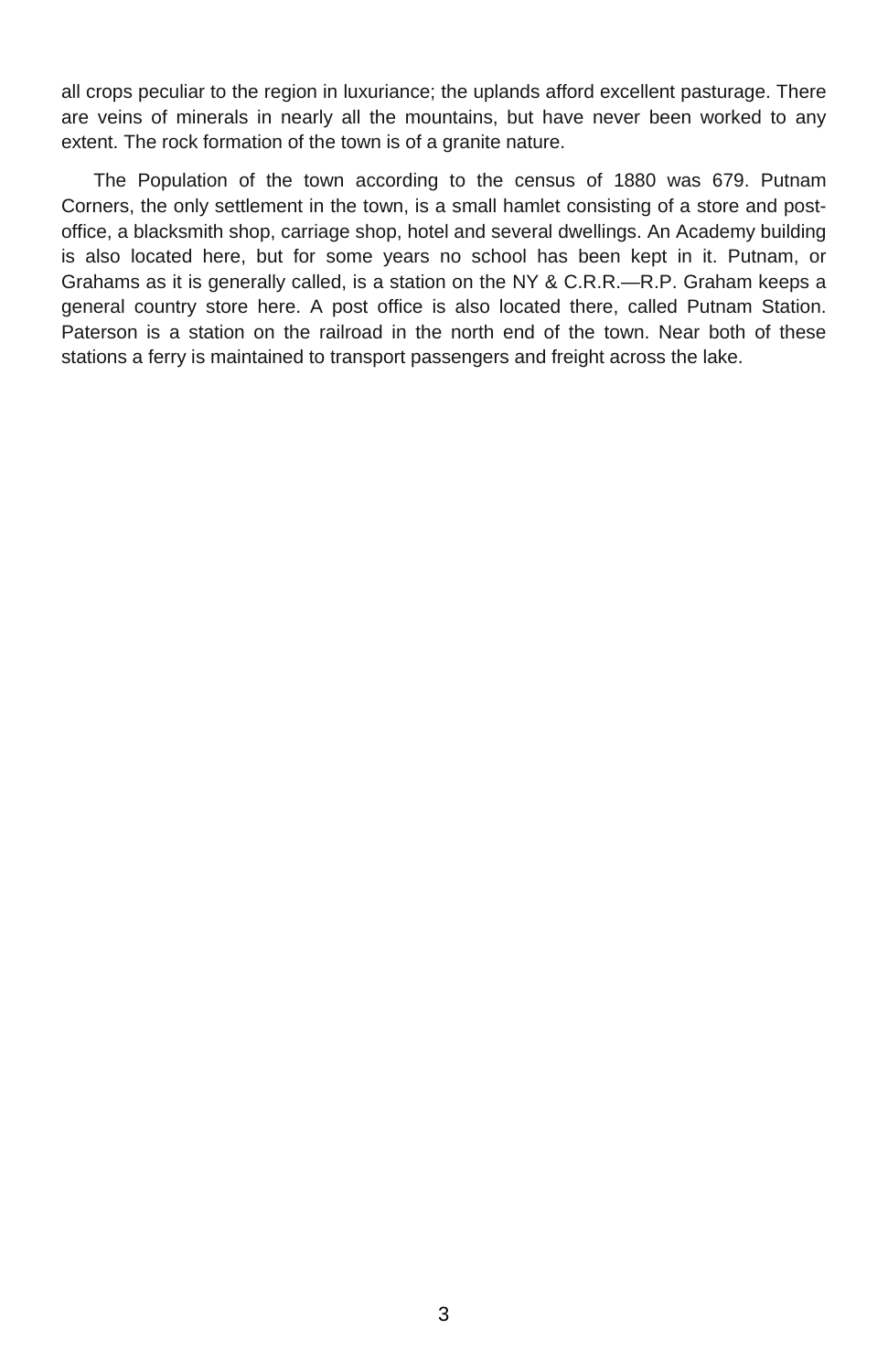all crops peculiar to the region in luxuriance; the uplands afford excellent pasturage. There are veins of minerals in nearly all the mountains, but have never been worked to any extent. The rock formation of the town is of a granite nature.

The Population of the town according to the census of 1880 was 679. Putnam Corners, the only settlement in the town, is a small hamlet consisting of a store and post-office, a blacksmith shop, carriage shop, hotel and several dwellings. An Academy building is also located here, but for some years no school has been kept in it. Putnam, or Grahams as it is generally called, is a station on the NY & C.R.R.—R.P. Graham keeps a general country store here. A post office is also located there, called Putnam Station. Paterson is a station on the railroad in the north end of the town. Near both of these stations a ferry is maintained to transport passengers and freight across the lake.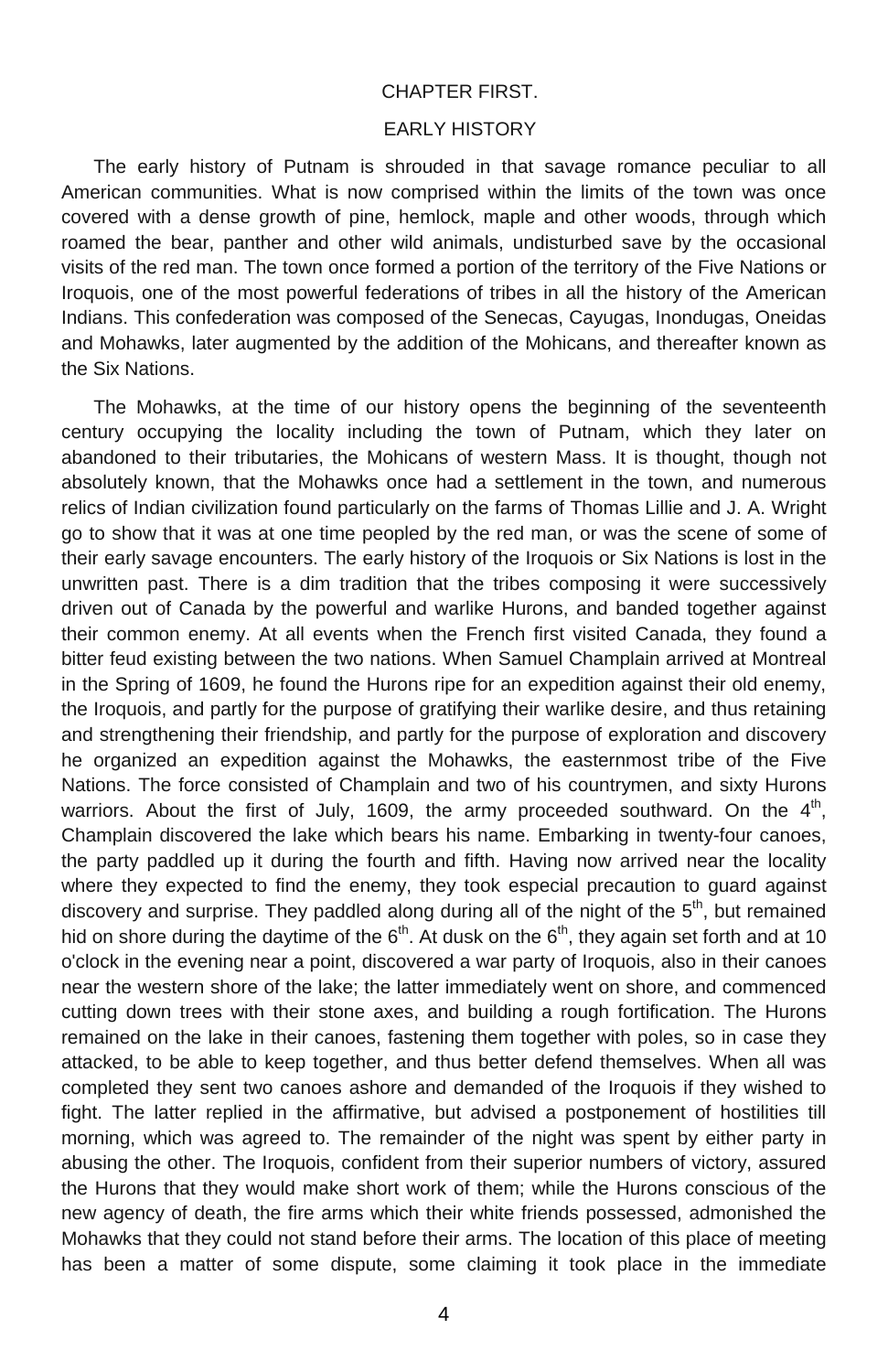# CHAPTER FIRST.

## EARLY HISTORY

The early history of Putnam is shrouded in that savage romance peculiar to all American communities. What is now comprised within the limits of the town was once covered with a dense growth of pine, hemlock, maple and other woods, through which roamed the bear, panther and other wild animals, undisturbed save by the occasional visits of the red man. The town once formed a portion of the territory of the Five Nations or Iroquois, one of the most powerful federations of tribes in all the history of the American Indians. This confederation was composed of the Senecas, Cayugas, Inondugas, Oneidas and Mohawks, later augmented by the addition of the Mohicans, and thereafter known as the Six Nations.

The Mohawks, at the time of our history opens the beginning of the seventeenth century occupying the locality including the town of Putnam, which they later on abandoned to their tributaries, the Mohicans of western Mass. It is thought, though not absolutely known, that the Mohawks once had a settlement in the town, and numerous relics of Indian civilization found particularly on the farms of Thomas Lillie and J. A. Wright go to show that it was at one time peopled by the red man, or was the scene of some of their early savage encounters. The early history of the Iroquois or Six Nations is lost in the unwritten past. There is a dim tradition that the tribes composing it were successively driven out of Canada by the powerful and warlike Hurons, and banded together against their common enemy. At all events when the French first visited Canada, they found a bitter feud existing between the two nations. When Samuel Champlain arrived at Montreal in the Spring of 1609, he found the Hurons ripe for an expedition against their old enemy, the Iroquois, and partly for the purpose of gratifying their warlike desire, and thus retaining and strengthening their friendship, and partly for the purpose of exploration and discovery he organized an expedition against the Mohawks, the easternmost tribe of the Five Nations. The force consisted of Champlain and two of his countrymen, and sixty Hurons warriors. About the first of July, 1609, the army proceeded southward. On the 4th, Champlain discovered the lake which bears his name. Embarking in twenty-four canoes, the party paddled up it during the fourth and fifth. Having now arrived near the locality where they expected to find the enemy, they took especial precaution to guard against discovery and surprise. They paddled along during all of the night of the 5th, but remained hid on shore during the daytime of the 6th. At dusk on the 6th, they again set forth and at 10 o'clock in the evening near a point, discovered a war party of Iroquois, also in their canoes near the western shore of the lake; the latter immediately went on shore, and commenced cutting down trees with their stone axes, and building a rough fortification. The Hurons remained on the lake in their canoes, fastening them together with poles, so in case they attacked, to be able to keep together, and thus better defend themselves. When all was completed they sent two canoes ashore and demanded of the Iroquois if they wished to fight. The latter replied in the affirmative, but advised a postponement of hostilities till morning, which was agreed to. The remainder of the night was spent by either party in abusing the other. The Iroquois, confident from their superior numbers of victory, assured the Hurons that they would make short work of them; while the Hurons conscious of the new agency of death, the fire arms which their white friends possessed, admonished the Mohawks that they could not stand before their arms. The location of this place of meeting has been a matter of some dispute, some claiming it took place in the immediate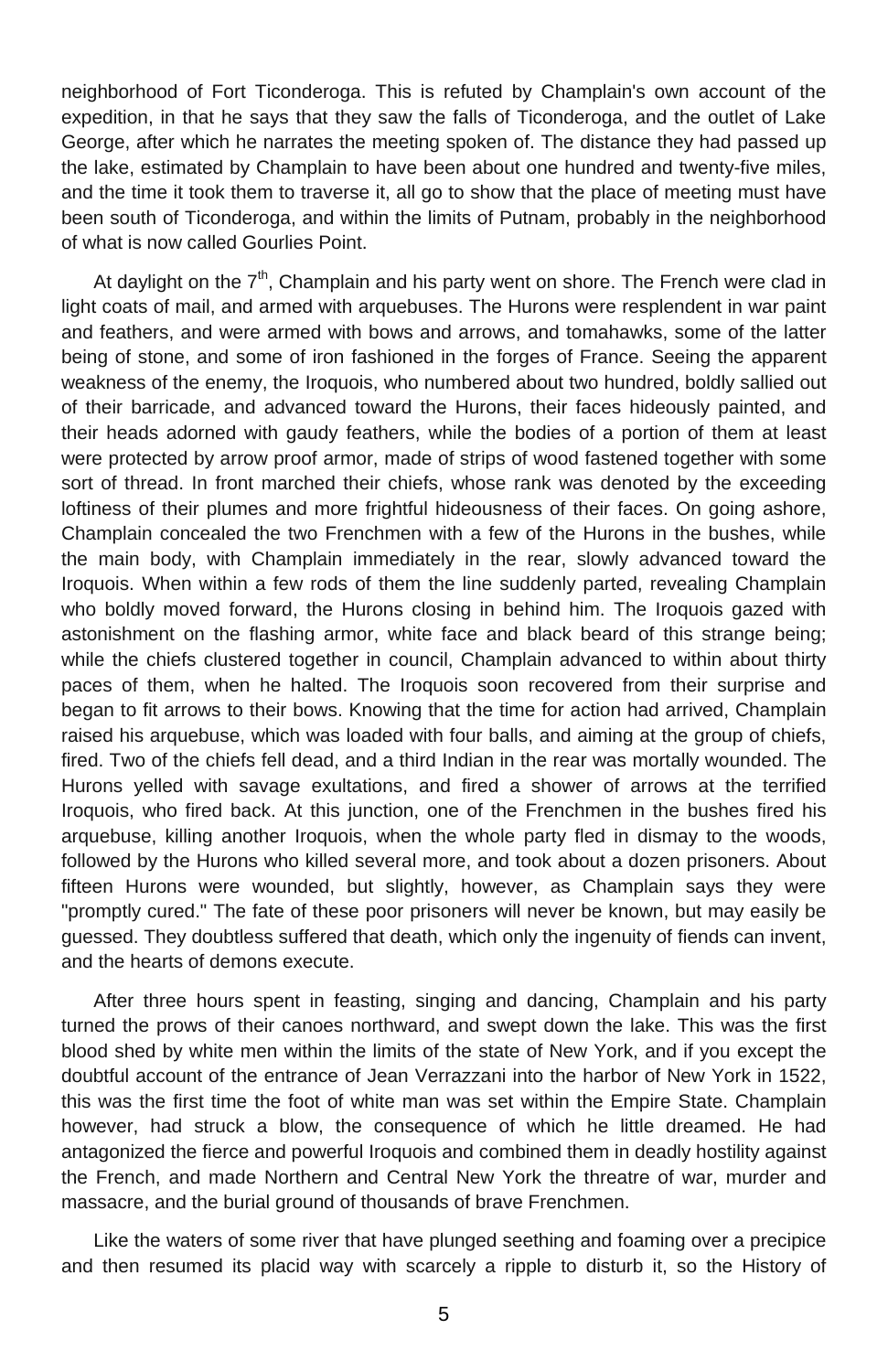neighborhood of Fort Ticonderoga. This is refuted by Champlain's own account of the expedition, in that he says that they saw the falls of Ticonderoga, and the outlet of Lake George, after which he narrates the meeting spoken of. The distance they had passed up the lake, estimated by Champlain to have been about one hundred and twenty-five miles, and the time it took them to traverse it, all go to show that the place of meeting must have been south of Ticonderoga, and within the limits of Putnam, probably in the neighborhood of what is now called Gourlies Point.

At daylight on the 7th, Champlain and his party went on shore. The French were clad in light coats of mail, and armed with arquebuses. The Hurons were resplendent in war paint and feathers, and were armed with bows and arrows, and tomahawks, some of the latter being of stone, and some of iron fashioned in the forges of France. Seeing the apparent weakness of the enemy, the Iroquois, who numbered about two hundred, boldly sallied out of their barricade, and advanced toward the Hurons, their faces hideously painted, and their heads adorned with gaudy feathers, while the bodies of a portion of them at least were protected by arrow proof armor, made of strips of wood fastened together with some sort of thread. In front marched their chiefs, whose rank was denoted by the exceeding loftiness of their plumes and more frightful hideousness of their faces. On going ashore, Champlain concealed the two Frenchmen with a few of the Hurons in the bushes, while the main body, with Champlain immediately in the rear, slowly advanced toward the Iroquois. When within a few rods of them the line suddenly parted, revealing Champlain who boldly moved forward, the Hurons closing in behind him. The Iroquois gazed with astonishment on the flashing armor, white face and black beard of this strange being; while the chiefs clustered together in council, Champlain advanced to within about thirty paces of them, when he halted. The Iroquois soon recovered from their surprise and began to fit arrows to their bows. Knowing that the time for action had arrived, Champlain raised his arquebuse, which was loaded with four balls, and aiming at the group of chiefs, fired. Two of the chiefs fell dead, and a third Indian in the rear was mortally wounded. The Hurons yelled with savage exultations, and fired a shower of arrows at the terrified Iroquois, who fired back. At this junction, one of the Frenchmen in the bushes fired his arquebuse, killing another Iroquois, when the whole party fled in dismay to the woods, followed by the Hurons who killed several more, and took about a dozen prisoners. About fifteen Hurons were wounded, but slightly, however, as Champlain says they were "promptly cured." The fate of these poor prisoners will never be known, but may easily be guessed. They doubtless suffered that death, which only the ingenuity of fiends can invent, and the hearts of demons execute.

After three hours spent in feasting, singing and dancing, Champlain and his party turned the prows of their canoes northward, and swept down the lake. This was the first blood shed by white men within the limits of the state of New York, and if you except the doubtful account of the entrance of Jean Verrazzani into the harbor of New York in 1522, this was the first time the foot of white man was set within the Empire State. Champlain however, had struck a blow, the consequence of which he little dreamed. He had antagonized the fierce and powerful Iroquois and combined them in deadly hostility against the French, and made Northern and Central New York the threatre of war, murder and massacre, and the burial ground of thousands of brave Frenchmen.

Like the waters of some river that have plunged seething and foaming over a precipice and then resumed its placid way with scarcely a ripple to disturb it, so the History of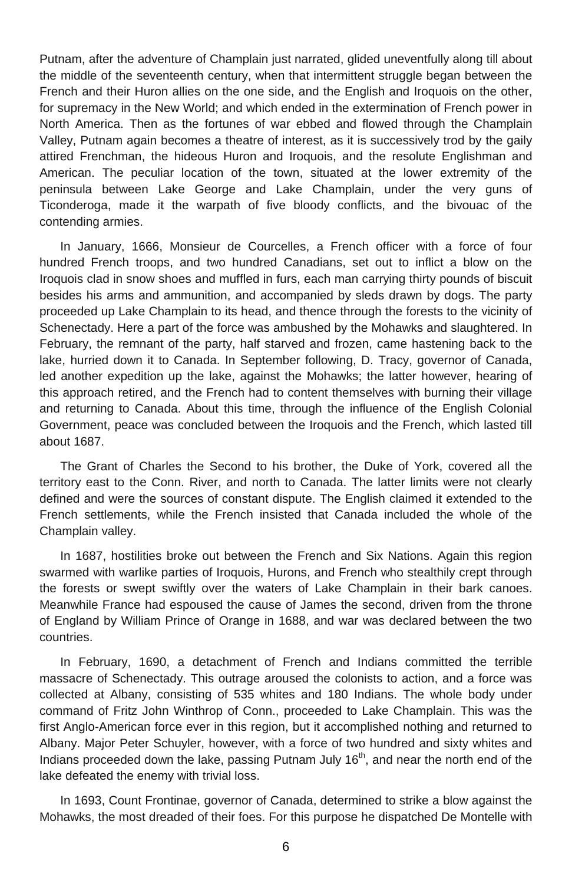Putnam, after the adventure of Champlain just narrated, glided uneventfully along till about the middle of the seventeenth century, when that intermittent struggle began between the French and their Huron allies on the one side, and the English and Iroquois on the other, for supremacy in the New World; and which ended in the extermination of French power in North America. Then as the fortunes of war ebbed and flowed through the Champlain Valley, Putnam again becomes a theatre of interest, as it is successively trod by the gaily attired Frenchman, the hideous Huron and Iroquois, and the resolute Englishman and American. The peculiar location of the town, situated at the lower extremity of the peninsula between Lake George and Lake Champlain, under the very guns of Ticonderoga, made it the warpath of five bloody conflicts, and the bivouac of the contending armies.

In January, 1666, Monsieur de Courcelles, a French officer with a force of four hundred French troops, and two hundred Canadians, set out to inflict a blow on the Iroquois clad in snow shoes and muffled in furs, each man carrying thirty pounds of biscuit besides his arms and ammunition, and accompanied by sleds drawn by dogs. The party proceeded up Lake Champlain to its head, and thence through the forests to the vicinity of Schenectady. Here a part of the force was ambushed by the Mohawks and slaughtered. In February, the remnant of the party, half starved and frozen, came hastening back to the lake, hurried down it to Canada. In September following, D. Tracy, governor of Canada, led another expedition up the lake, against the Mohawks; the latter however, hearing of this approach retired, and the French had to content themselves with burning their village and returning to Canada. About this time, through the influence of the English Colonial Government, peace was concluded between the Iroquois and the French, which lasted till about 1687.

The Grant of Charles the Second to his brother, the Duke of York, covered all the territory east to the Conn. River, and north to Canada. The latter limits were not clearly defined and were the sources of constant dispute. The English claimed it extended to the French settlements, while the French insisted that Canada included the whole of the Champlain valley.

In 1687, hostilities broke out between the French and Six Nations. Again this region swarmed with warlike parties of Iroquois, Hurons, and French who stealthily crept through the forests or swept swiftly over the waters of Lake Champlain in their bark canoes. Meanwhile France had espoused the cause of James the second, driven from the throne of England by William Prince of Orange in 1688, and war was declared between the two countries.

In February, 1690, a detachment of French and Indians committed the terrible massacre of Schenectady. This outrage aroused the colonists to action, and a force was collected at Albany, consisting of 535 whites and 180 Indians. The whole body under command of Fritz John Winthrop of Conn., proceeded to Lake Champlain. This was the first Anglo-American force ever in this region, but it accomplished nothing and returned to Albany. Major Peter Schuyler, however, with a force of two hundred and sixty whites and Indians proceeded down the lake, passing Putnam July 16th, and near the north end of the lake defeated the enemy with trivial loss.

In 1693, Count Frontinae, governor of Canada, determined to strike a blow against the Mohawks, the most dreaded of their foes. For this purpose he dispatched De Montelle with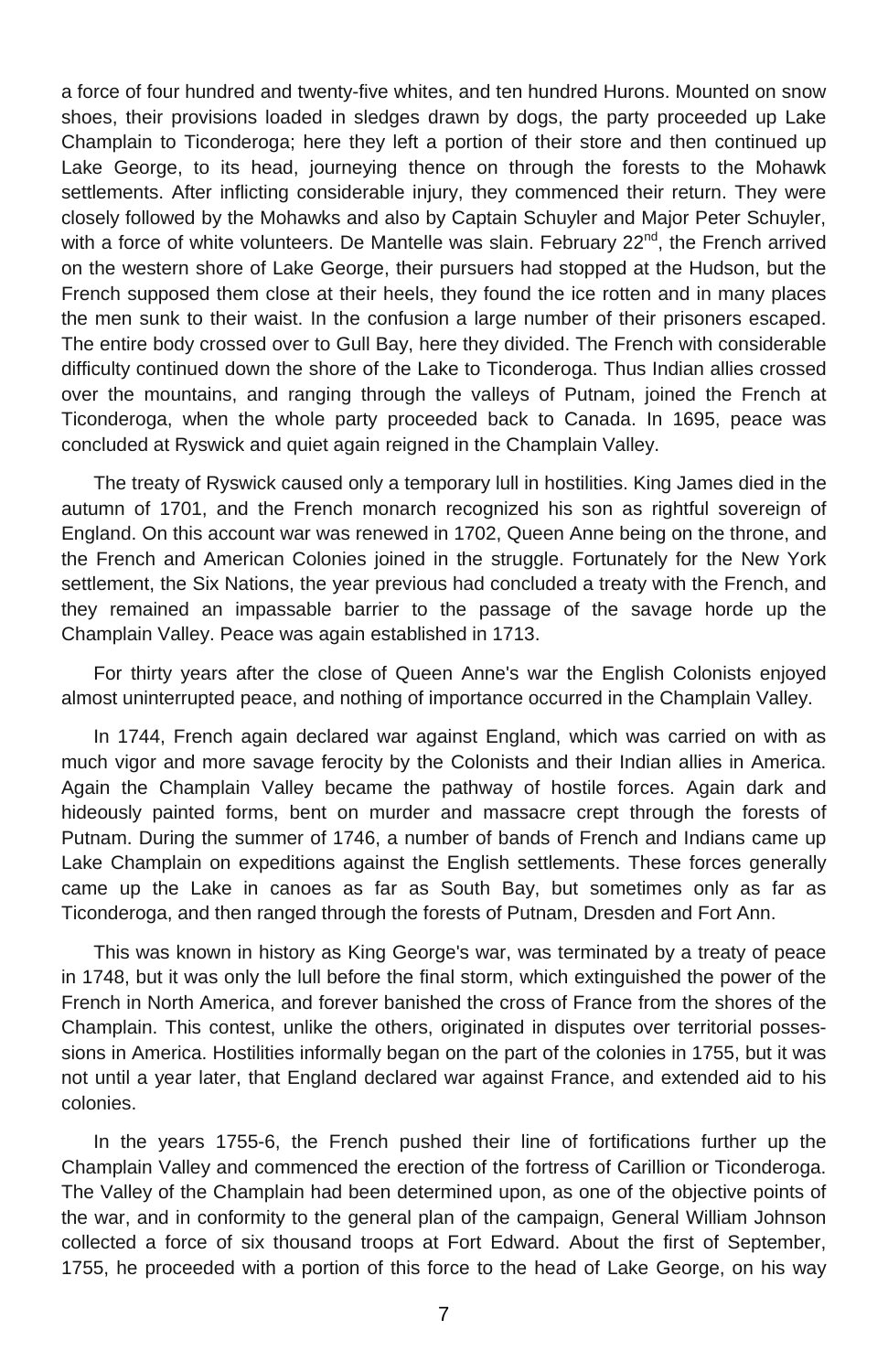a force of four hundred and twenty-five whites, and ten hundred Hurons. Mounted on snow shoes, their provisions loaded in sledges drawn by dogs, the party proceeded up Lake Champlain to Ticonderoga; here they left a portion of their store and then continued up Lake George, to its head, journeying thence on through the forests to the Mohawk settlements. After inflicting considerable injury, they commenced their return. They were closely followed by the Mohawks and also by Captain Schuyler and Major Peter Schuyler, with a force of white volunteers. De Mantelle was slain. February 22nd, the French arrived on the western shore of Lake George, their pursuers had stopped at the Hudson, but the French supposed them close at their heels, they found the ice rotten and in many places the men sunk to their waist. In the confusion a large number of their prisoners escaped. The entire body crossed over to Gull Bay, here they divided. The French with considerable difficulty continued down the shore of the Lake to Ticonderoga. Thus Indian allies crossed over the mountains, and ranging through the valleys of Putnam, joined the French at Ticonderoga, when the whole party proceeded back to Canada. In 1695, peace was concluded at Ryswick and quiet again reigned in the Champlain Valley.

The treaty of Ryswick caused only a temporary lull in hostilities. King James died in the autumn of 1701, and the French monarch recognized his son as rightful sovereign of England. On this account war was renewed in 1702, Queen Anne being on the throne, and the French and American Colonies joined in the struggle. Fortunately for the New York settlement, the Six Nations, the year previous had concluded a treaty with the French, and they remained an impassable barrier to the passage of the savage horde up the Champlain Valley. Peace was again established in 1713.

For thirty years after the close of Queen Anne's war the English Colonists enjoyed almost uninterrupted peace, and nothing of importance occurred in the Champlain Valley.

In 1744, French again declared war against England, which was carried on with as much vigor and more savage ferocity by the Colonists and their Indian allies in America. Again the Champlain Valley became the pathway of hostile forces. Again dark and hideously painted forms, bent on murder and massacre crept through the forests of Putnam. During the summer of 1746, a number of bands of French and Indians came up Lake Champlain on expeditions against the English settlements. These forces generally came up the Lake in canoes as far as South Bay, but sometimes only as far as Ticonderoga, and then ranged through the forests of Putnam, Dresden and Fort Ann.

This was known in history as King George's war, was terminated by a treaty of peace in 1748, but it was only the lull before the final storm, which extinguished the power of the French in North America, and forever banished the cross of France from the shores of the Champlain. This contest, unlike the others, originated in disputes over territorial possessions in America. Hostilities informally began on the part of the colonies in 1755, but it was not until a year later, that England declared war against France, and extended aid to his colonies.

In the years 1755-6, the French pushed their line of fortifications further up the Champlain Valley and commenced the erection of the fortress of Carillion or Ticonderoga. The Valley of the Champlain had been determined upon, as one of the objective points of the war, and in conformity to the general plan of the campaign, General William Johnson collected a force of six thousand troops at Fort Edward. About the first of September, 1755, he proceeded with a portion of this force to the head of Lake George, on his way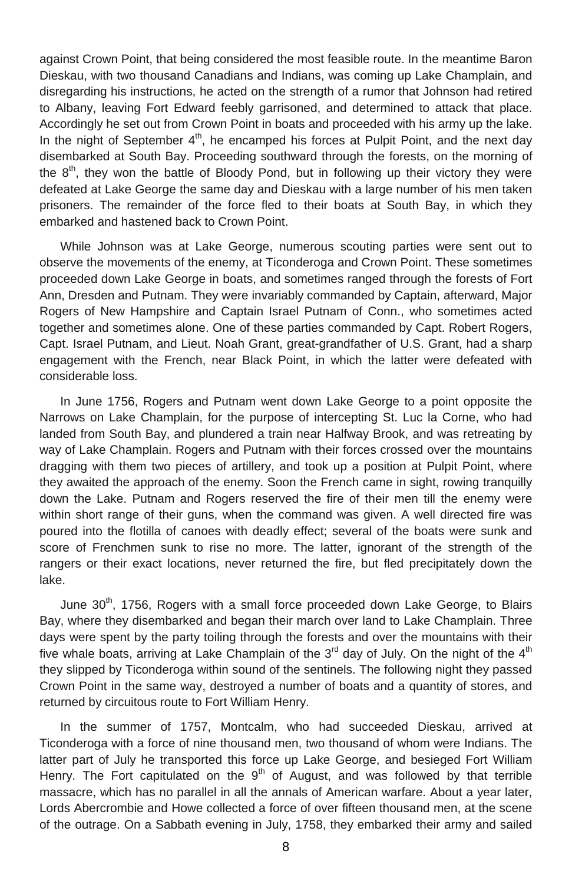against Crown Point, that being considered the most feasible route. In the meantime Baron Dieskau, with two thousand Canadians and Indians, was coming up Lake Champlain, and disregarding his instructions, he acted on the strength of a rumor that Johnson had retired to Albany, leaving Fort Edward feebly garrisoned, and determined to attack that place. Accordingly he set out from Crown Point in boats and proceeded with his army up the lake. In the night of September 4th, he encamped his forces at Pulpit Point, and the next day disembarked at South Bay. Proceeding southward through the forests, on the morning of the 8th, they won the battle of Bloody Pond, but in following up their victory they were defeated at Lake George the same day and Dieskau with a large number of his men taken prisoners. The remainder of the force fled to their boats at South Bay, in which they embarked and hastened back to Crown Point.

While Johnson was at Lake George, numerous scouting parties were sent out to observe the movements of the enemy, at Ticonderoga and Crown Point. These sometimes proceeded down Lake George in boats, and sometimes ranged through the forests of Fort Ann, Dresden and Putnam. They were invariably commanded by Captain, afterward, Major Rogers of New Hampshire and Captain Israel Putnam of Conn., who sometimes acted together and sometimes alone. One of these parties commanded by Capt. Robert Rogers, Capt. Israel Putnam, and Lieut. Noah Grant, great-grandfather of U.S. Grant, had a sharp engagement with the French, near Black Point, in which the latter were defeated with considerable loss.

In June 1756, Rogers and Putnam went down Lake George to a point opposite the Narrows on Lake Champlain, for the purpose of intercepting St. Luc la Corne, who had landed from South Bay, and plundered a train near Halfway Brook, and was retreating by way of Lake Champlain. Rogers and Putnam with their forces crossed over the mountains dragging with them two pieces of artillery, and took up a position at Pulpit Point, where they awaited the approach of the enemy. Soon the French came in sight, rowing tranquilly down the Lake. Putnam and Rogers reserved the fire of their men till the enemy were within short range of their guns, when the command was given. A well directed fire was poured into the flotilla of canoes with deadly effect; several of the boats were sunk and score of Frenchmen sunk to rise no more. The latter, ignorant of the strength of the rangers or their exact locations, never returned the fire, but fled precipitately down the lake.

June 30th, 1756, Rogers with a small force proceeded down Lake George, to Blairs Bay, where they disembarked and began their march over land to Lake Champlain. Three days were spent by the party toiling through the forests and over the mountains with their five whale boats, arriving at Lake Champlain of the 3rd day of July. On the night of the 4th they slipped by Ticonderoga within sound of the sentinels. The following night they passed Crown Point in the same way, destroyed a number of boats and a quantity of stores, and returned by circuitous route to Fort William Henry.

In the summer of 1757, Montcalm, who had succeeded Dieskau, arrived at Ticonderoga with a force of nine thousand men, two thousand of whom were Indians. The latter part of July he transported this force up Lake George, and besieged Fort William Henry. The Fort capitulated on the 9th of August, and was followed by that terrible massacre, which has no parallel in all the annals of American warfare. About a year later, Lords Abercrombie and Howe collected a force of over fifteen thousand men, at the scene of the outrage. On a Sabbath evening in July, 1758, they embarked their army and sailed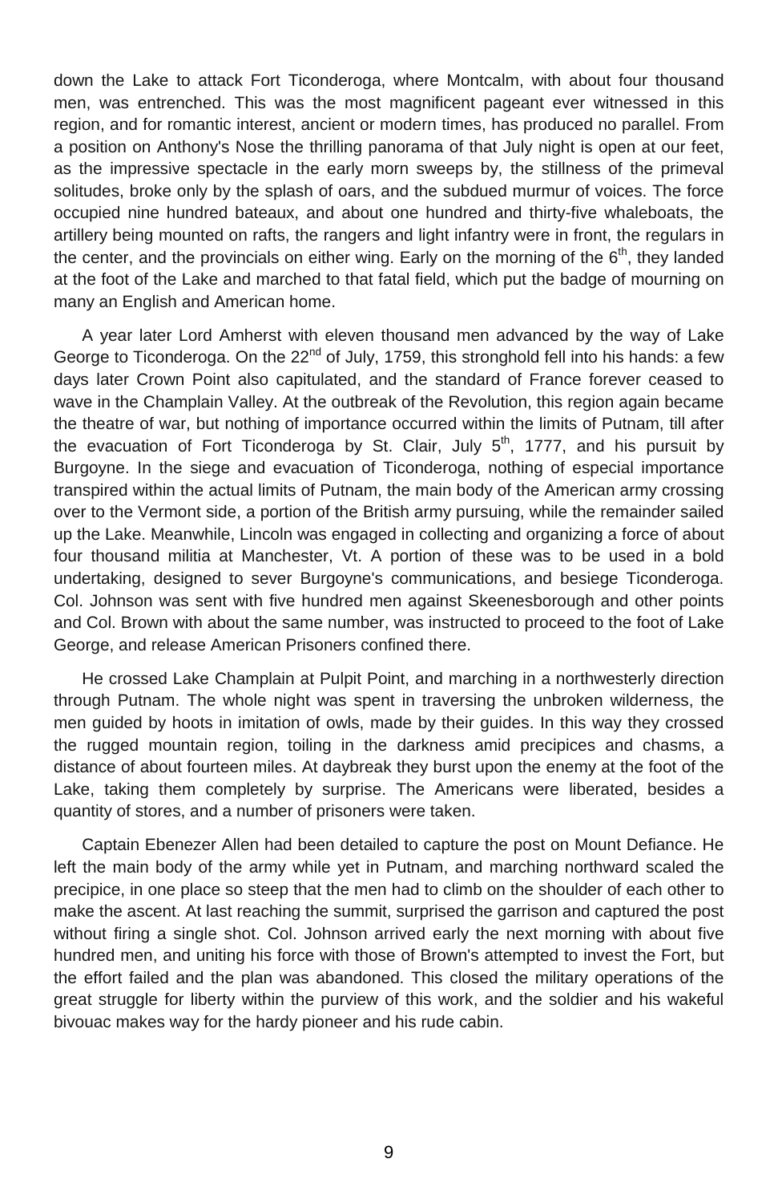down the Lake to attack Fort Ticonderoga, where Montcalm, with about four thousand men, was entrenched. This was the most magnificent pageant ever witnessed in this region, and for romantic interest, ancient or modern times, has produced no parallel. From a position on Anthony's Nose the thrilling panorama of that July night is open at our feet, as the impressive spectacle in the early morn sweeps by, the stillness of the primeval solitudes, broke only by the splash of oars, and the subdued murmur of voices. The force occupied nine hundred bateaux, and about one hundred and thirty-five whaleboats, the artillery being mounted on rafts, the rangers and light infantry were in front, the regulars in the center, and the provincials on either wing. Early on the morning of the 6th, they landed at the foot of the Lake and marched to that fatal field, which put the badge of mourning on many an English and American home.

A year later Lord Amherst with eleven thousand men advanced by the way of Lake George to Ticonderoga. On the 22nd of July, 1759, this stronghold fell into his hands: a few days later Crown Point also capitulated, and the standard of France forever ceased to wave in the Champlain Valley. At the outbreak of the Revolution, this region again became the theatre of war, but nothing of importance occurred within the limits of Putnam, till after the evacuation of Fort Ticonderoga by St. Clair, July 5th, 1777, and his pursuit by Burgoyne. In the siege and evacuation of Ticonderoga, nothing of especial importance transpired within the actual limits of Putnam, the main body of the American army crossing over to the Vermont side, a portion of the British army pursuing, while the remainder sailed up the Lake. Meanwhile, Lincoln was engaged in collecting and organizing a force of about four thousand militia at Manchester, Vt. A portion of these was to be used in a bold undertaking, designed to sever Burgoyne's communications, and besiege Ticonderoga. Col. Johnson was sent with five hundred men against Skeenesborough and other points and Col. Brown with about the same number, was instructed to proceed to the foot of Lake George, and release American Prisoners confined there.

He crossed Lake Champlain at Pulpit Point, and marching in a northwesterly direction through Putnam. The whole night was spent in traversing the unbroken wilderness, the men guided by hoots in imitation of owls, made by their guides. In this way they crossed the rugged mountain region, toiling in the darkness amid precipices and chasms, a distance of about fourteen miles. At daybreak they burst upon the enemy at the foot of the Lake, taking them completely by surprise. The Americans were liberated, besides a quantity of stores, and a number of prisoners were taken.

Captain Ebenezer Allen had been detailed to capture the post on Mount Defiance. He left the main body of the army while yet in Putnam, and marching northward scaled the precipice, in one place so steep that the men had to climb on the shoulder of each other to make the ascent. At last reaching the summit, surprised the garrison and captured the post without firing a single shot. Col. Johnson arrived early the next morning with about five hundred men, and uniting his force with those of Brown's attempted to invest the Fort, but the effort failed and the plan was abandoned. This closed the military operations of the great struggle for liberty within the purview of this work, and the soldier and his wakeful bivouac makes way for the hardy pioneer and his rude cabin.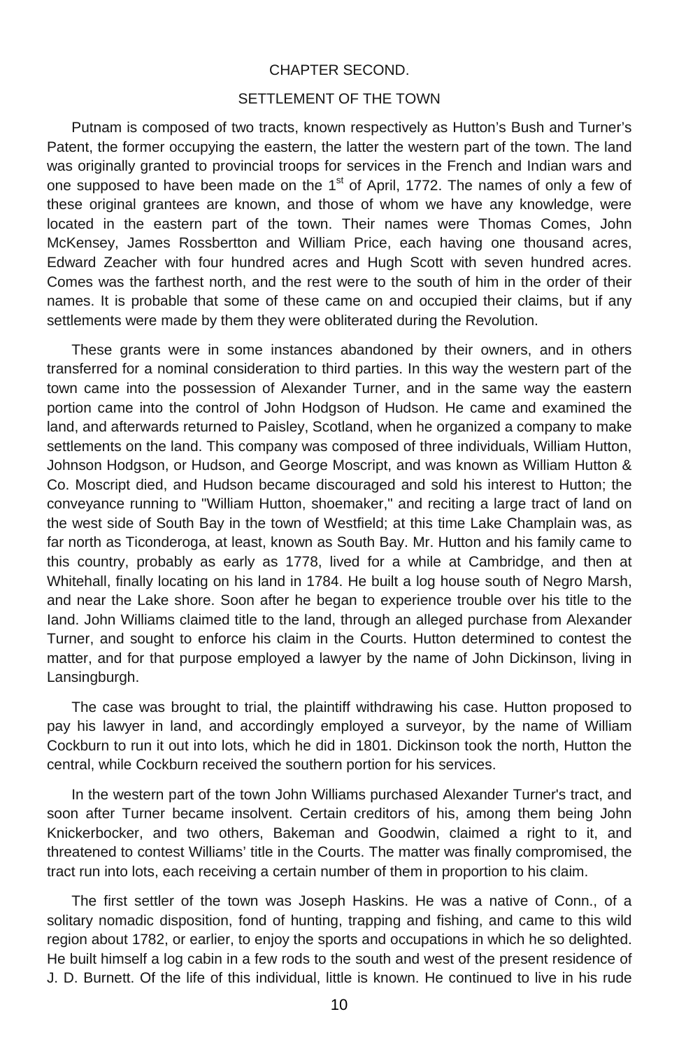## CHAPTER SECOND.

### SETTLEMENT OF THE TOWN

Putnam is composed of two tracts, known respectively as Hutton's Bush and Turner's Patent, the former occupying the eastern, the latter the western part of the town. The land was originally granted to provincial troops for services in the French and Indian wars and one supposed to have been made on the 1st of April, 1772. The names of only a few of these original grantees are known, and those of whom we have any knowledge, were located in the eastern part of the town. Their names were Thomas Comes, John McKensey, James Rossbertton and William Price, each having one thousand acres, Edward Zeacher with four hundred acres and Hugh Scott with seven hundred acres. Comes was the farthest north, and the rest were to the south of him in the order of their names. It is probable that some of these came on and occupied their claims, but if any settlements were made by them they were obliterated during the Revolution.

These grants were in some instances abandoned by their owners, and in others transferred for a nominal consideration to third parties. In this way the western part of the town came into the possession of Alexander Turner, and in the same way the eastern portion came into the control of John Hodgson of Hudson. He came and examined the land, and afterwards returned to Paisley, Scotland, when he organized a company to make settlements on the land. This company was composed of three individuals, William Hutton, Johnson Hodgson, or Hudson, and George Moscript, and was known as William Hutton & Co. Moscript died, and Hudson became discouraged and sold his interest to Hutton; the conveyance running to "William Hutton, shoemaker," and reciting a large tract of land on the west side of South Bay in the town of Westfield; at this time Lake Champlain was, as far north as Ticonderoga, at least, known as South Bay. Mr. Hutton and his family came to this country, probably as early as 1778, lived for a while at Cambridge, and then at Whitehall, finally locating on his land in 1784. He built a log house south of Negro Marsh, and near the Lake shore. Soon after he began to experience trouble over his title to the land. John Williams claimed title to the land, through an alleged purchase from Alexander Turner, and sought to enforce his claim in the Courts. Hutton determined to contest the matter, and for that purpose employed a lawyer by the name of John Dickinson, living in Lansingburgh.

The case was brought to trial, the plaintiff withdrawing his case. Hutton proposed to pay his lawyer in land, and accordingly employed a surveyor, by the name of William Cockburn to run it out into lots, which he did in 1801. Dickinson took the north, Hutton the central, while Cockburn received the southern portion for his services.

In the western part of the town John Williams purchased Alexander Turner's tract, and soon after Turner became insolvent. Certain creditors of his, among them being John Knickerbocker, and two others, Bakeman and Goodwin, claimed a right to it, and threatened to contest Williams' title in the Courts. The matter was finally compromised, the tract run into lots, each receiving a certain number of them in proportion to his claim.

The first settler of the town was Joseph Haskins. He was a native of Conn., of a solitary nomadic disposition, fond of hunting, trapping and fishing, and came to this wild region about 1782, or earlier, to enjoy the sports and occupations in which he so delighted. He built himself a log cabin in a few rods to the south and west of the present residence of J. D. Burnett. Of the life of this individual, little is known. He continued to live in his rude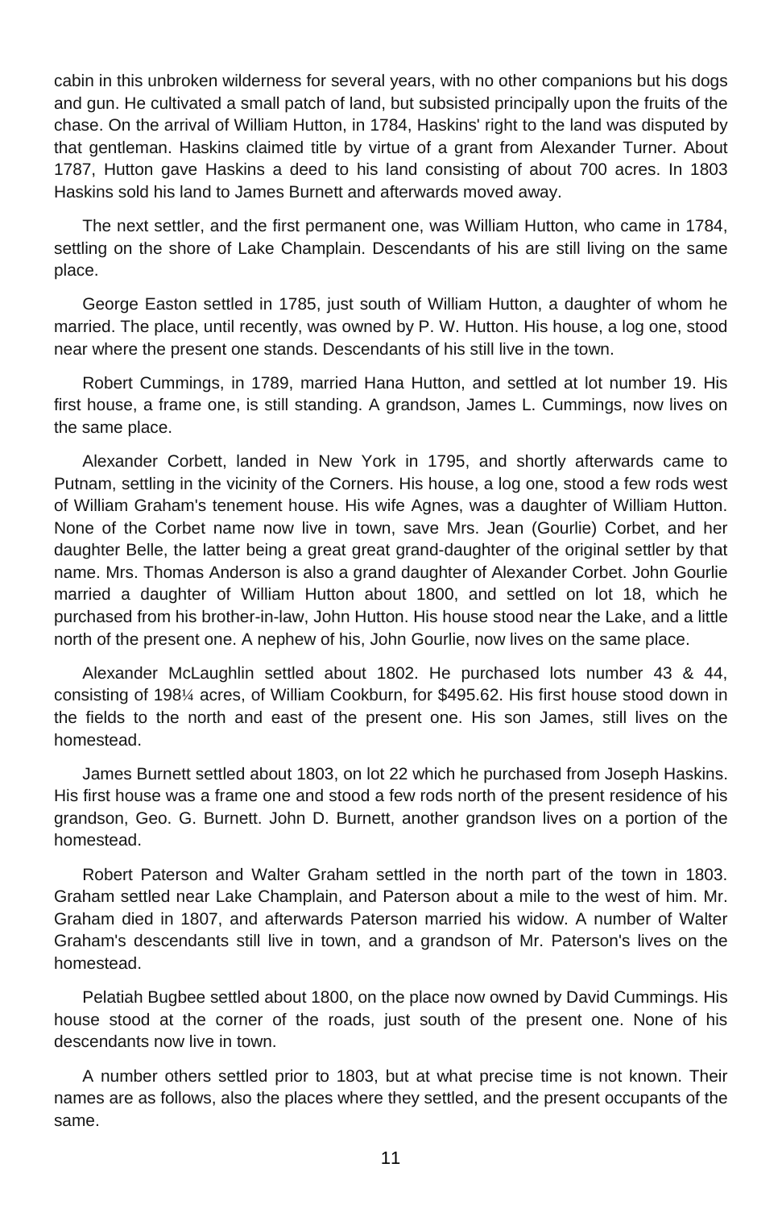cabin in this unbroken wilderness for several years, with no other companions but his dogs and gun. He cultivated a small patch of land, but subsisted principally upon the fruits of the chase. On the arrival of William Hutton, in 1784, Haskins' right to the land was disputed by that gentleman. Haskins claimed title by virtue of a grant from Alexander Turner. About 1787, Hutton gave Haskins a deed to his land consisting of about 700 acres. In 1803 Haskins sold his land to James Burnett and afterwards moved away.

The next settler, and the first permanent one, was William Hutton, who came in 1784, settling on the shore of Lake Champlain. Descendants of his are still living on the same place.

George Easton settled in 1785, just south of William Hutton, a daughter of whom he married. The place, until recently, was owned by P. W. Hutton. His house, a log one, stood near where the present one stands. Descendants of his still live in the town.

Robert Cummings, in 1789, married Hana Hutton, and settled at lot number 19. His first house, a frame one, is still standing. A grandson, James L. Cummings, now lives on the same place.

Alexander Corbett, landed in New York in 1795, and shortly afterwards came to Putnam, settling in the vicinity of the Corners. His house, a log one, stood a few rods west of William Graham's tenement house. His wife Agnes, was a daughter of William Hutton. None of the Corbet name now live in town, save Mrs. Jean (Gourlie) Corbet, and her daughter Belle, the latter being a great great grand-daughter of the original settler by that name. Mrs. Thomas Anderson is also a grand daughter of Alexander Corbet. John Gourlie married a daughter of William Hutton about 1800, and settled on lot 18, which he purchased from his brother-in-law, John Hutton. His house stood near the Lake, and a little north of the present one. A nephew of his, John Gourlie, now lives on the same place.

Alexander McLaughlin settled about 1802. He purchased lots number 43 & 44, consisting of 198¼ acres, of William Cookburn, for $495.62. His first house stood down in the fields to the north and east of the present one. His son James, still lives on the homestead.

James Burnett settled about 1803, on lot 22 which he purchased from Joseph Haskins. His first house was a frame one and stood a few rods north of the present residence of his grandson, Geo. G. Burnett. John D. Burnett, another grandson lives on a portion of the homestead.

Robert Paterson and Walter Graham settled in the north part of the town in 1803. Graham settled near Lake Champlain, and Paterson about a mile to the west of him. Mr. Graham died in 1807, and afterwards Paterson married his widow. A number of Walter Graham's descendants still live in town, and a grandson of Mr. Paterson's lives on the homestead.

Pelatiah Bugbee settled about 1800, on the place now owned by David Cummings. His house stood at the corner of the roads, just south of the present one. None of his descendants now live in town.

A number others settled prior to 1803, but at what precise time is not known. Their names are as follows, also the places where they settled, and the present occupants of the same.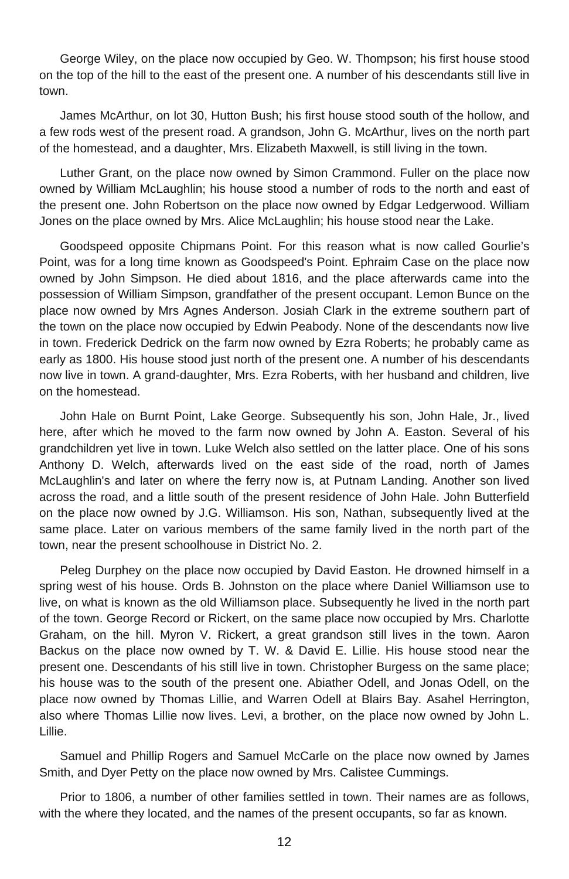George Wiley, on the place now occupied by Geo. W. Thompson; his first house stood on the top of the hill to the east of the present one. A number of his descendants still live in town.

James McArthur, on lot 30, Hutton Bush; his first house stood south of the hollow, and a few rods west of the present road. A grandson, John G. McArthur, lives on the north part of the homestead, and a daughter, Mrs. Elizabeth Maxwell, is still living in the town.

Luther Grant, on the place now owned by Simon Crammond. Fuller on the place now owned by William McLaughlin; his house stood a number of rods to the north and east of the present one. John Robertson on the place now owned by Edgar Ledgerwood. William Jones on the place owned by Mrs. Alice McLaughlin; his house stood near the Lake.

Goodspeed opposite Chipmans Point. For this reason what is now called Gourlie's Point, was for a long time known as Goodspeed's Point. Ephraim Case on the place now owned by John Simpson. He died about 1816, and the place afterwards came into the possession of William Simpson, grandfather of the present occupant. Lemon Bunce on the place now owned by Mrs Agnes Anderson. Josiah Clark in the extreme southern part of the town on the place now occupied by Edwin Peabody. None of the descendants now live in town. Frederick Dedrick on the farm now owned by Ezra Roberts; he probably came as early as 1800. His house stood just north of the present one. A number of his descendants now live in town. A grand-daughter, Mrs. Ezra Roberts, with her husband and children, live on the homestead.

John Hale on Burnt Point, Lake George. Subsequently his son, John Hale, Jr., lived here, after which he moved to the farm now owned by John A. Easton. Several of his grandchildren yet live in town. Luke Welch also settled on the latter place. One of his sons Anthony D. Welch, afterwards lived on the east side of the road, north of James McLaughlin's and later on where the ferry now is, at Putnam Landing. Another son lived across the road, and a little south of the present residence of John Hale. John Butterfield on the place now owned by J.G. Williamson. His son, Nathan, subsequently lived at the same place. Later on various members of the same family lived in the north part of the town, near the present schoolhouse in District No. 2.

Peleg Durphey on the place now occupied by David Easton. He drowned himself in a spring west of his house. Ords B. Johnston on the place where Daniel Williamson use to live, on what is known as the old Williamson place. Subsequently he lived in the north part of the town. George Record or Rickert, on the same place now occupied by Mrs. Charlotte Graham, on the hill. Myron V. Rickert, a great grandson still lives in the town. Aaron Backus on the place now owned by T. W. & David E. Lillie. His house stood near the present one. Descendants of his still live in town. Christopher Burgess on the same place; his house was to the south of the present one. Abiather Odell, and Jonas Odell, on the place now owned by Thomas Lillie, and Warren Odell at Blairs Bay. Asahel Herrington, also where Thomas Lillie now lives. Levi, a brother, on the place now owned by John L. Lillie.

Samuel and Phillip Rogers and Samuel McCarle on the place now owned by James Smith, and Dyer Petty on the place now owned by Mrs. Calistee Cummings.

Prior to 1806, a number of other families settled in town. Their names are as follows, with the where they located, and the names of the present occupants, so far as known.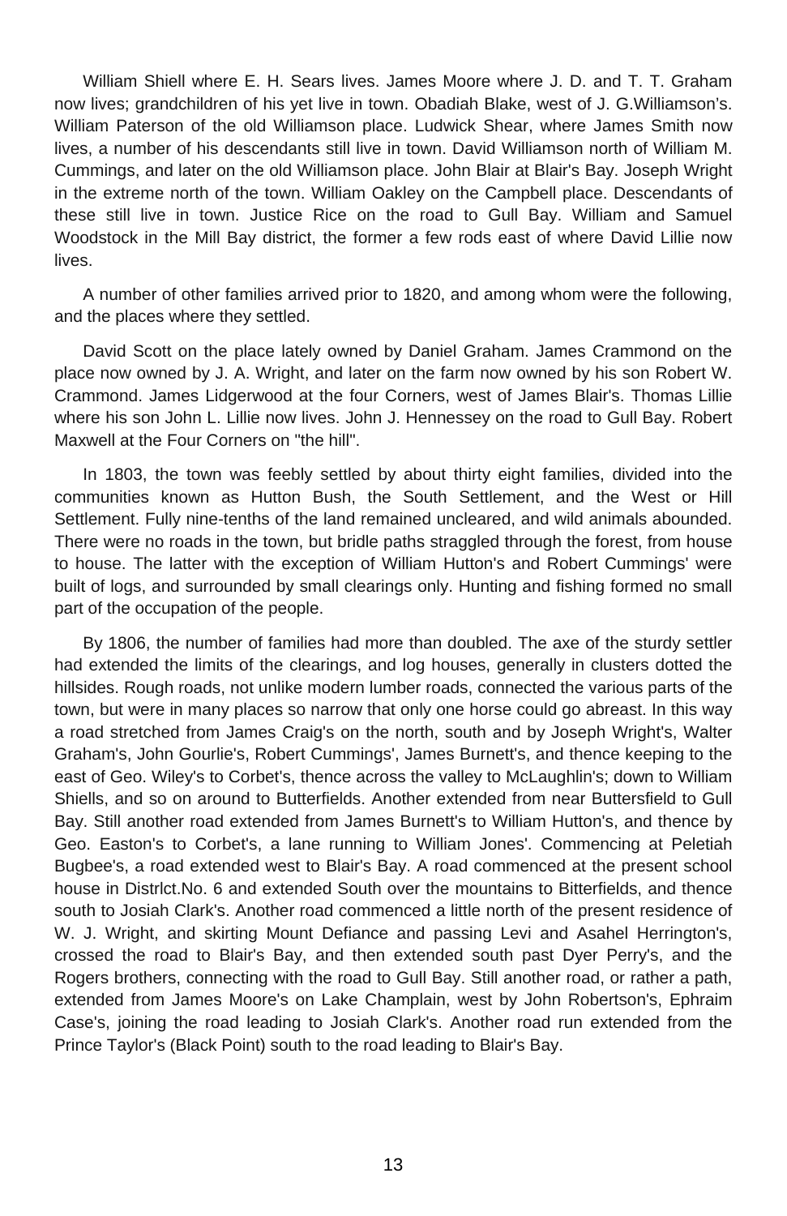William Shiell where E. H. Sears lives. James Moore where J. D. and T. T. Graham now lives; grandchildren of his yet live in town. Obadiah Blake, west of J. G.Williamson's. William Paterson of the old Williamson place. Ludwick Shear, where James Smith now lives, a number of his descendants still live in town. David Williamson north of William M. Cummings, and later on the old Williamson place. John Blair at Blair's Bay. Joseph Wright in the extreme north of the town. William Oakley on the Campbell place. Descendants of these still live in town. Justice Rice on the road to Gull Bay. William and Samuel Woodstock in the Mill Bay district, the former a few rods east of where David Lillie now lives.

A number of other families arrived prior to 1820, and among whom were the following, and the places where they settled.

David Scott on the place lately owned by Daniel Graham. James Crammond on the place now owned by J. A. Wright, and later on the farm now owned by his son Robert W. Crammond. James Lidgerwood at the four Corners, west of James Blair's. Thomas Lillie where his son John L. Lillie now lives. John J. Hennessey on the road to Gull Bay. Robert Maxwell at the Four Corners on "the hill".

In 1803, the town was feebly settled by about thirty eight families, divided into the communities known as Hutton Bush, the South Settlement, and the West or Hill Settlement. Fully nine-tenths of the land remained uncleared, and wild animals abounded. There were no roads in the town, but bridle paths straggled through the forest, from house to house. The latter with the exception of William Hutton's and Robert Cummings' were built of logs, and surrounded by small clearings only. Hunting and fishing formed no small part of the occupation of the people.

By 1806, the number of families had more than doubled. The axe of the sturdy settler had extended the limits of the clearings, and log houses, generally in clusters dotted the hillsides. Rough roads, not unlike modern lumber roads, connected the various parts of the town, but were in many places so narrow that only one horse could go abreast. In this way a road stretched from James Craig's on the north, south and by Joseph Wright's, Walter Graham's, John Gourlie's, Robert Cummings', James Burnett's, and thence keeping to the east of Geo. Wiley's to Corbet's, thence across the valley to McLaughlin's; down to William Shiells, and so on around to Butterfields. Another extended from near Buttersfield to Gull Bay. Still another road extended from James Burnett's to William Hutton's, and thence by Geo. Easton's to Corbet's, a lane running to William Jones'. Commencing at Peletiah Bugbee's, a road extended west to Blair's Bay. A road commenced at the present school house in Distrlct.No. 6 and extended South over the mountains to Bitterfields, and thence south to Josiah Clark's. Another road commenced a little north of the present residence of W. J. Wright, and skirting Mount Defiance and passing Levi and Asahel Herrington's, crossed the road to Blair's Bay, and then extended south past Dyer Perry's, and the Rogers brothers, connecting with the road to Gull Bay. Still another road, or rather a path, extended from James Moore's on Lake Champlain, west by John Robertson's, Ephraim Case's, joining the road leading to Josiah Clark's. Another road run extended from the Prince Taylor's (Black Point) south to the road leading to Blair's Bay.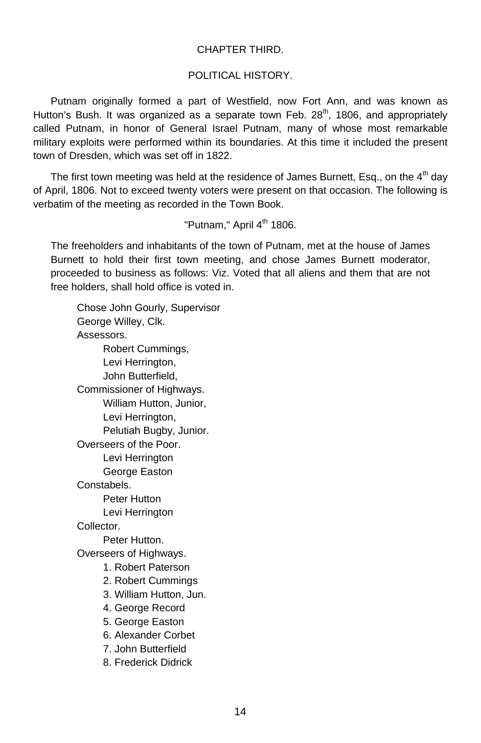## CHAPTER THIRD.

### POLITICAL HISTORY.

Putnam originally formed a part of Westfield, now Fort Ann, and was known as Hutton's Bush. It was organized as a separate town Feb. 28th, 1806, and appropriately called Putnam, in honor of General Israel Putnam, many of whose most remarkable military exploits were performed within its boundaries. At this time it included the present town of Dresden, which was set off in 1822.

The first town meeting was held at the residence of James Burnett, Esq., on the 4th day of April, 1806. Not to exceed twenty voters were present on that occasion. The following is verbatim of the meeting as recorded in the Town Book.

"Putnam," April 4th 1806.

> The freeholders and inhabitants of the town of Putnam, met at the house of James Burnett to hold their first town meeting, and chose James Burnett moderator, proceeded to business as follows: Viz. Voted that all aliens and them that are not free holders, shall hold office is voted in.
>
> Chose John Gourly, Supervisor
> George Willey, Clk.
> Assessors.
> - Robert Cummings,
> - Levi Herrington,
> - John Butterfield,
>
> Commissioner of Highways.
> - William Hutton, Junior,
> - Levi Herrington,
> - Pelutiah Bugby, Junior.
>
> Overseers of the Poor.
> - Levi Herrington
> - George Easton
>
> Constabels.
> - Peter Hutton
> - Levi Herrington
>
> Collector.
> - Peter Hutton.
>
> Overseers of Highways.
> 1. Robert Paterson
> 2. Robert Cummings
> 3. William Hutton, Jun.
> 4. George Record
> 5. George Easton
> 6. Alexander Corbet
> 7. John Butterfield
> 8. Frederick Didrick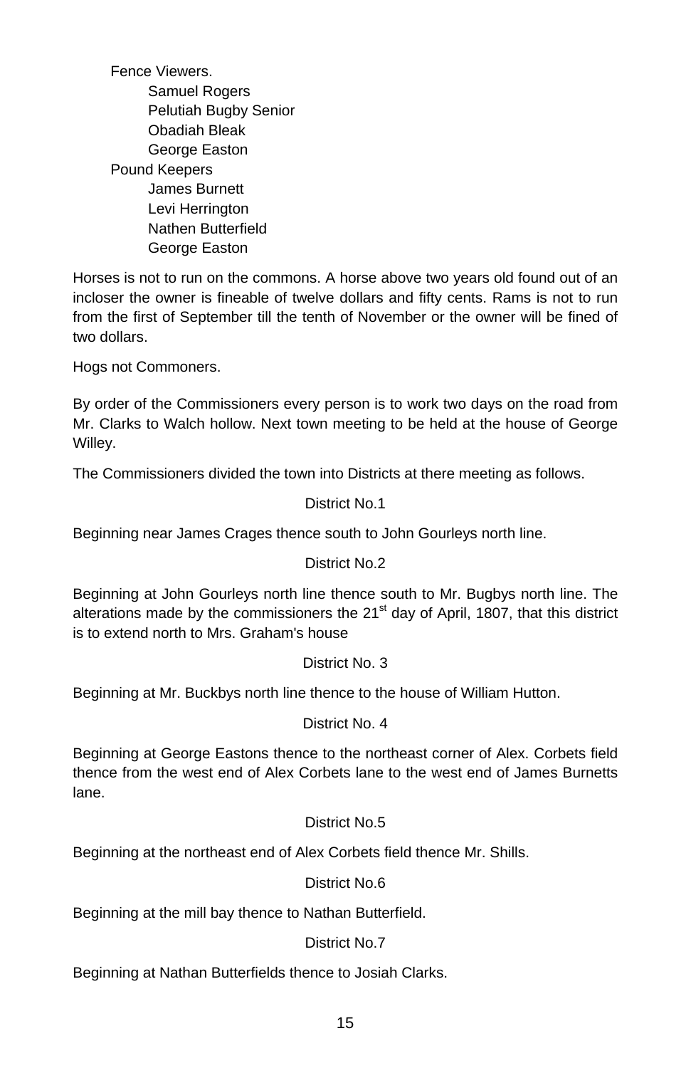Fence Viewers.

- Samuel Rogers
- Pelutiah Bugby Senior
- Obadiah Bleak
- George Easton

Pound Keepers

- James Burnett
- Levi Herrington
- Nathen Butterfield
- George Easton

Horses is not to run on the commons. A horse above two years old found out of an incloser the owner is fineable of twelve dollars and fifty cents. Rams is not to run from the first of September till the tenth of November or the owner will be fined of two dollars.

Hogs not Commoners.

By order of the Commissioners every person is to work two days on the road from Mr. Clarks to Walch hollow. Next town meeting to be held at the house of George Willey.

The Commissioners divided the town into Districts at there meeting as follows.

District No.1

Beginning near James Crages thence south to John Gourleys north line.

District No.2

Beginning at John Gourleys north line thence south to Mr. Bugbys north line. The alterations made by the commissioners the 21st day of April, 1807, that this district is to extend north to Mrs. Graham's house

District No. 3

Beginning at Mr. Buckbys north line thence to the house of William Hutton.

District No. 4

Beginning at George Eastons thence to the northeast corner of Alex. Corbets field thence from the west end of Alex Corbets lane to the west end of James Burnetts lane.

District No.5

Beginning at the northeast end of Alex Corbets field thence Mr. Shills.

District No.6

Beginning at the mill bay thence to Nathan Butterfield.

District No.7

Beginning at Nathan Butterfields thence to Josiah Clarks.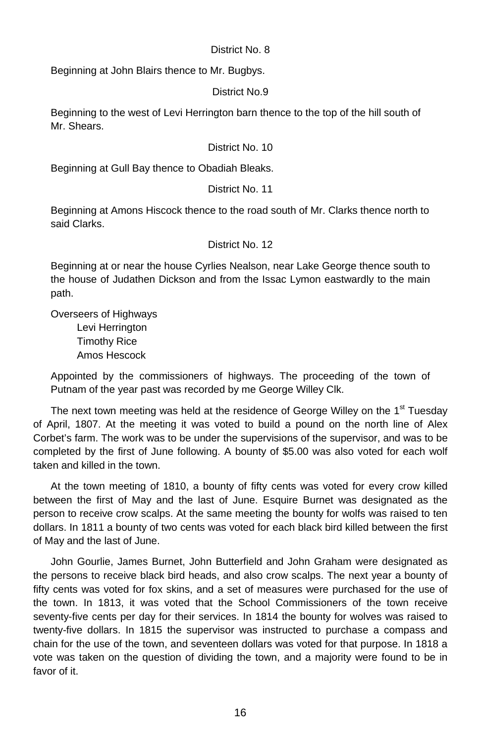District No. 8

Beginning at John Blairs thence to Mr. Bugbys.

District No.9

Beginning to the west of Levi Herrington barn thence to the top of the hill south of Mr. Shears.

District No. 10

Beginning at Gull Bay thence to Obadiah Bleaks.

District No. 11

Beginning at Amons Hiscock thence to the road south of Mr. Clarks thence north to said Clarks.

District No. 12

Beginning at or near the house Cyrlies Nealson, near Lake George thence south to the house of Judathen Dickson and from the Issac Lymon eastwardly to the main path.

Overseers of Highways
- Levi Herrington
- Timothy Rice
- Amos Hescock

Appointed by the commissioners of highways. The proceeding of the town of Putnam of the year past was recorded by me George Willey Clk.

The next town meeting was held at the residence of George Willey on the 1st Tuesday of April, 1807. At the meeting it was voted to build a pound on the north line of Alex Corbet's farm. The work was to be under the supervisions of the supervisor, and was to be completed by the first of June following. A bounty of $5.00 was also voted for each wolf taken and killed in the town.

At the town meeting of 1810, a bounty of fifty cents was voted for every crow killed between the first of May and the last of June. Esquire Burnet was designated as the person to receive crow scalps. At the same meeting the bounty for wolfs was raised to ten dollars. In 1811 a bounty of two cents was voted for each black bird killed between the first of May and the last of June.

John Gourlie, James Burnet, John Butterfield and John Graham were designated as the persons to receive black bird heads, and also crow scalps. The next year a bounty of fifty cents was voted for fox skins, and a set of measures were purchased for the use of the town. In 1813, it was voted that the School Commissioners of the town receive seventy-five cents per day for their services. In 1814 the bounty for wolves was raised to twenty-five dollars. In 1815 the supervisor was instructed to purchase a compass and chain for the use of the town, and seventeen dollars was voted for that purpose. In 1818 a vote was taken on the question of dividing the town, and a majority were found to be in favor of it.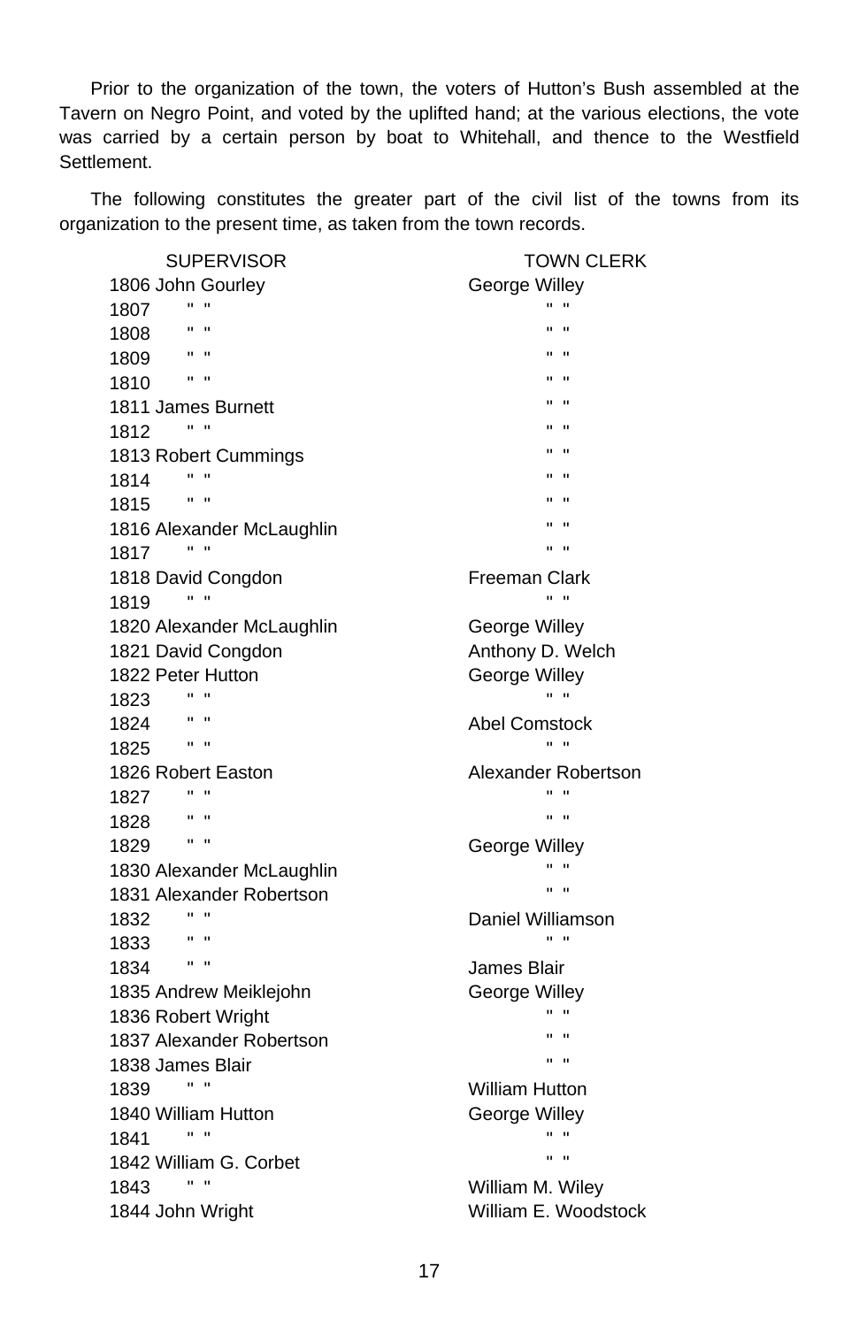Prior to the organization of the town, the voters of Hutton's Bush assembled at the Tavern on Negro Point, and voted by the uplifted hand; at the various elections, the vote was carried by a certain person by boat to Whitehall, and thence to the Westfield Settlement.

The following constitutes the greater part of the civil list of the towns from its organization to the present time, as taken from the town records.

| SUPERVISOR | TOWN CLERK |
|---|---|
| 1806 John Gourley | George Willey |
| 1807 " " | " " |
| 1808 " " | " " |
| 1809 " " | " " |
| 1810 " " | " " |
| 1811 James Burnett | " " |
| 1812 " " | " " |
| 1813 Robert Cummings | " " |
| 1814 " " | " " |
| 1815 " " | " " |
| 1816 Alexander McLaughlin | " " |
| 1817 " " | " " |
| 1818 David Congdon | Freeman Clark |
| 1819 " " | " " |
| 1820 Alexander McLaughlin | George Willey |
| 1821 David Congdon | Anthony D. Welch |
| 1822 Peter Hutton | George Willey |
| 1823 " " | " " |
| 1824 " " | Abel Comstock |
| 1825 " " | " " |
| 1826 Robert Easton | Alexander Robertson |
| 1827 " " | " " |
| 1828 " " | " " |
| 1829 " " | George Willey |
| 1830 Alexander McLaughlin | " " |
| 1831 Alexander Robertson | " " |
| 1832 " " | Daniel Williamson |
| 1833 " " | " " |
| 1834 " " | James Blair |
| 1835 Andrew Meiklejohn | George Willey |
| 1836 Robert Wright | " " |
| 1837 Alexander Robertson | " " |
| 1838 James Blair | " " |
| 1839 " " | William Hutton |
| 1840 William Hutton | George Willey |
| 1841 " " | " " |
| 1842 William G. Corbet | " " |
| 1843 " " | William M. Wiley |
| 1844 John Wright | William E. Woodstock |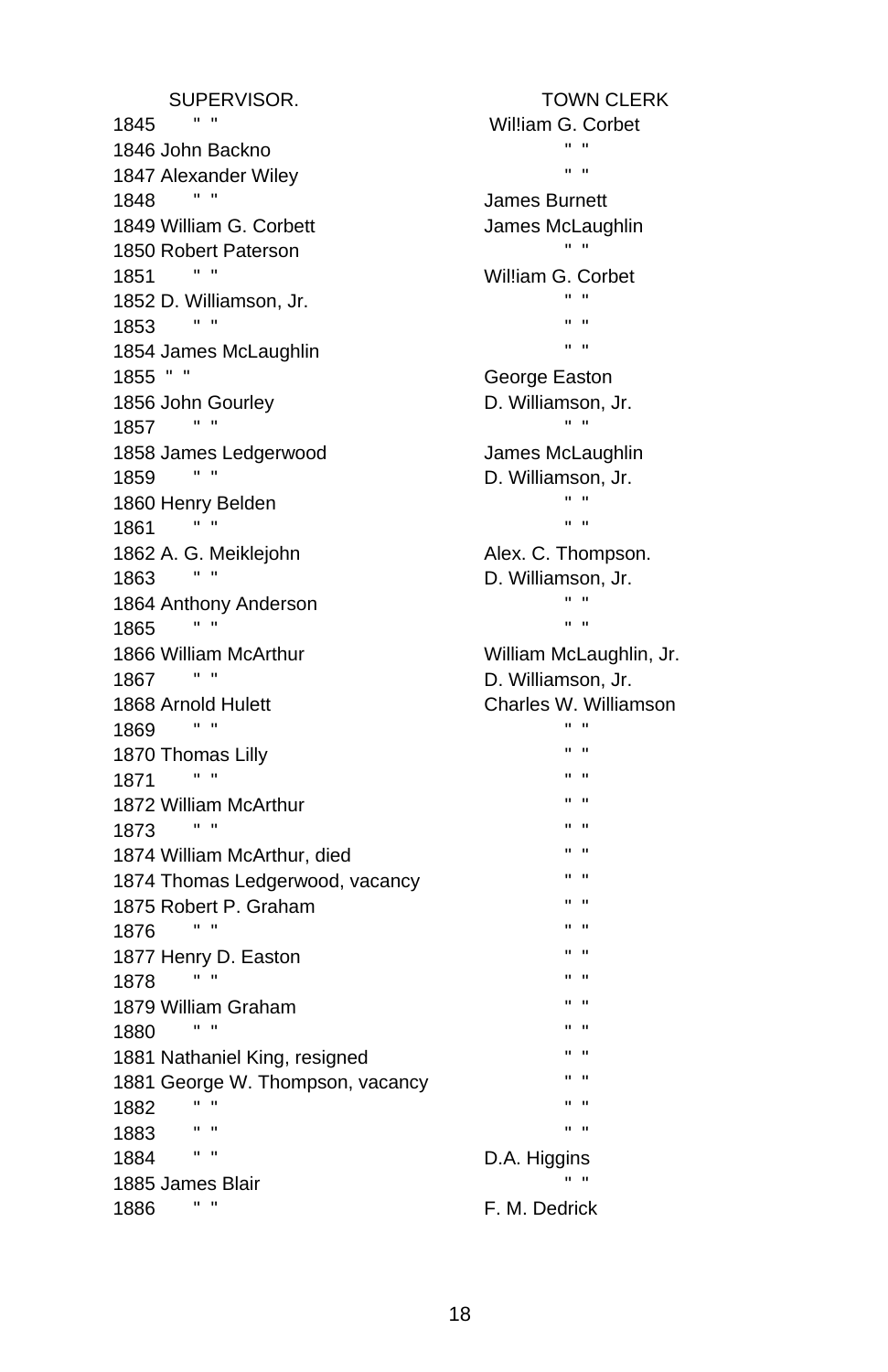| | SUPERVISOR. | TOWN CLERK |
|---|---|---|
| 1845 | " " | Wil!iam G. Corbet |
| 1846 | John Backno | " " |
| 1847 | Alexander Wiley | " " |
| 1848 | " " | James Burnett |
| 1849 | William G. Corbett | James McLaughlin |
| 1850 | Robert Paterson | " " |
| 1851 | " " | Wil!iam G. Corbet |
| 1852 | D. Williamson, Jr. | " " |
| 1853 | " " | " " |
| 1854 | James McLaughlin | " " |
| 1855 | " " | George Easton |
| 1856 | John Gourley | D. Williamson, Jr. |
| 1857 | " " | " " |
| 1858 | James Ledgerwood | James McLaughlin |
| 1859 | " " | D. Williamson, Jr. |
| 1860 | Henry Belden | " " |
| 1861 | " " | " " |
| 1862 | A. G. Meiklejohn | Alex. C. Thompson. |
| 1863 | " " | D. Williamson, Jr. |
| 1864 | Anthony Anderson | " " |
| 1865 | " " | " " |
| 1866 | William McArthur | William McLaughlin, Jr. |
| 1867 | " " | D. Williamson, Jr. |
| 1868 | Arnold Hulett | Charles W. Williamson |
| 1869 | " " | " " |
| 1870 | Thomas Lilly | " " |
| 1871 | " " | " " |
| 1872 | William McArthur | " " |
| 1873 | " " | " " |
| 1874 | William McArthur, died | " " |
| 1874 | Thomas Ledgerwood, vacancy | " " |
| 1875 | Robert P. Graham | " " |
| 1876 | " " | " " |
| 1877 | Henry D. Easton | " " |
| 1878 | " " | " " |
| 1879 | William Graham | " " |
| 1880 | " " | " " |
| 1881 | Nathaniel King, resigned | " " |
| 1881 | George W. Thompson, vacancy | " " |
| 1882 | " " | " " |
| 1883 | " " | " " |
| 1884 | " " | D.A. Higgins |
| 1885 | James Blair | " " |
| 1886 | " " | F. M. Dedrick |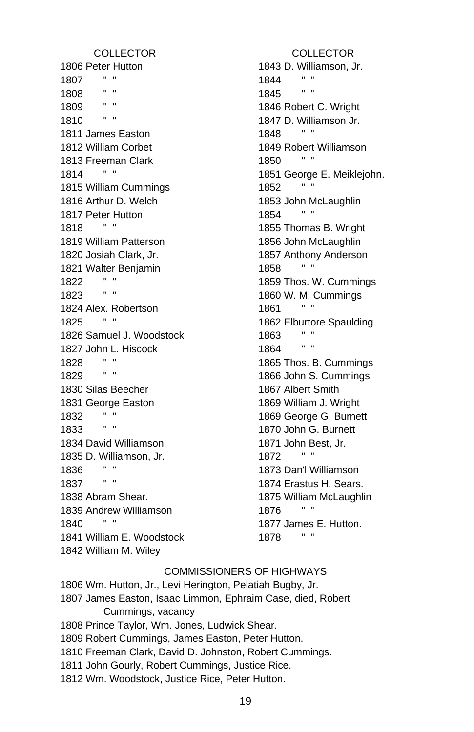COLLECTOR

1806 Peter Hutton
1807 " "
1808 " "
1809 " "
1810 " "
1811 James Easton
1812 William Corbet
1813 Freeman Clark
1814 " "
1815 William Cummings
1816 Arthur D. Welch
1817 Peter Hutton
1818 " "
1819 William Patterson
1820 Josiah Clark, Jr.
1821 Walter Benjamin
1822 " "
1823 " "
1824 Alex. Robertson
1825 " "
1826 Samuel J. Woodstock
1827 John L. Hiscock
1828 " "
1829 " "
1830 Silas Beecher
1831 George Easton
1832 " "
1833 " "
1834 David Williamson
1835 D. Williamson, Jr.
1836 " "
1837 " "
1838 Abram Shear.
1839 Andrew Williamson
1840 " "
1841 William E. Woodstock
1842 William M. Wiley

COLLECTOR

1843 D. Williamson, Jr.
1844 " "
1845 " "
1846 Robert C. Wright
1847 D. Williamson Jr.
1848 " "
1849 Robert Williamson
1850 " "
1851 George E. Meiklejohn.
1852 " "
1853 John McLaughlin
1854 " "
1855 Thomas B. Wright
1856 John McLaughlin
1857 Anthony Anderson
1858 " "
1859 Thos. W. Cummings
1860 W. M. Cummings
1861 " "
1862 Elburtore Spaulding
1863 " "
1864 " "
1865 Thos. B. Cummings
1866 John S. Cummings
1867 Albert Smith
1869 William J. Wright
1869 George G. Burnett
1870 John G. Burnett
1871 John Best, Jr.
1872 " "
1873 Dan'l Williamson
1874 Erastus H. Sears.
1875 William McLaughlin
1876 " "
1877 James E. Hutton.
1878 " "

COMMISSIONERS OF HIGHWAYS

1806 Wm. Hutton, Jr., Levi Herington, Pelatiah Bugby, Jr.
1807 James Easton, Isaac Limmon, Ephraim Case, died, Robert Cummings, vacancy
1808 Prince Taylor, Wm. Jones, Ludwick Shear.
1809 Robert Cummings, James Easton, Peter Hutton.
1810 Freeman Clark, David D. Johnston, Robert Cummings.
1811 John Gourly, Robert Cummings, Justice Rice.
1812 Wm. Woodstock, Justice Rice, Peter Hutton.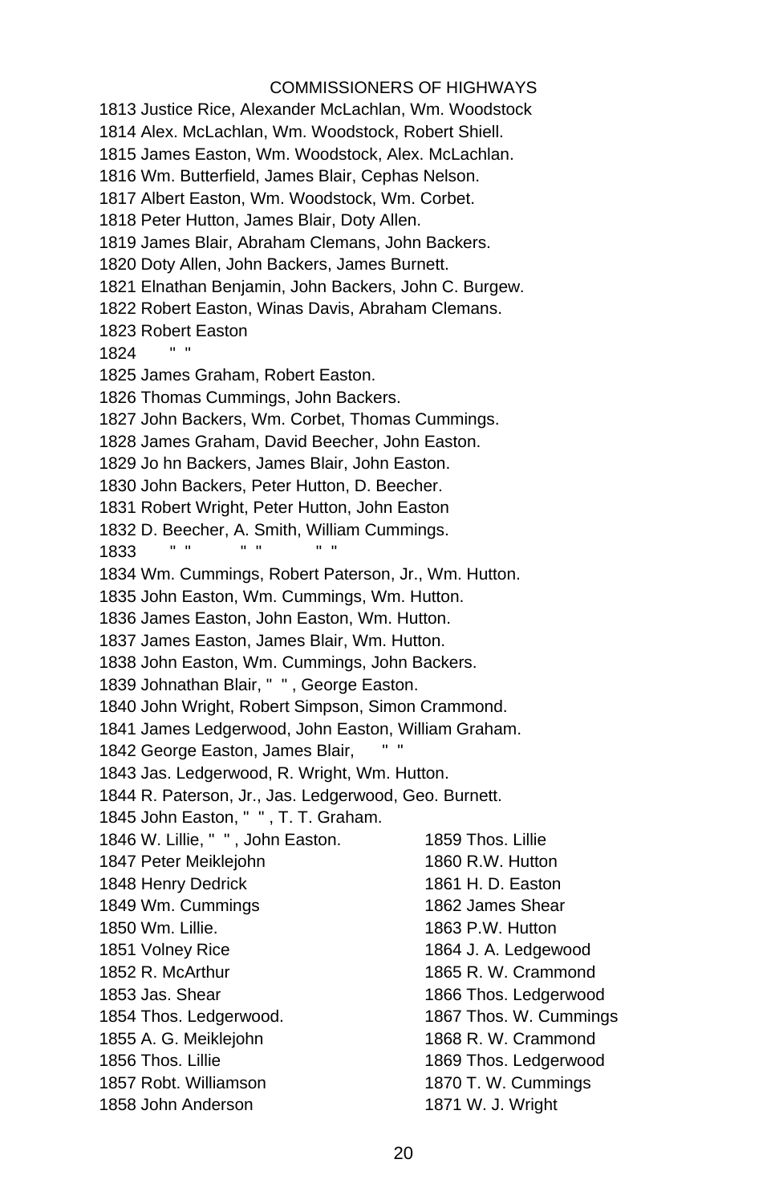## COMMISSIONERS OF HIGHWAYS

1813 Justice Rice, Alexander McLachlan, Wm. Woodstock
1814 Alex. McLachlan, Wm. Woodstock, Robert Shiell.
1815 James Easton, Wm. Woodstock, Alex. McLachlan.
1816 Wm. Butterfield, James Blair, Cephas Nelson.
1817 Albert Easton, Wm. Woodstock, Wm. Corbet.
1818 Peter Hutton, James Blair, Doty Allen.
1819 James Blair, Abraham Clemans, John Backers.
1820 Doty Allen, John Backers, James Burnett.
1821 Elnathan Benjamin, John Backers, John C. Burgew.
1822 Robert Easton, Winas Davis, Abraham Clemans.
1823 Robert Easton
1824 " "
1825 James Graham, Robert Easton.
1826 Thomas Cummings, John Backers.
1827 John Backers, Wm. Corbet, Thomas Cummings.
1828 James Graham, David Beecher, John Easton.
1829 Jo hn Backers, James Blair, John Easton.
1830 John Backers, Peter Hutton, D. Beecher.
1831 Robert Wright, Peter Hutton, John Easton
1832 D. Beecher, A. Smith, William Cummings.
1833 " " " " " "
1834 Wm. Cummings, Robert Paterson, Jr., Wm. Hutton.
1835 John Easton, Wm. Cummings, Wm. Hutton.
1836 James Easton, John Easton, Wm. Hutton.
1837 James Easton, James Blair, Wm. Hutton.
1838 John Easton, Wm. Cummings, John Backers.
1839 Johnathan Blair, " " , George Easton.
1840 John Wright, Robert Simpson, Simon Crammond.
1841 James Ledgerwood, John Easton, William Graham.
1842 George Easton, James Blair, " "
1843 Jas. Ledgerwood, R. Wright, Wm. Hutton.
1844 R. Paterson, Jr., Jas. Ledgerwood, Geo. Burnett.
1845 John Easton, " " , T. T. Graham.
1846 W. Lillie, " " , John Easton.
1847 Peter Meiklejohn
1848 Henry Dedrick
1849 Wm. Cummings
1850 Wm. Lillie.
1851 Volney Rice
1852 R. McArthur
1853 Jas. Shear
1854 Thos. Ledgerwood.
1855 A. G. Meiklejohn
1856 Thos. Lillie
1857 Robt. Williamson
1858 John Anderson
1859 Thos. Lillie
1860 R.W. Hutton
1861 H. D. Easton
1862 James Shear
1863 P.W. Hutton
1864 J. A. Ledgewood
1865 R. W. Crammond
1866 Thos. Ledgerwood
1867 Thos. W. Cummings
1868 R. W. Crammond
1869 Thos. Ledgerwood
1870 T. W. Cummings
1871 W. J. Wright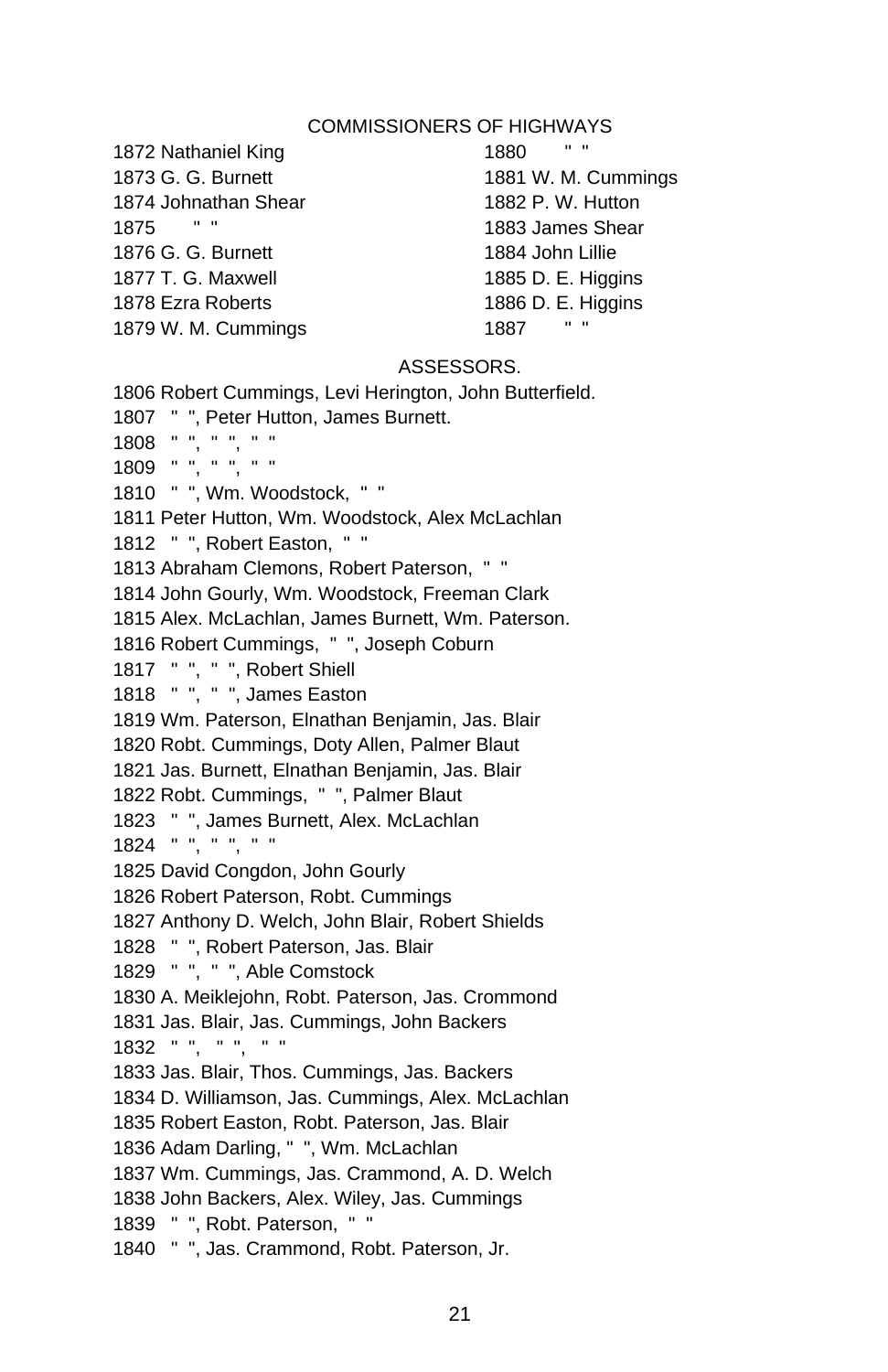## COMMISSIONERS OF HIGHWAYS

1872 Nathaniel King
1873 G. G. Burnett
1874 Johnathan Shear
1875 " "
1876 G. G. Burnett
1877 T. G. Maxwell
1878 Ezra Roberts
1879 W. M. Cummings
1880 " "
1881 W. M. Cummings
1882 P. W. Hutton
1883 James Shear
1884 John Lillie
1885 D. E. Higgins
1886 D. E. Higgins
1887 " "

## ASSESSORS.

1806 Robert Cummings, Levi Herington, John Butterfield.
1807 " ", Peter Hutton, James Burnett.
1808 " ", " ", " "
1809 " ", " ", " "
1810 " ", Wm. Woodstock, " "
1811 Peter Hutton, Wm. Woodstock, Alex McLachlan
1812 " ", Robert Easton, " "
1813 Abraham Clemons, Robert Paterson, " "
1814 John Gourly, Wm. Woodstock, Freeman Clark
1815 Alex. McLachlan, James Burnett, Wm. Paterson.
1816 Robert Cummings, " ", Joseph Coburn
1817 " ", " ", Robert Shiell
1818 " ", " ", James Easton
1819 Wm. Paterson, Elnathan Benjamin, Jas. Blair
1820 Robt. Cummings, Doty Allen, Palmer Blaut
1821 Jas. Burnett, Elnathan Benjamin, Jas. Blair
1822 Robt. Cummings, " ", Palmer Blaut
1823 " ", James Burnett, Alex. McLachlan
1824 " ", " ", " "
1825 David Congdon, John Gourly
1826 Robert Paterson, Robt. Cummings
1827 Anthony D. Welch, John Blair, Robert Shields
1828 " ", Robert Paterson, Jas. Blair
1829 " ", " ", Able Comstock
1830 A. Meiklejohn, Robt. Paterson, Jas. Crommond
1831 Jas. Blair, Jas. Cummings, John Backers
1832 " ", " ", " "
1833 Jas. Blair, Thos. Cummings, Jas. Backers
1834 D. Williamson, Jas. Cummings, Alex. McLachlan
1835 Robert Easton, Robt. Paterson, Jas. Blair
1836 Adam Darling, " ", Wm. McLachlan
1837 Wm. Cummings, Jas. Crammond, A. D. Welch
1838 John Backers, Alex. Wiley, Jas. Cummings
1839 " ", Robt. Paterson, " "
1840 " ", Jas. Crammond, Robt. Paterson, Jr.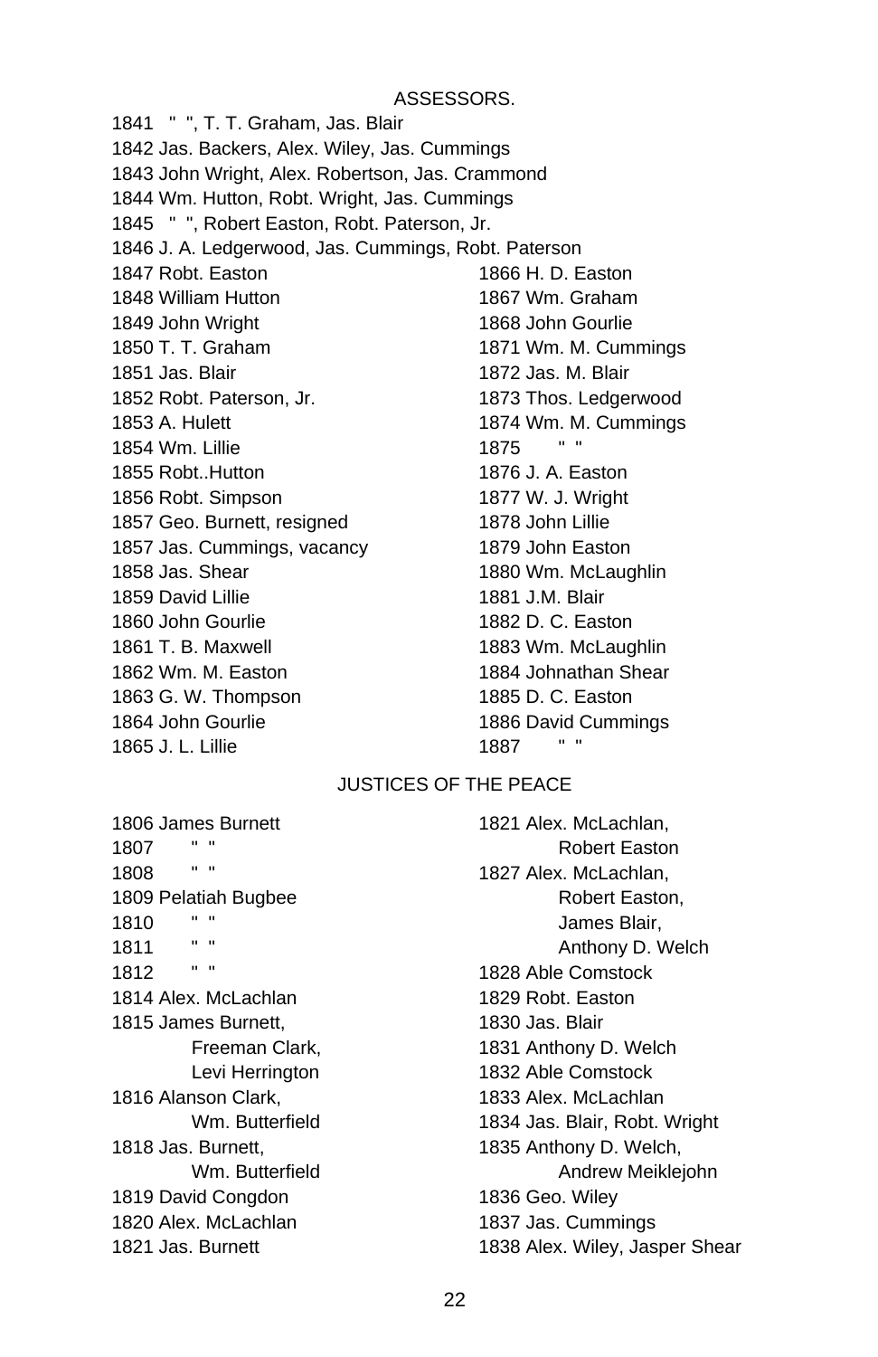## ASSESSORS.

1841 " ", T. T. Graham, Jas. Blair
1842 Jas. Backers, Alex. Wiley, Jas. Cummings
1843 John Wright, Alex. Robertson, Jas. Crammond
1844 Wm. Hutton, Robt. Wright, Jas. Cummings
1845 " ", Robert Easton, Robt. Paterson, Jr.
1846 J. A. Ledgerwood, Jas. Cummings, Robt. Paterson
1847 Robt. Easton
1848 William Hutton
1849 John Wright
1850 T. T. Graham
1851 Jas. Blair
1852 Robt. Paterson, Jr.
1853 A. Hulett
1854 Wm. Lillie
1855 Robt..Hutton
1856 Robt. Simpson
1857 Geo. Burnett, resigned
1857 Jas. Cummings, vacancy
1858 Jas. Shear
1859 David Lillie
1860 John Gourlie
1861 T. B. Maxwell
1862 Wm. M. Easton
1863 G. W. Thompson
1864 John Gourlie
1865 J. L. Lillie
1866 H. D. Easton
1867 Wm. Graham
1868 John Gourlie
1871 Wm. M. Cummings
1872 Jas. M. Blair
1873 Thos. Ledgerwood
1874 Wm. M. Cummings
1875 " "
1876 J. A. Easton
1877 W. J. Wright
1878 John Lillie
1879 John Easton
1880 Wm. McLaughlin
1881 J.M. Blair
1882 D. C. Easton
1883 Wm. McLaughlin
1884 Johnathan Shear
1885 D. C. Easton
1886 David Cummings
1887 " "

## JUSTICES OF THE PEACE

1806 James Burnett
1807 " "
1808 " "
1809 Pelatiah Bugbee
1810 " "
1811 " "
1812 " "
1814 Alex. McLachlan
1815 James Burnett,
Freeman Clark,
Levi Herrington
1816 Alanson Clark,
Wm. Butterfield
1818 Jas. Burnett,
Wm. Butterfield
1819 David Congdon
1820 Alex. McLachlan
1821 Jas. Burnett
1821 Alex. McLachlan,
Robert Easton
1827 Alex. McLachlan,
Robert Easton,
James Blair,
Anthony D. Welch
1828 Able Comstock
1829 Robt. Easton
1830 Jas. Blair
1831 Anthony D. Welch
1832 Able Comstock
1833 Alex. McLachlan
1834 Jas. Blair, Robt. Wright
1835 Anthony D. Welch,
Andrew Meiklejohn
1836 Geo. Wiley
1837 Jas. Cummings
1838 Alex. Wiley, Jasper Shear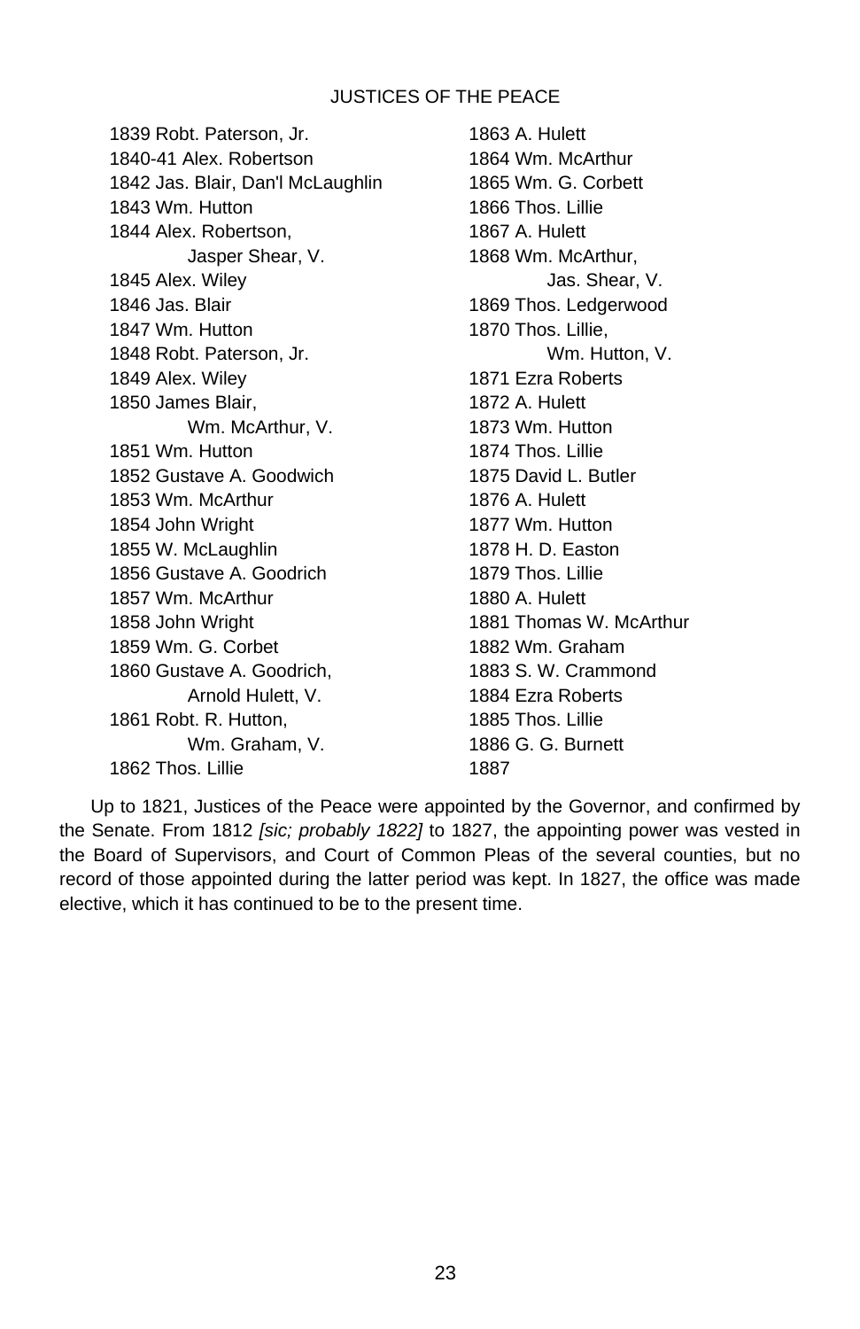## JUSTICES OF THE PEACE

1839 Robt. Paterson, Jr.
1840-41 Alex. Robertson
1842 Jas. Blair, Dan'l McLaughlin
1843 Wm. Hutton
1844 Alex. Robertson,
  Jasper Shear, V.
1845 Alex. Wiley
1846 Jas. Blair
1847 Wm. Hutton
1848 Robt. Paterson, Jr.
1849 Alex. Wiley
1850 James Blair,
  Wm. McArthur, V.
1851 Wm. Hutton
1852 Gustave A. Goodwich
1853 Wm. McArthur
1854 John Wright
1855 W. McLaughlin
1856 Gustave A. Goodrich
1857 Wm. McArthur
1858 John Wright
1859 Wm. G. Corbet
1860 Gustave A. Goodrich,
  Arnold Hulett, V.
1861 Robt. R. Hutton,
  Wm. Graham, V.
1862 Thos. Lillie
1863 A. Hulett
1864 Wm. McArthur
1865 Wm. G. Corbett
1866 Thos. Lillie
1867 A. Hulett
1868 Wm. McArthur,
  Jas. Shear, V.
1869 Thos. Ledgerwood
1870 Thos. Lillie,
  Wm. Hutton, V.
1871 Ezra Roberts
1872 A. Hulett
1873 Wm. Hutton
1874 Thos. Lillie
1875 David L. Butler
1876 A. Hulett
1877 Wm. Hutton
1878 H. D. Easton
1879 Thos. Lillie
1880 A. Hulett
1881 Thomas W. McArthur
1882 Wm. Graham
1883 S. W. Crammond
1884 Ezra Roberts
1885 Thos. Lillie
1886 G. G. Burnett
1887

Up to 1821, Justices of the Peace were appointed by the Governor, and confirmed by the Senate. From 1812 *[sic; probably 1822]* to 1827, the appointing power was vested in the Board of Supervisors, and Court of Common Pleas of the several counties, but no record of those appointed during the latter period was kept. In 1827, the office was made elective, which it has continued to be to the present time.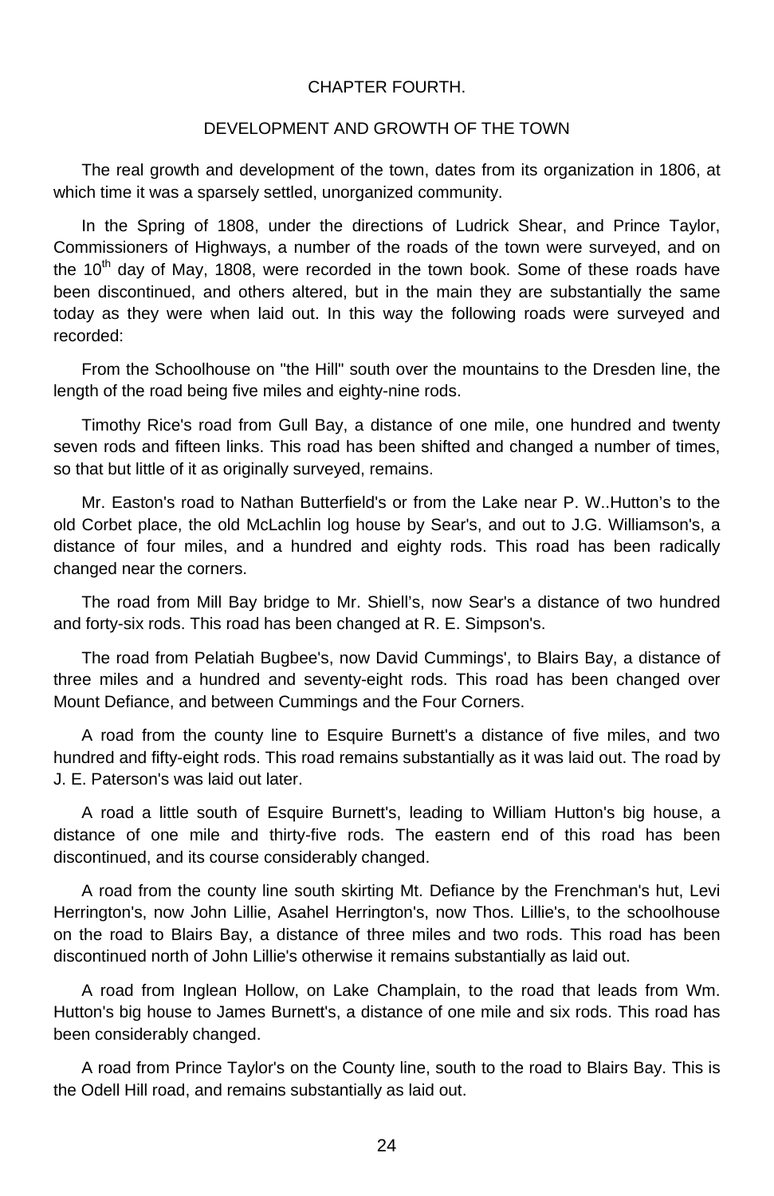## CHAPTER FOURTH.

### DEVELOPMENT AND GROWTH OF THE TOWN

The real growth and development of the town, dates from its organization in 1806, at which time it was a sparsely settled, unorganized community.

In the Spring of 1808, under the directions of Ludrick Shear, and Prince Taylor, Commissioners of Highways, a number of the roads of the town were surveyed, and on the 10th day of May, 1808, were recorded in the town book. Some of these roads have been discontinued, and others altered, but in the main they are substantially the same today as they were when laid out. In this way the following roads were surveyed and recorded:

From the Schoolhouse on "the Hill" south over the mountains to the Dresden line, the length of the road being five miles and eighty-nine rods.

Timothy Rice's road from Gull Bay, a distance of one mile, one hundred and twenty seven rods and fifteen links. This road has been shifted and changed a number of times, so that but little of it as originally surveyed, remains.

Mr. Easton's road to Nathan Butterfield's or from the Lake near P. W..Hutton's to the old Corbet place, the old McLachlin log house by Sear's, and out to J.G. Williamson's, a distance of four miles, and a hundred and eighty rods. This road has been radically changed near the corners.

The road from Mill Bay bridge to Mr. Shiell's, now Sear's a distance of two hundred and forty-six rods. This road has been changed at R. E. Simpson's.

The road from Pelatiah Bugbee's, now David Cummings', to Blairs Bay, a distance of three miles and a hundred and seventy-eight rods. This road has been changed over Mount Defiance, and between Cummings and the Four Corners.

A road from the county line to Esquire Burnett's a distance of five miles, and two hundred and fifty-eight rods. This road remains substantially as it was laid out. The road by J. E. Paterson's was laid out later.

A road a little south of Esquire Burnett's, leading to William Hutton's big house, a distance of one mile and thirty-five rods. The eastern end of this road has been discontinued, and its course considerably changed.

A road from the county line south skirting Mt. Defiance by the Frenchman's hut, Levi Herrington's, now John Lillie, Asahel Herrington's, now Thos. Lillie's, to the schoolhouse on the road to Blairs Bay, a distance of three miles and two rods. This road has been discontinued north of John Lillie's otherwise it remains substantially as laid out.

A road from Inglean Hollow, on Lake Champlain, to the road that leads from Wm. Hutton's big house to James Burnett's, a distance of one mile and six rods. This road has been considerably changed.

A road from Prince Taylor's on the County line, south to the road to Blairs Bay. This is the Odell Hill road, and remains substantially as laid out.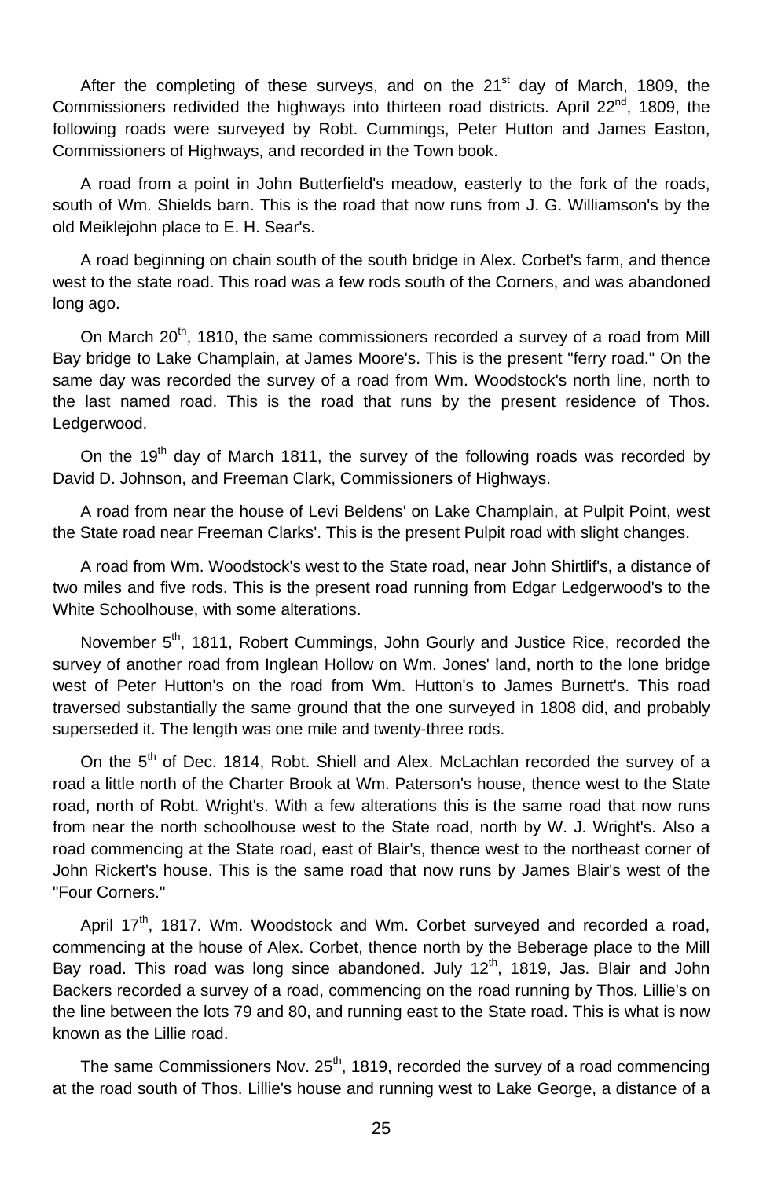After the completing of these surveys, and on the 21st day of March, 1809, the Commissioners redivided the highways into thirteen road districts. April 22nd, 1809, the following roads were surveyed by Robt. Cummings, Peter Hutton and James Easton, Commissioners of Highways, and recorded in the Town book.

A road from a point in John Butterfield's meadow, easterly to the fork of the roads, south of Wm. Shields barn. This is the road that now runs from J. G. Williamson's by the old Meiklejohn place to E. H. Sear's.

A road beginning on chain south of the south bridge in Alex. Corbet's farm, and thence west to the state road. This road was a few rods south of the Corners, and was abandoned long ago.

On March 20th, 1810, the same commissioners recorded a survey of a road from Mill Bay bridge to Lake Champlain, at James Moore's. This is the present "ferry road." On the same day was recorded the survey of a road from Wm. Woodstock's north line, north to the last named road. This is the road that runs by the present residence of Thos. Ledgerwood.

On the 19th day of March 1811, the survey of the following roads was recorded by David D. Johnson, and Freeman Clark, Commissioners of Highways.

A road from near the house of Levi Beldens' on Lake Champlain, at Pulpit Point, west the State road near Freeman Clarks'. This is the present Pulpit road with slight changes.

A road from Wm. Woodstock's west to the State road, near John Shirtlif's, a distance of two miles and five rods. This is the present road running from Edgar Ledgerwood's to the White Schoolhouse, with some alterations.

November 5th, 1811, Robert Cummings, John Gourly and Justice Rice, recorded the survey of another road from Inglean Hollow on Wm. Jones' land, north to the lone bridge west of Peter Hutton's on the road from Wm. Hutton's to James Burnett's. This road traversed substantially the same ground that the one surveyed in 1808 did, and probably superseded it. The length was one mile and twenty-three rods.

On the 5th of Dec. 1814, Robt. Shiell and Alex. McLachlan recorded the survey of a road a little north of the Charter Brook at Wm. Paterson's house, thence west to the State road, north of Robt. Wright's. With a few alterations this is the same road that now runs from near the north schoolhouse west to the State road, north by W. J. Wright's. Also a road commencing at the State road, east of Blair's, thence west to the northeast corner of John Rickert's house. This is the same road that now runs by James Blair's west of the "Four Corners."

April 17th, 1817. Wm. Woodstock and Wm. Corbet surveyed and recorded a road, commencing at the house of Alex. Corbet, thence north by the Beberage place to the Mill Bay road. This road was long since abandoned. July 12th, 1819, Jas. Blair and John Backers recorded a survey of a road, commencing on the road running by Thos. Lillie's on the line between the lots 79 and 80, and running east to the State road. This is what is now known as the Lillie road.

The same Commissioners Nov. 25th, 1819, recorded the survey of a road commencing at the road south of Thos. Lillie's house and running west to Lake George, a distance of a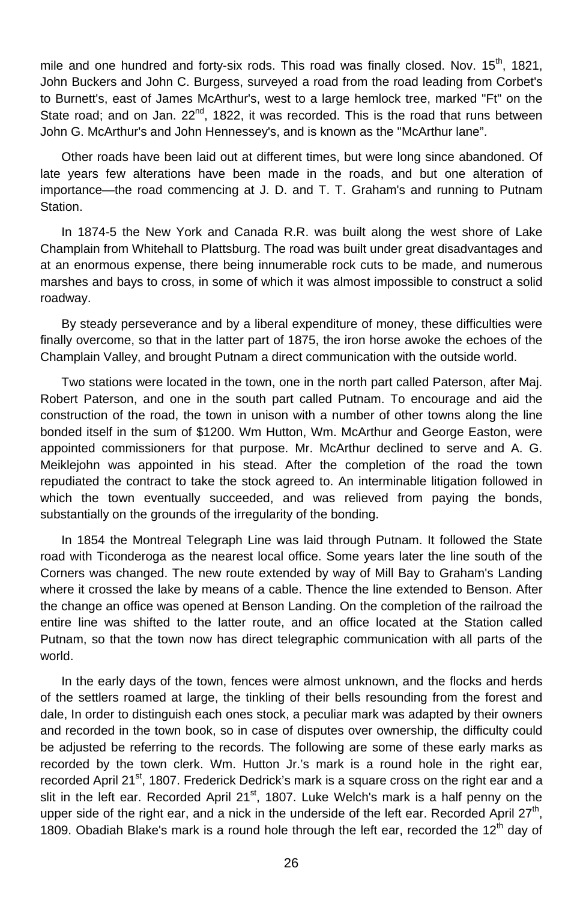mile and one hundred and forty-six rods. This road was finally closed. Nov. 15th, 1821, John Buckers and John C. Burgess, surveyed a road from the road leading from Corbet's to Burnett's, east of James McArthur's, west to a large hemlock tree, marked "Ft" on the State road; and on Jan. 22nd, 1822, it was recorded. This is the road that runs between John G. McArthur's and John Hennessey's, and is known as the "McArthur lane".

Other roads have been laid out at different times, but were long since abandoned. Of late years few alterations have been made in the roads, and but one alteration of importance—the road commencing at J. D. and T. T. Graham's and running to Putnam Station.

In 1874-5 the New York and Canada R.R. was built along the west shore of Lake Champlain from Whitehall to Plattsburg. The road was built under great disadvantages and at an enormous expense, there being innumerable rock cuts to be made, and numerous marshes and bays to cross, in some of which it was almost impossible to construct a solid roadway.

By steady perseverance and by a liberal expenditure of money, these difficulties were finally overcome, so that in the latter part of 1875, the iron horse awoke the echoes of the Champlain Valley, and brought Putnam a direct communication with the outside world.

Two stations were located in the town, one in the north part called Paterson, after Maj. Robert Paterson, and one in the south part called Putnam. To encourage and aid the construction of the road, the town in unison with a number of other towns along the line bonded itself in the sum of $1200. Wm Hutton, Wm. McArthur and George Easton, were appointed commissioners for that purpose. Mr. McArthur declined to serve and A. G. Meiklejohn was appointed in his stead. After the completion of the road the town repudiated the contract to take the stock agreed to. An interminable litigation followed in which the town eventually succeeded, and was relieved from paying the bonds, substantially on the grounds of the irregularity of the bonding.

In 1854 the Montreal Telegraph Line was laid through Putnam. It followed the State road with Ticonderoga as the nearest local office. Some years later the line south of the Corners was changed. The new route extended by way of Mill Bay to Graham's Landing where it crossed the lake by means of a cable. Thence the line extended to Benson. After the change an office was opened at Benson Landing. On the completion of the railroad the entire line was shifted to the latter route, and an office located at the Station called Putnam, so that the town now has direct telegraphic communication with all parts of the world.

In the early days of the town, fences were almost unknown, and the flocks and herds of the settlers roamed at large, the tinkling of their bells resounding from the forest and dale, In order to distinguish each ones stock, a peculiar mark was adapted by their owners and recorded in the town book, so in case of disputes over ownership, the difficulty could be adjusted be referring to the records. The following are some of these early marks as recorded by the town clerk. Wm. Hutton Jr.'s mark is a round hole in the right ear, recorded April 21st, 1807. Frederick Dedrick's mark is a square cross on the right ear and a slit in the left ear. Recorded April 21st, 1807. Luke Welch's mark is a half penny on the upper side of the right ear, and a nick in the underside of the left ear. Recorded April 27th, 1809. Obadiah Blake's mark is a round hole through the left ear, recorded the 12th day of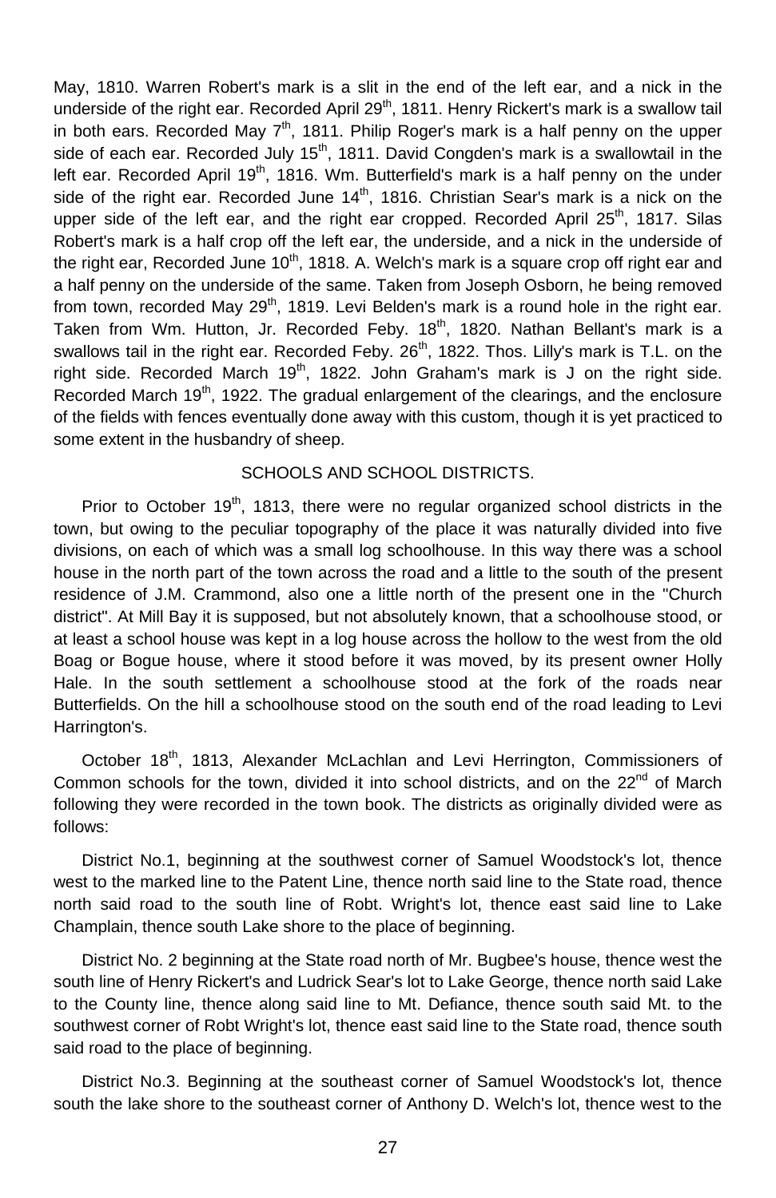May, 1810. Warren Robert's mark is a slit in the end of the left ear, and a nick in the underside of the right ear. Recorded April 29th, 1811. Henry Rickert's mark is a swallow tail in both ears. Recorded May 7th, 1811. Philip Roger's mark is a half penny on the upper side of each ear. Recorded July 15th, 1811. David Congden's mark is a swallowtail in the left ear. Recorded April 19th, 1816. Wm. Butterfield's mark is a half penny on the under side of the right ear. Recorded June 14th, 1816. Christian Sear's mark is a nick on the upper side of the left ear, and the right ear cropped. Recorded April 25th, 1817. Silas Robert's mark is a half crop off the left ear, the underside, and a nick in the underside of the right ear, Recorded June 10th, 1818. A. Welch's mark is a square crop off right ear and a half penny on the underside of the same. Taken from Joseph Osborn, he being removed from town, recorded May 29th, 1819. Levi Belden's mark is a round hole in the right ear. Taken from Wm. Hutton, Jr. Recorded Feby. 18th, 1820. Nathan Bellant's mark is a swallows tail in the right ear. Recorded Feby. 26th, 1822. Thos. Lilly's mark is T.L. on the right side. Recorded March 19th, 1822. John Graham's mark is J on the right side. Recorded March 19th, 1922. The gradual enlargement of the clearings, and the enclosure of the fields with fences eventually done away with this custom, though it is yet practiced to some extent in the husbandry of sheep.

## SCHOOLS AND SCHOOL DISTRICTS.

Prior to October 19th, 1813, there were no regular organized school districts in the town, but owing to the peculiar topography of the place it was naturally divided into five divisions, on each of which was a small log schoolhouse. In this way there was a school house in the north part of the town across the road and a little to the south of the present residence of J.M. Crammond, also one a little north of the present one in the "Church district". At Mill Bay it is supposed, but not absolutely known, that a schoolhouse stood, or at least a school house was kept in a log house across the hollow to the west from the old Boag or Bogue house, where it stood before it was moved, by its present owner Holly Hale. In the south settlement a schoolhouse stood at the fork of the roads near Butterfields. On the hill a schoolhouse stood on the south end of the road leading to Levi Harrington's.

October 18th, 1813, Alexander McLachlan and Levi Herrington, Commissioners of Common schools for the town, divided it into school districts, and on the 22nd of March following they were recorded in the town book. The districts as originally divided were as follows:

District No.1, beginning at the southwest corner of Samuel Woodstock's lot, thence west to the marked line to the Patent Line, thence north said line to the State road, thence north said road to the south line of Robt. Wright's lot, thence east said line to Lake Champlain, thence south Lake shore to the place of beginning.

District No. 2 beginning at the State road north of Mr. Bugbee's house, thence west the south line of Henry Rickert's and Ludrick Sear's lot to Lake George, thence north said Lake to the County line, thence along said line to Mt. Defiance, thence south said Mt. to the southwest corner of Robt Wright's lot, thence east said line to the State road, thence south said road to the place of beginning.

District No.3. Beginning at the southeast corner of Samuel Woodstock's lot, thence south the lake shore to the southeast corner of Anthony D. Welch's lot, thence west to the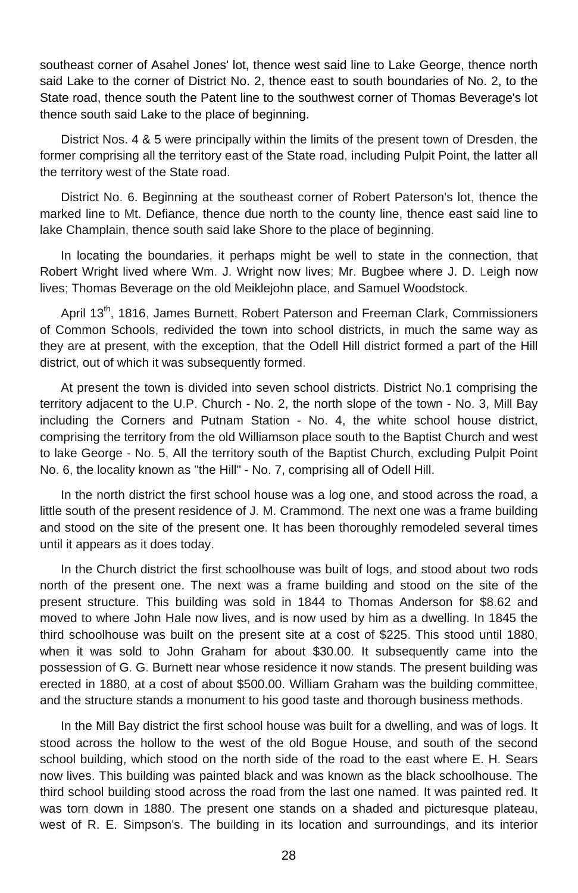southeast corner of Asahel Jones' lot, thence west said line to Lake George, thence north said Lake to the corner of District No. 2, thence east to south boundaries of No. 2, to the State road, thence south the Patent line to the southwest corner of Thomas Beverage's lot thence south said Lake to the place of beginning.

District Nos. 4 & 5 were principally within the limits of the present town of Dresden, the former comprising all the territory east of the State road, including Pulpit Point, the latter all the territory west of the State road.

District No. 6. Beginning at the southeast corner of Robert Paterson's lot, thence the marked line to Mt. Defiance, thence due north to the county line, thence east said line to lake Champlain, thence south said lake Shore to the place of beginning.

In locating the boundaries, it perhaps might be well to state in the connection, that Robert Wright lived where Wm. J. Wright now lives; Mr. Bugbee where J. D. Leigh now lives; Thomas Beverage on the old Meiklejohn place, and Samuel Woodstock.

April 13th, 1816, James Burnett, Robert Paterson and Freeman Clark, Commissioners of Common Schools, redivided the town into school districts, in much the same way as they are at present, with the exception, that the Odell Hill district formed a part of the Hill district, out of which it was subsequently formed.

At present the town is divided into seven school districts. District No.1 comprising the territory adjacent to the U.P. Church - No. 2, the north slope of the town - No. 3, Mill Bay including the Corners and Putnam Station - No. 4, the white school house district, comprising the territory from the old Williamson place south to the Baptist Church and west to lake George - No. 5, All the territory south of the Baptist Church, excluding Pulpit Point No. 6, the locality known as "the Hill" - No. 7, comprising all of Odell Hill.

In the north district the first school house was a log one, and stood across the road, a little south of the present residence of J. M. Crammond. The next one was a frame building and stood on the site of the present one. It has been thoroughly remodeled several times until it appears as it does today.

In the Church district the first schoolhouse was built of logs, and stood about two rods north of the present one. The next was a frame building and stood on the site of the present structure. This building was sold in 1844 to Thomas Anderson for $8.62 and moved to where John Hale now lives, and is now used by him as a dwelling. In 1845 the third schoolhouse was built on the present site at a cost of $225. This stood until 1880, when it was sold to John Graham for about $30.00. It subsequently came into the possession of G. G. Burnett near whose residence it now stands. The present building was erected in 1880, at a cost of about $500.00. William Graham was the building committee, and the structure stands a monument to his good taste and thorough business methods.

In the Mill Bay district the first school house was built for a dwelling, and was of logs. It stood across the hollow to the west of the old Bogue House, and south of the second school building, which stood on the north side of the road to the east where E. H. Sears now lives. This building was painted black and was known as the black schoolhouse. The third school building stood across the road from the last one named. It was painted red. It was torn down in 1880. The present one stands on a shaded and picturesque plateau, west of R. E. Simpson's. The building in its location and surroundings, and its interior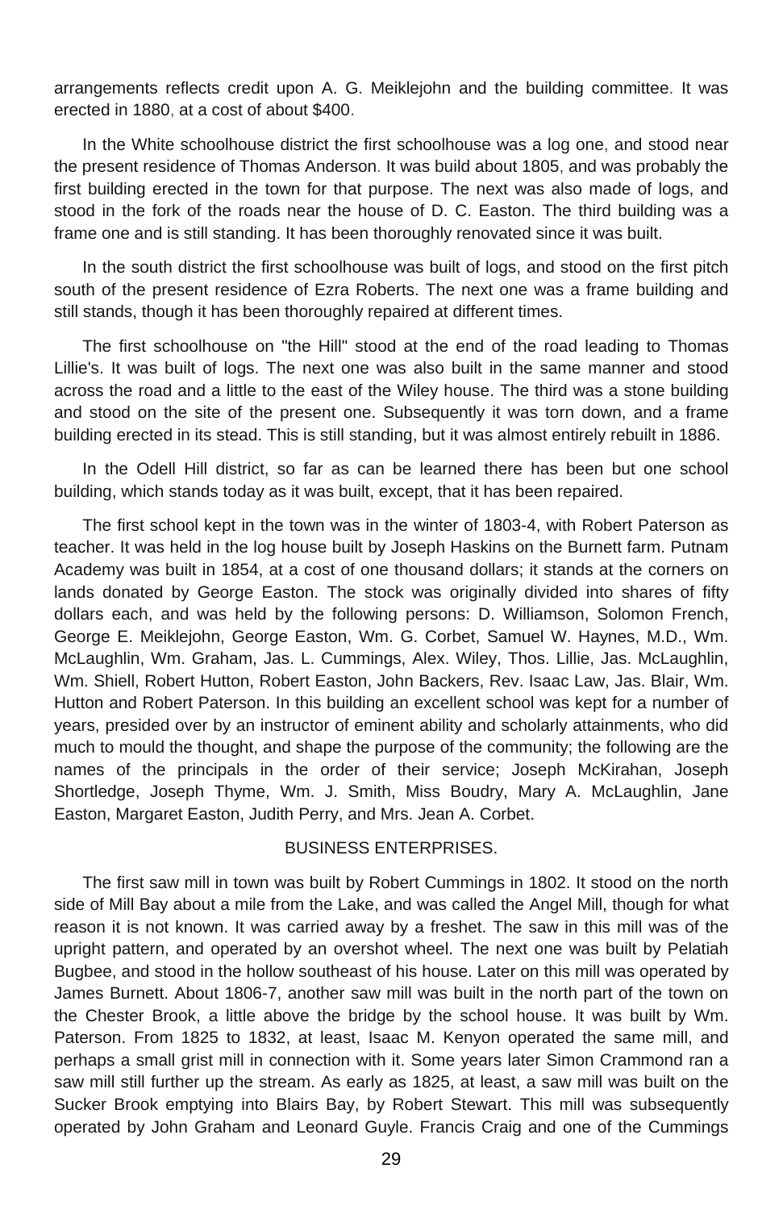arrangements reflects credit upon A. G. Meiklejohn and the building committee. It was erected in 1880, at a cost of about $400.

In the White schoolhouse district the first schoolhouse was a log one, and stood near the present residence of Thomas Anderson. It was build about 1805, and was probably the first building erected in the town for that purpose. The next was also made of logs, and stood in the fork of the roads near the house of D. C. Easton. The third building was a frame one and is still standing. It has been thoroughly renovated since it was built.

In the south district the first schoolhouse was built of logs, and stood on the first pitch south of the present residence of Ezra Roberts. The next one was a frame building and still stands, though it has been thoroughly repaired at different times.

The first schoolhouse on "the Hill" stood at the end of the road leading to Thomas Lillie's. It was built of logs. The next one was also built in the same manner and stood across the road and a little to the east of the Wiley house. The third was a stone building and stood on the site of the present one. Subsequently it was torn down, and a frame building erected in its stead. This is still standing, but it was almost entirely rebuilt in 1886.

In the Odell Hill district, so far as can be learned there has been but one school building, which stands today as it was built, except, that it has been repaired.

The first school kept in the town was in the winter of 1803-4, with Robert Paterson as teacher. It was held in the log house built by Joseph Haskins on the Burnett farm. Putnam Academy was built in 1854, at a cost of one thousand dollars; it stands at the corners on lands donated by George Easton. The stock was originally divided into shares of fifty dollars each, and was held by the following persons: D. Williamson, Solomon French, George E. Meiklejohn, George Easton, Wm. G. Corbet, Samuel W. Haynes, M.D., Wm. McLaughlin, Wm. Graham, Jas. L. Cummings, Alex. Wiley, Thos. Lillie, Jas. McLaughlin, Wm. Shiell, Robert Hutton, Robert Easton, John Backers, Rev. Isaac Law, Jas. Blair, Wm. Hutton and Robert Paterson. In this building an excellent school was kept for a number of years, presided over by an instructor of eminent ability and scholarly attainments, who did much to mould the thought, and shape the purpose of the community; the following are the names of the principals in the order of their service; Joseph McKirahan, Joseph Shortledge, Joseph Thyme, Wm. J. Smith, Miss Boudry, Mary A. McLaughlin, Jane Easton, Margaret Easton, Judith Perry, and Mrs. Jean A. Corbet.

## BUSINESS ENTERPRISES.

The first saw mill in town was built by Robert Cummings in 1802. It stood on the north side of Mill Bay about a mile from the Lake, and was called the Angel Mill, though for what reason it is not known. It was carried away by a freshet. The saw in this mill was of the upright pattern, and operated by an overshot wheel. The next one was built by Pelatiah Bugbee, and stood in the hollow southeast of his house. Later on this mill was operated by James Burnett. About 1806-7, another saw mill was built in the north part of the town on the Chester Brook, a little above the bridge by the school house. It was built by Wm. Paterson. From 1825 to 1832, at least, Isaac M. Kenyon operated the same mill, and perhaps a small grist mill in connection with it. Some years later Simon Crammond ran a saw mill still further up the stream. As early as 1825, at least, a saw mill was built on the Sucker Brook emptying into Blairs Bay, by Robert Stewart. This mill was subsequently operated by John Graham and Leonard Guyle. Francis Craig and one of the Cummings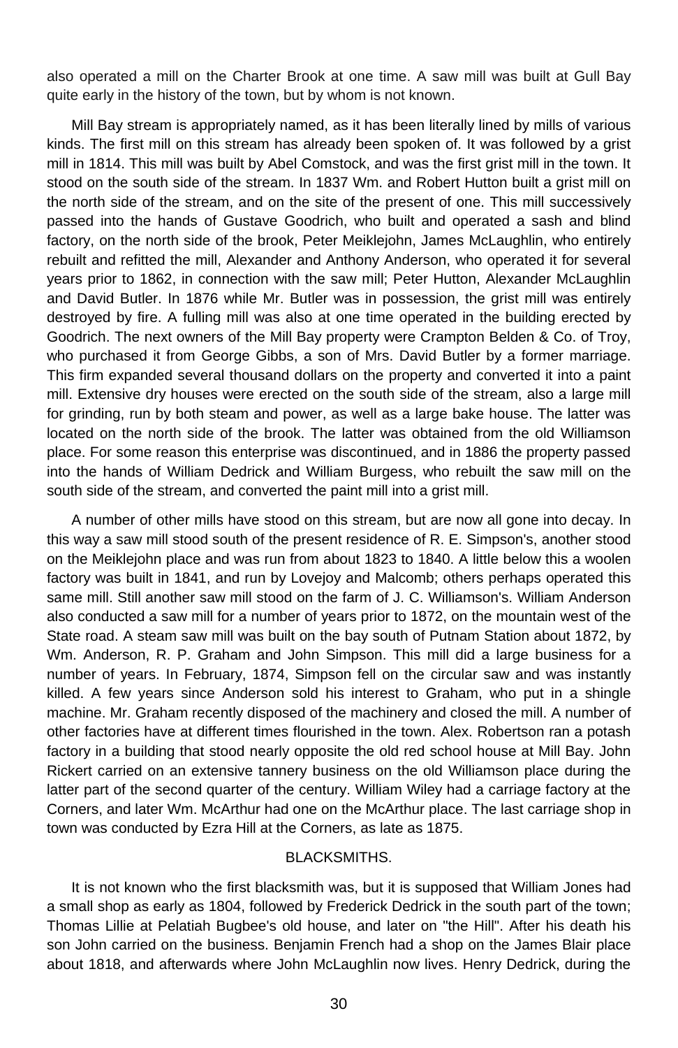also operated a mill on the Charter Brook at one time. A saw mill was built at Gull Bay quite early in the history of the town, but by whom is not known.

Mill Bay stream is appropriately named, as it has been literally lined by mills of various kinds. The first mill on this stream has already been spoken of. It was followed by a grist mill in 1814. This mill was built by Abel Comstock, and was the first grist mill in the town. It stood on the south side of the stream. In 1837 Wm. and Robert Hutton built a grist mill on the north side of the stream, and on the site of the present of one. This mill successively passed into the hands of Gustave Goodrich, who built and operated a sash and blind factory, on the north side of the brook, Peter Meiklejohn, James McLaughlin, who entirely rebuilt and refitted the mill, Alexander and Anthony Anderson, who operated it for several years prior to 1862, in connection with the saw mill; Peter Hutton, Alexander McLaughlin and David Butler. In 1876 while Mr. Butler was in possession, the grist mill was entirely destroyed by fire. A fulling mill was also at one time operated in the building erected by Goodrich. The next owners of the Mill Bay property were Crampton Belden & Co. of Troy, who purchased it from George Gibbs, a son of Mrs. David Butler by a former marriage. This firm expanded several thousand dollars on the property and converted it into a paint mill. Extensive dry houses were erected on the south side of the stream, also a large mill for grinding, run by both steam and power, as well as a large bake house. The latter was located on the north side of the brook. The latter was obtained from the old Williamson place. For some reason this enterprise was discontinued, and in 1886 the property passed into the hands of William Dedrick and William Burgess, who rebuilt the saw mill on the south side of the stream, and converted the paint mill into a grist mill.

A number of other mills have stood on this stream, but are now all gone into decay. In this way a saw mill stood south of the present residence of R. E. Simpson's, another stood on the Meiklejohn place and was run from about 1823 to 1840. A little below this a woolen factory was built in 1841, and run by Lovejoy and Malcomb; others perhaps operated this same mill. Still another saw mill stood on the farm of J. C. Williamson's. William Anderson also conducted a saw mill for a number of years prior to 1872, on the mountain west of the State road. A steam saw mill was built on the bay south of Putnam Station about 1872, by Wm. Anderson, R. P. Graham and John Simpson. This mill did a large business for a number of years. In February, 1874, Simpson fell on the circular saw and was instantly killed. A few years since Anderson sold his interest to Graham, who put in a shingle machine. Mr. Graham recently disposed of the machinery and closed the mill. A number of other factories have at different times flourished in the town. Alex. Robertson ran a potash factory in a building that stood nearly opposite the old red school house at Mill Bay. John Rickert carried on an extensive tannery business on the old Williamson place during the latter part of the second quarter of the century. William Wiley had a carriage factory at the Corners, and later Wm. McArthur had one on the McArthur place. The last carriage shop in town was conducted by Ezra Hill at the Corners, as late as 1875.

## BLACKSMITHS.

It is not known who the first blacksmith was, but it is supposed that William Jones had a small shop as early as 1804, followed by Frederick Dedrick in the south part of the town; Thomas Lillie at Pelatiah Bugbee's old house, and later on "the Hill". After his death his son John carried on the business. Benjamin French had a shop on the James Blair place about 1818, and afterwards where John McLaughlin now lives. Henry Dedrick, during the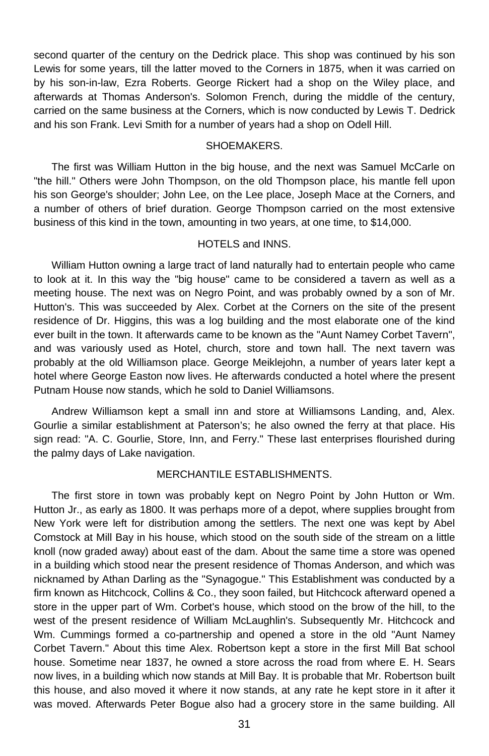second quarter of the century on the Dedrick place. This shop was continued by his son Lewis for some years, till the latter moved to the Corners in 1875, when it was carried on by his son-in-law, Ezra Roberts. George Rickert had a shop on the Wiley place, and afterwards at Thomas Anderson's. Solomon French, during the middle of the century, carried on the same business at the Corners, which is now conducted by Lewis T. Dedrick and his son Frank. Levi Smith for a number of years had a shop on Odell Hill.

## SHOEMAKERS.

The first was William Hutton in the big house, and the next was Samuel McCarle on "the hill." Others were John Thompson, on the old Thompson place, his mantle fell upon his son George's shoulder; John Lee, on the Lee place, Joseph Mace at the Corners, and a number of others of brief duration. George Thompson carried on the most extensive business of this kind in the town, amounting in two years, at one time, to $14,000.

## HOTELS and INNS.

William Hutton owning a large tract of land naturally had to entertain people who came to look at it. In this way the "big house" came to be considered a tavern as well as a meeting house. The next was on Negro Point, and was probably owned by a son of Mr. Hutton's. This was succeeded by Alex. Corbet at the Corners on the site of the present residence of Dr. Higgins, this was a log building and the most elaborate one of the kind ever built in the town. It afterwards came to be known as the "Aunt Namey Corbet Tavern", and was variously used as Hotel, church, store and town hall. The next tavern was probably at the old Williamson place. George Meiklejohn, a number of years later kept a hotel where George Easton now lives. He afterwards conducted a hotel where the present Putnam House now stands, which he sold to Daniel Williamsons.

Andrew Williamson kept a small inn and store at Williamsons Landing, and, Alex. Gourlie a similar establishment at Paterson's; he also owned the ferry at that place. His sign read: "A. C. Gourlie, Store, Inn, and Ferry." These last enterprises flourished during the palmy days of Lake navigation.

## MERCHANTILE ESTABLISHMENTS.

The first store in town was probably kept on Negro Point by John Hutton or Wm. Hutton Jr., as early as 1800. It was perhaps more of a depot, where supplies brought from New York were left for distribution among the settlers. The next one was kept by Abel Comstock at Mill Bay in his house, which stood on the south side of the stream on a little knoll (now graded away) about east of the dam. About the same time a store was opened in a building which stood near the present residence of Thomas Anderson, and which was nicknamed by Athan Darling as the "Synagogue." This Establishment was conducted by a firm known as Hitchcock, Collins & Co., they soon failed, but Hitchcock afterward opened a store in the upper part of Wm. Corbet's house, which stood on the brow of the hill, to the west of the present residence of William McLaughlin's. Subsequently Mr. Hitchcock and Wm. Cummings formed a co-partnership and opened a store in the old "Aunt Namey Corbet Tavern." About this time Alex. Robertson kept a store in the first Mill Bat school house. Sometime near 1837, he owned a store across the road from where E. H. Sears now lives, in a building which now stands at Mill Bay. It is probable that Mr. Robertson built this house, and also moved it where it now stands, at any rate he kept store in it after it was moved. Afterwards Peter Bogue also had a grocery store in the same building. All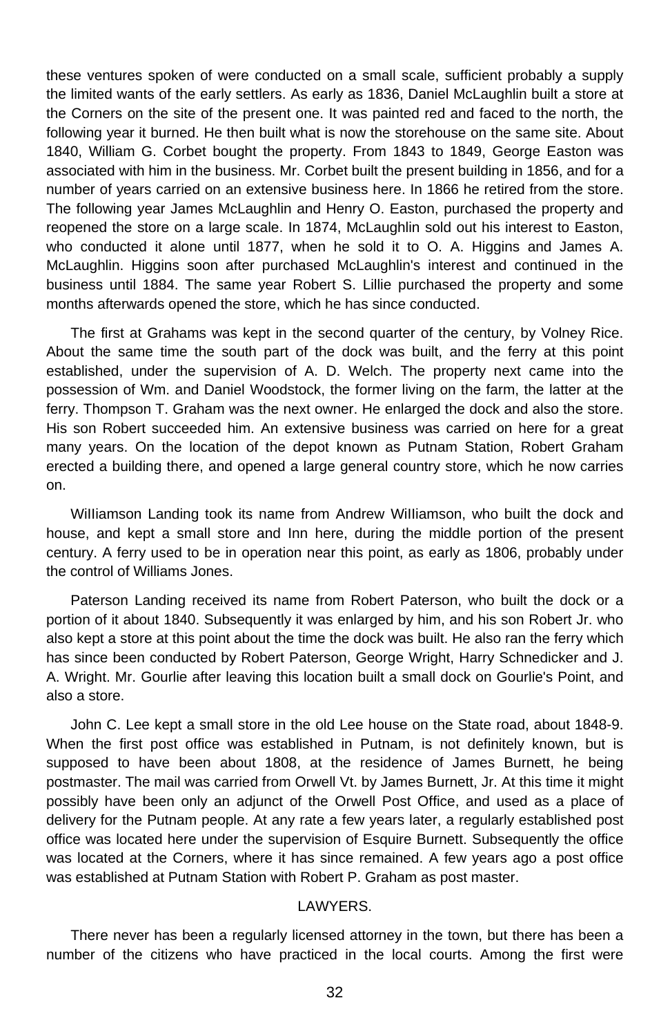these ventures spoken of were conducted on a small scale, sufficient probably a supply the limited wants of the early settlers. As early as 1836, Daniel McLaughlin built a store at the Corners on the site of the present one. It was painted red and faced to the north, the following year it burned. He then built what is now the storehouse on the same site. About 1840, William G. Corbet bought the property. From 1843 to 1849, George Easton was associated with him in the business. Mr. Corbet built the present building in 1856, and for a number of years carried on an extensive business here. In 1866 he retired from the store. The following year James McLaughlin and Henry O. Easton, purchased the property and reopened the store on a large scale. In 1874, McLaughlin sold out his interest to Easton, who conducted it alone until 1877, when he sold it to O. A. Higgins and James A. McLaughlin. Higgins soon after purchased McLaughlin's interest and continued in the business until 1884. The same year Robert S. Lillie purchased the property and some months afterwards opened the store, which he has since conducted.

The first at Grahams was kept in the second quarter of the century, by Volney Rice. About the same time the south part of the dock was built, and the ferry at this point established, under the supervision of A. D. Welch. The property next came into the possession of Wm. and Daniel Woodstock, the former living on the farm, the latter at the ferry. Thompson T. Graham was the next owner. He enlarged the dock and also the store. His son Robert succeeded him. An extensive business was carried on here for a great many years. On the location of the depot known as Putnam Station, Robert Graham erected a building there, and opened a large general country store, which he now carries on.

WiIliamson Landing took its name from Andrew WiIliamson, who built the dock and house, and kept a small store and Inn here, during the middle portion of the present century. A ferry used to be in operation near this point, as early as 1806, probably under the control of Williams Jones.

Paterson Landing received its name from Robert Paterson, who built the dock or a portion of it about 1840. Subsequently it was enlarged by him, and his son Robert Jr. who also kept a store at this point about the time the dock was built. He also ran the ferry which has since been conducted by Robert Paterson, George Wright, Harry Schnedicker and J. A. Wright. Mr. Gourlie after leaving this location built a small dock on Gourlie's Point, and also a store.

John C. Lee kept a small store in the old Lee house on the State road, about 1848-9. When the first post office was established in Putnam, is not definitely known, but is supposed to have been about 1808, at the residence of James Burnett, he being postmaster. The mail was carried from Orwell Vt. by James Burnett, Jr. At this time it might possibly have been only an adjunct of the Orwell Post Office, and used as a place of delivery for the Putnam people. At any rate a few years later, a regularly established post office was located here under the supervision of Esquire Burnett. Subsequently the office was located at the Corners, where it has since remained. A few years ago a post office was established at Putnam Station with Robert P. Graham as post master.

## LAWYERS.

There never has been a regularly licensed attorney in the town, but there has been a number of the citizens who have practiced in the local courts. Among the first were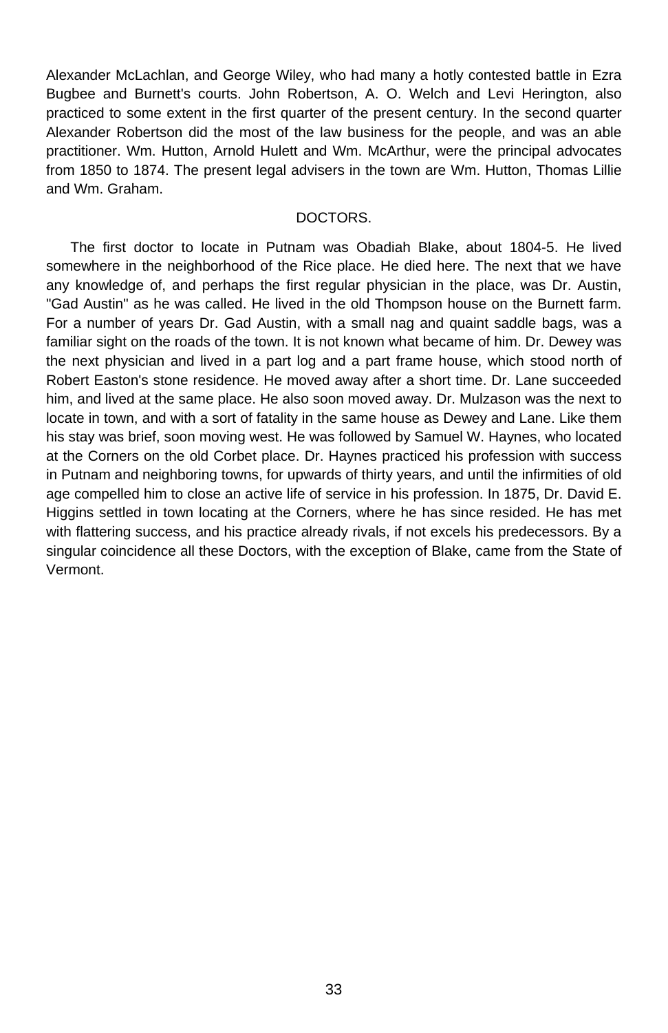Alexander McLachlan, and George Wiley, who had many a hotly contested battle in Ezra Bugbee and Burnett's courts. John Robertson, A. O. Welch and Levi Herington, also practiced to some extent in the first quarter of the present century. In the second quarter Alexander Robertson did the most of the law business for the people, and was an able practitioner. Wm. Hutton, Arnold Hulett and Wm. McArthur, were the principal advocates from 1850 to 1874. The present legal advisers in the town are Wm. Hutton, Thomas Lillie and Wm. Graham.

## DOCTORS.

The first doctor to locate in Putnam was Obadiah Blake, about 1804-5. He lived somewhere in the neighborhood of the Rice place. He died here. The next that we have any knowledge of, and perhaps the first regular physician in the place, was Dr. Austin, "Gad Austin" as he was called. He lived in the old Thompson house on the Burnett farm. For a number of years Dr. Gad Austin, with a small nag and quaint saddle bags, was a familiar sight on the roads of the town. It is not known what became of him. Dr. Dewey was the next physician and lived in a part log and a part frame house, which stood north of Robert Easton's stone residence. He moved away after a short time. Dr. Lane succeeded him, and lived at the same place. He also soon moved away. Dr. Mulzason was the next to locate in town, and with a sort of fatality in the same house as Dewey and Lane. Like them his stay was brief, soon moving west. He was followed by Samuel W. Haynes, who located at the Corners on the old Corbet place. Dr. Haynes practiced his profession with success in Putnam and neighboring towns, for upwards of thirty years, and until the infirmities of old age compelled him to close an active life of service in his profession. In 1875, Dr. David E. Higgins settled in town locating at the Corners, where he has since resided. He has met with flattering success, and his practice already rivals, if not excels his predecessors. By a singular coincidence all these Doctors, with the exception of Blake, came from the State of Vermont.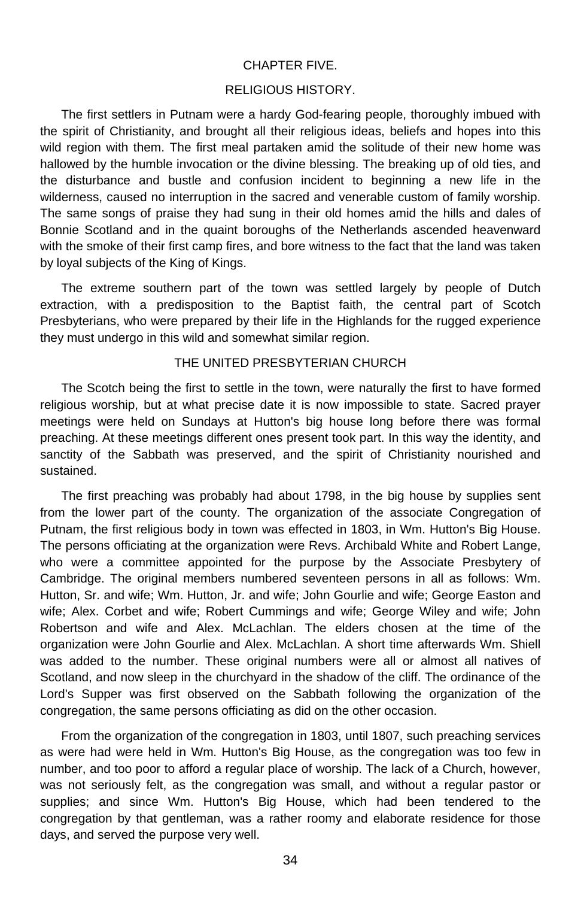# CHAPTER FIVE.

## RELIGIOUS HISTORY.

The first settlers in Putnam were a hardy God-fearing people, thoroughly imbued with the spirit of Christianity, and brought all their religious ideas, beliefs and hopes into this wild region with them. The first meal partaken amid the solitude of their new home was hallowed by the humble invocation or the divine blessing. The breaking up of old ties, and the disturbance and bustle and confusion incident to beginning a new life in the wilderness, caused no interruption in the sacred and venerable custom of family worship. The same songs of praise they had sung in their old homes amid the hills and dales of Bonnie Scotland and in the quaint boroughs of the Netherlands ascended heavenward with the smoke of their first camp fires, and bore witness to the fact that the land was taken by loyal subjects of the King of Kings.

The extreme southern part of the town was settled largely by people of Dutch extraction, with a predisposition to the Baptist faith, the central part of Scotch Presbyterians, who were prepared by their life in the Highlands for the rugged experience they must undergo in this wild and somewhat similar region.

## THE UNITED PRESBYTERIAN CHURCH

The Scotch being the first to settle in the town, were naturally the first to have formed religious worship, but at what precise date it is now impossible to state. Sacred prayer meetings were held on Sundays at Hutton's big house long before there was formal preaching. At these meetings different ones present took part. In this way the identity, and sanctity of the Sabbath was preserved, and the spirit of Christianity nourished and sustained.

The first preaching was probably had about 1798, in the big house by supplies sent from the lower part of the county. The organization of the associate Congregation of Putnam, the first religious body in town was effected in 1803, in Wm. Hutton's Big House. The persons officiating at the organization were Revs. Archibald White and Robert Lange, who were a committee appointed for the purpose by the Associate Presbytery of Cambridge. The original members numbered seventeen persons in all as follows: Wm. Hutton, Sr. and wife; Wm. Hutton, Jr. and wife; John Gourlie and wife; George Easton and wife; Alex. Corbet and wife; Robert Cummings and wife; George Wiley and wife; John Robertson and wife and Alex. McLachlan. The elders chosen at the time of the organization were John Gourlie and Alex. McLachlan. A short time afterwards Wm. Shiell was added to the number. These original numbers were all or almost all natives of Scotland, and now sleep in the churchyard in the shadow of the cliff. The ordinance of the Lord's Supper was first observed on the Sabbath following the organization of the congregation, the same persons officiating as did on the other occasion.

From the organization of the congregation in 1803, until 1807, such preaching services as were had were held in Wm. Hutton's Big House, as the congregation was too few in number, and too poor to afford a regular place of worship. The lack of a Church, however, was not seriously felt, as the congregation was small, and without a regular pastor or supplies; and since Wm. Hutton's Big House, which had been tendered to the congregation by that gentleman, was a rather roomy and elaborate residence for those days, and served the purpose very well.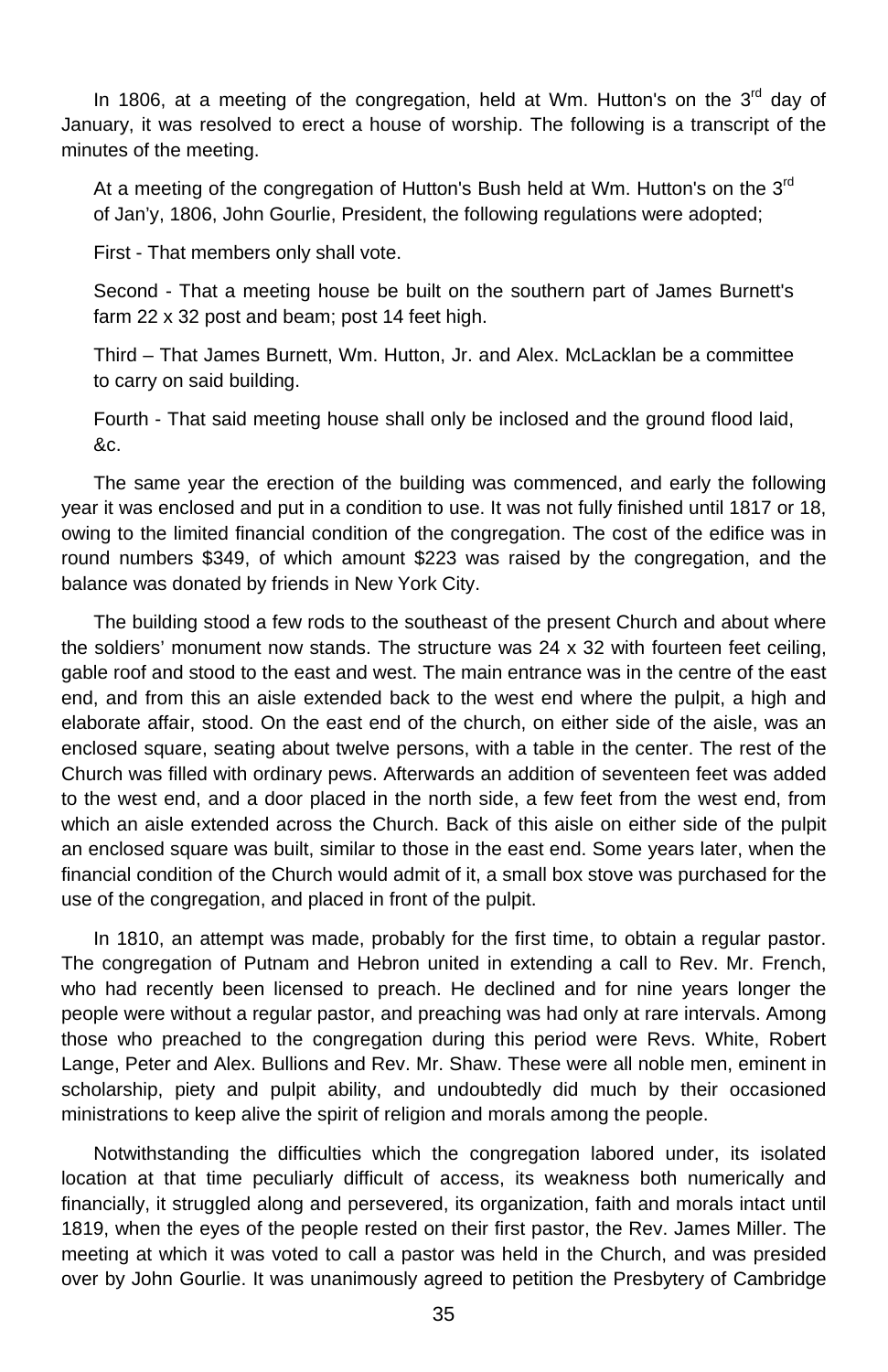In 1806, at a meeting of the congregation, held at Wm. Hutton's on the 3rd day of January, it was resolved to erect a house of worship. The following is a transcript of the minutes of the meeting.

> At a meeting of the congregation of Hutton's Bush held at Wm. Hutton's on the 3rd of Jan'y, 1806, John Gourlie, President, the following regulations were adopted;
>
> First - That members only shall vote.
>
> Second - That a meeting house be built on the southern part of James Burnett's farm 22 x 32 post and beam; post 14 feet high.
>
> Third – That James Burnett, Wm. Hutton, Jr. and Alex. McLacklan be a committee to carry on said building.
>
> Fourth - That said meeting house shall only be inclosed and the ground flood laid, &c.

The same year the erection of the building was commenced, and early the following year it was enclosed and put in a condition to use. It was not fully finished until 1817 or 18, owing to the limited financial condition of the congregation. The cost of the edifice was in round numbers $349, of which amount $223 was raised by the congregation, and the balance was donated by friends in New York City.

The building stood a few rods to the southeast of the present Church and about where the soldiers' monument now stands. The structure was 24 x 32 with fourteen feet ceiling, gable roof and stood to the east and west. The main entrance was in the centre of the east end, and from this an aisle extended back to the west end where the pulpit, a high and elaborate affair, stood. On the east end of the church, on either side of the aisle, was an enclosed square, seating about twelve persons, with a table in the center. The rest of the Church was filled with ordinary pews. Afterwards an addition of seventeen feet was added to the west end, and a door placed in the north side, a few feet from the west end, from which an aisle extended across the Church. Back of this aisle on either side of the pulpit an enclosed square was built, similar to those in the east end. Some years later, when the financial condition of the Church would admit of it, a small box stove was purchased for the use of the congregation, and placed in front of the pulpit.

In 1810, an attempt was made, probably for the first time, to obtain a regular pastor. The congregation of Putnam and Hebron united in extending a call to Rev. Mr. French, who had recently been licensed to preach. He declined and for nine years longer the people were without a regular pastor, and preaching was had only at rare intervals. Among those who preached to the congregation during this period were Revs. White, Robert Lange, Peter and Alex. Bullions and Rev. Mr. Shaw. These were all noble men, eminent in scholarship, piety and pulpit ability, and undoubtedly did much by their occasioned ministrations to keep alive the spirit of religion and morals among the people.

Notwithstanding the difficulties which the congregation labored under, its isolated location at that time peculiarly difficult of access, its weakness both numerically and financially, it struggled along and persevered, its organization, faith and morals intact until 1819, when the eyes of the people rested on their first pastor, the Rev. James Miller. The meeting at which it was voted to call a pastor was held in the Church, and was presided over by John Gourlie. It was unanimously agreed to petition the Presbytery of Cambridge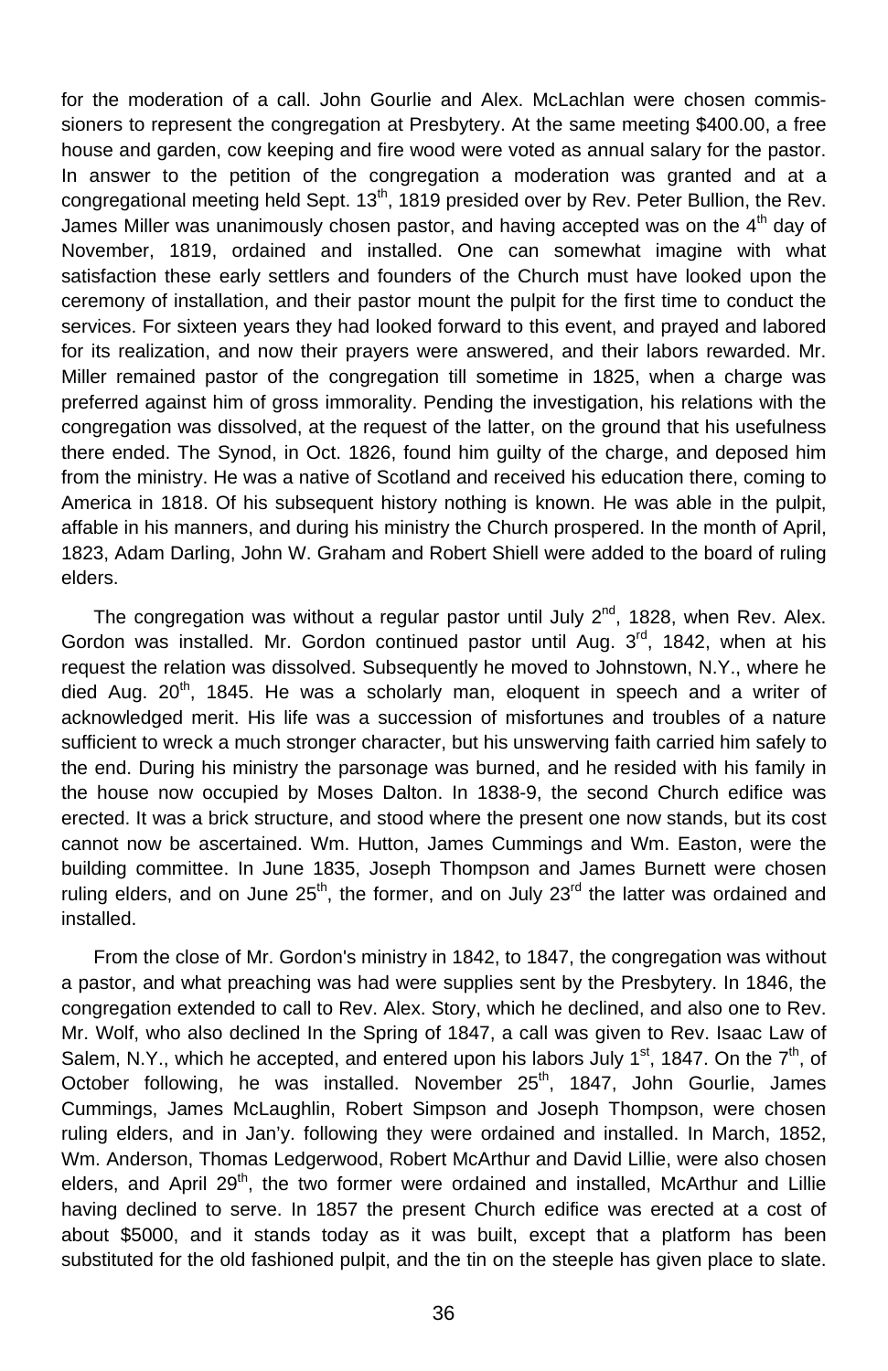for the moderation of a call. John Gourlie and Alex. McLachlan were chosen commissioners to represent the congregation at Presbytery. At the same meeting $400.00, a free house and garden, cow keeping and fire wood were voted as annual salary for the pastor. In answer to the petition of the congregation a moderation was granted and at a congregational meeting held Sept. 13th, 1819 presided over by Rev. Peter Bullion, the Rev. James Miller was unanimously chosen pastor, and having accepted was on the 4th day of November, 1819, ordained and installed. One can somewhat imagine with what satisfaction these early settlers and founders of the Church must have looked upon the ceremony of installation, and their pastor mount the pulpit for the first time to conduct the services. For sixteen years they had looked forward to this event, and prayed and labored for its realization, and now their prayers were answered, and their labors rewarded. Mr. Miller remained pastor of the congregation till sometime in 1825, when a charge was preferred against him of gross immorality. Pending the investigation, his relations with the congregation was dissolved, at the request of the latter, on the ground that his usefulness there ended. The Synod, in Oct. 1826, found him guilty of the charge, and deposed him from the ministry. He was a native of Scotland and received his education there, coming to America in 1818. Of his subsequent history nothing is known. He was able in the pulpit, affable in his manners, and during his ministry the Church prospered. In the month of April, 1823, Adam Darling, John W. Graham and Robert Shiell were added to the board of ruling elders.

The congregation was without a regular pastor until July 2nd, 1828, when Rev. Alex. Gordon was installed. Mr. Gordon continued pastor until Aug. 3rd, 1842, when at his request the relation was dissolved. Subsequently he moved to Johnstown, N.Y., where he died Aug. 20th, 1845. He was a scholarly man, eloquent in speech and a writer of acknowledged merit. His life was a succession of misfortunes and troubles of a nature sufficient to wreck a much stronger character, but his unswerving faith carried him safely to the end. During his ministry the parsonage was burned, and he resided with his family in the house now occupied by Moses Dalton. In 1838-9, the second Church edifice was erected. It was a brick structure, and stood where the present one now stands, but its cost cannot now be ascertained. Wm. Hutton, James Cummings and Wm. Easton, were the building committee. In June 1835, Joseph Thompson and James Burnett were chosen ruling elders, and on June 25th, the former, and on July 23rd the latter was ordained and installed.

From the close of Mr. Gordon's ministry in 1842, to 1847, the congregation was without a pastor, and what preaching was had were supplies sent by the Presbytery. In 1846, the congregation extended to call to Rev. Alex. Story, which he declined, and also one to Rev. Mr. Wolf, who also declined In the Spring of 1847, a call was given to Rev. Isaac Law of Salem, N.Y., which he accepted, and entered upon his labors July 1st, 1847. On the 7th, of October following, he was installed. November 25th, 1847, John Gourlie, James Cummings, James McLaughlin, Robert Simpson and Joseph Thompson, were chosen ruling elders, and in Jan'y. following they were ordained and installed. In March, 1852, Wm. Anderson, Thomas Ledgerwood, Robert McArthur and David Lillie, were also chosen elders, and April 29th, the two former were ordained and installed, McArthur and Lillie having declined to serve. In 1857 the present Church edifice was erected at a cost of about $5000, and it stands today as it was built, except that a platform has been substituted for the old fashioned pulpit, and the tin on the steeple has given place to slate.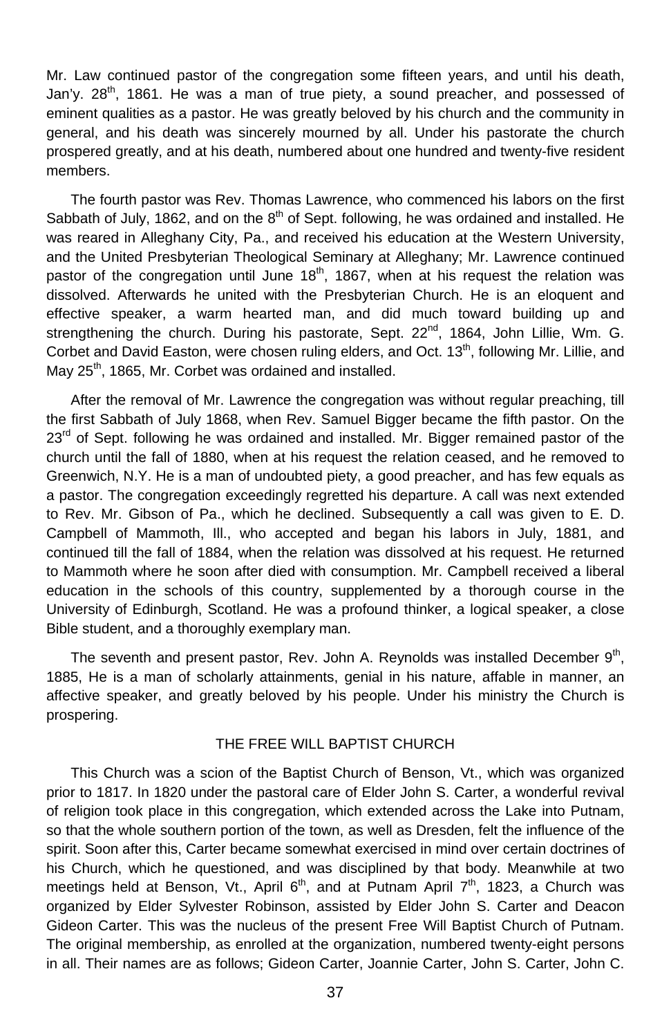Mr. Law continued pastor of the congregation some fifteen years, and until his death, Jan'y. 28th, 1861. He was a man of true piety, a sound preacher, and possessed of eminent qualities as a pastor. He was greatly beloved by his church and the community in general, and his death was sincerely mourned by all. Under his pastorate the church prospered greatly, and at his death, numbered about one hundred and twenty-five resident members.

The fourth pastor was Rev. Thomas Lawrence, who commenced his labors on the first Sabbath of July, 1862, and on the 8th of Sept. following, he was ordained and installed. He was reared in Alleghany City, Pa., and received his education at the Western University, and the United Presbyterian Theological Seminary at Alleghany; Mr. Lawrence continued pastor of the congregation until June 18th, 1867, when at his request the relation was dissolved. Afterwards he united with the Presbyterian Church. He is an eloquent and effective speaker, a warm hearted man, and did much toward building up and strengthening the church. During his pastorate, Sept. 22nd, 1864, John Lillie, Wm. G. Corbet and David Easton, were chosen ruling elders, and Oct. 13th, following Mr. Lillie, and May 25th, 1865, Mr. Corbet was ordained and installed.

After the removal of Mr. Lawrence the congregation was without regular preaching, till the first Sabbath of July 1868, when Rev. Samuel Bigger became the fifth pastor. On the 23rd of Sept. following he was ordained and installed. Mr. Bigger remained pastor of the church until the fall of 1880, when at his request the relation ceased, and he removed to Greenwich, N.Y. He is a man of undoubted piety, a good preacher, and has few equals as a pastor. The congregation exceedingly regretted his departure. A call was next extended to Rev. Mr. Gibson of Pa., which he declined. Subsequently a call was given to E. D. Campbell of Mammoth, Ill., who accepted and began his labors in July, 1881, and continued till the fall of 1884, when the relation was dissolved at his request. He returned to Mammoth where he soon after died with consumption. Mr. Campbell received a liberal education in the schools of this country, supplemented by a thorough course in the University of Edinburgh, Scotland. He was a profound thinker, a logical speaker, a close Bible student, and a thoroughly exemplary man.

The seventh and present pastor, Rev. John A. Reynolds was installed December 9th, 1885, He is a man of scholarly attainments, genial in his nature, affable in manner, an affective speaker, and greatly beloved by his people. Under his ministry the Church is prospering.

## THE FREE WILL BAPTIST CHURCH

This Church was a scion of the Baptist Church of Benson, Vt., which was organized prior to 1817. In 1820 under the pastoral care of Elder John S. Carter, a wonderful revival of religion took place in this congregation, which extended across the Lake into Putnam, so that the whole southern portion of the town, as well as Dresden, felt the influence of the spirit. Soon after this, Carter became somewhat exercised in mind over certain doctrines of his Church, which he questioned, and was disciplined by that body. Meanwhile at two meetings held at Benson, Vt., April 6th, and at Putnam April 7th, 1823, a Church was organized by Elder Sylvester Robinson, assisted by Elder John S. Carter and Deacon Gideon Carter. This was the nucleus of the present Free Will Baptist Church of Putnam. The original membership, as enrolled at the organization, numbered twenty-eight persons in all. Their names are as follows; Gideon Carter, Joannie Carter, John S. Carter, John C.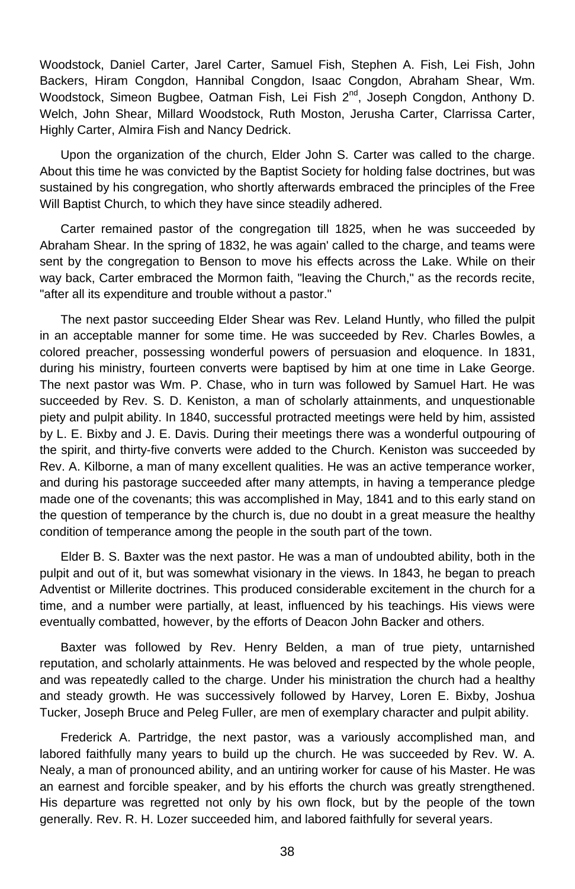Woodstock, Daniel Carter, Jarel Carter, Samuel Fish, Stephen A. Fish, Lei Fish, John Backers, Hiram Congdon, Hannibal Congdon, Isaac Congdon, Abraham Shear, Wm. Woodstock, Simeon Bugbee, Oatman Fish, Lei Fish 2nd, Joseph Congdon, Anthony D. Welch, John Shear, Millard Woodstock, Ruth Moston, Jerusha Carter, Clarrissa Carter, Highly Carter, Almira Fish and Nancy Dedrick.

Upon the organization of the church, Elder John S. Carter was called to the charge. About this time he was convicted by the Baptist Society for holding false doctrines, but was sustained by his congregation, who shortly afterwards embraced the principles of the Free Will Baptist Church, to which they have since steadily adhered.

Carter remained pastor of the congregation till 1825, when he was succeeded by Abraham Shear. In the spring of 1832, he was again' called to the charge, and teams were sent by the congregation to Benson to move his effects across the Lake. While on their way back, Carter embraced the Mormon faith, "leaving the Church," as the records recite, "after all its expenditure and trouble without a pastor."

The next pastor succeeding Elder Shear was Rev. Leland Huntly, who filled the pulpit in an acceptable manner for some time. He was succeeded by Rev. Charles Bowles, a colored preacher, possessing wonderful powers of persuasion and eloquence. In 1831, during his ministry, fourteen converts were baptised by him at one time in Lake George. The next pastor was Wm. P. Chase, who in turn was followed by Samuel Hart. He was succeeded by Rev. S. D. Keniston, a man of scholarly attainments, and unquestionable piety and pulpit ability. In 1840, successful protracted meetings were held by him, assisted by L. E. Bixby and J. E. Davis. During their meetings there was a wonderful outpouring of the spirit, and thirty-five converts were added to the Church. Keniston was succeeded by Rev. A. Kilborne, a man of many excellent qualities. He was an active temperance worker, and during his pastorage succeeded after many attempts, in having a temperance pledge made one of the covenants; this was accomplished in May, 1841 and to this early stand on the question of temperance by the church is, due no doubt in a great measure the healthy condition of temperance among the people in the south part of the town.

Elder B. S. Baxter was the next pastor. He was a man of undoubted ability, both in the pulpit and out of it, but was somewhat visionary in the views. In 1843, he began to preach Adventist or Millerite doctrines. This produced considerable excitement in the church for a time, and a number were partially, at least, influenced by his teachings. His views were eventually combatted, however, by the efforts of Deacon John Backer and others.

Baxter was followed by Rev. Henry Belden, a man of true piety, untarnished reputation, and scholarly attainments. He was beloved and respected by the whole people, and was repeatedly called to the charge. Under his ministration the church had a healthy and steady growth. He was successively followed by Harvey, Loren E. Bixby, Joshua Tucker, Joseph Bruce and Peleg Fuller, are men of exemplary character and pulpit ability.

Frederick A. Partridge, the next pastor, was a variously accomplished man, and labored faithfully many years to build up the church. He was succeeded by Rev. W. A. Nealy, a man of pronounced ability, and an untiring worker for cause of his Master. He was an earnest and forcible speaker, and by his efforts the church was greatly strengthened. His departure was regretted not only by his own flock, but by the people of the town generally. Rev. R. H. Lozer succeeded him, and labored faithfully for several years.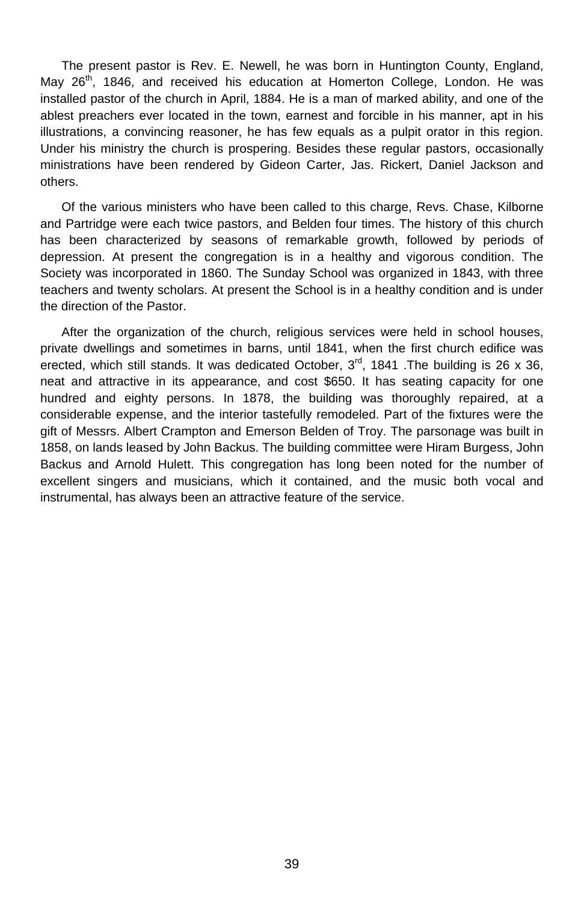The present pastor is Rev. E. Newell, he was born in Huntington County, England, May 26th, 1846, and received his education at Homerton College, London. He was installed pastor of the church in April, 1884. He is a man of marked ability, and one of the ablest preachers ever located in the town, earnest and forcible in his manner, apt in his illustrations, a convincing reasoner, he has few equals as a pulpit orator in this region. Under his ministry the church is prospering. Besides these regular pastors, occasionally ministrations have been rendered by Gideon Carter, Jas. Rickert, Daniel Jackson and others.

Of the various ministers who have been called to this charge, Revs. Chase, Kilborne and Partridge were each twice pastors, and Belden four times. The history of this church has been characterized by seasons of remarkable growth, followed by periods of depression. At present the congregation is in a healthy and vigorous condition. The Society was incorporated in 1860. The Sunday School was organized in 1843, with three teachers and twenty scholars. At present the School is in a healthy condition and is under the direction of the Pastor.

After the organization of the church, religious services were held in school houses, private dwellings and sometimes in barns, until 1841, when the first church edifice was erected, which still stands. It was dedicated October, 3rd, 1841 .The building is 26 x 36, neat and attractive in its appearance, and cost $650. It has seating capacity for one hundred and eighty persons. In 1878, the building was thoroughly repaired, at a considerable expense, and the interior tastefully remodeled. Part of the fixtures were the gift of Messrs. Albert Crampton and Emerson Belden of Troy. The parsonage was built in 1858, on lands leased by John Backus. The building committee were Hiram Burgess, John Backus and Arnold Hulett. This congregation has long been noted for the number of excellent singers and musicians, which it contained, and the music both vocal and instrumental, has always been an attractive feature of the service.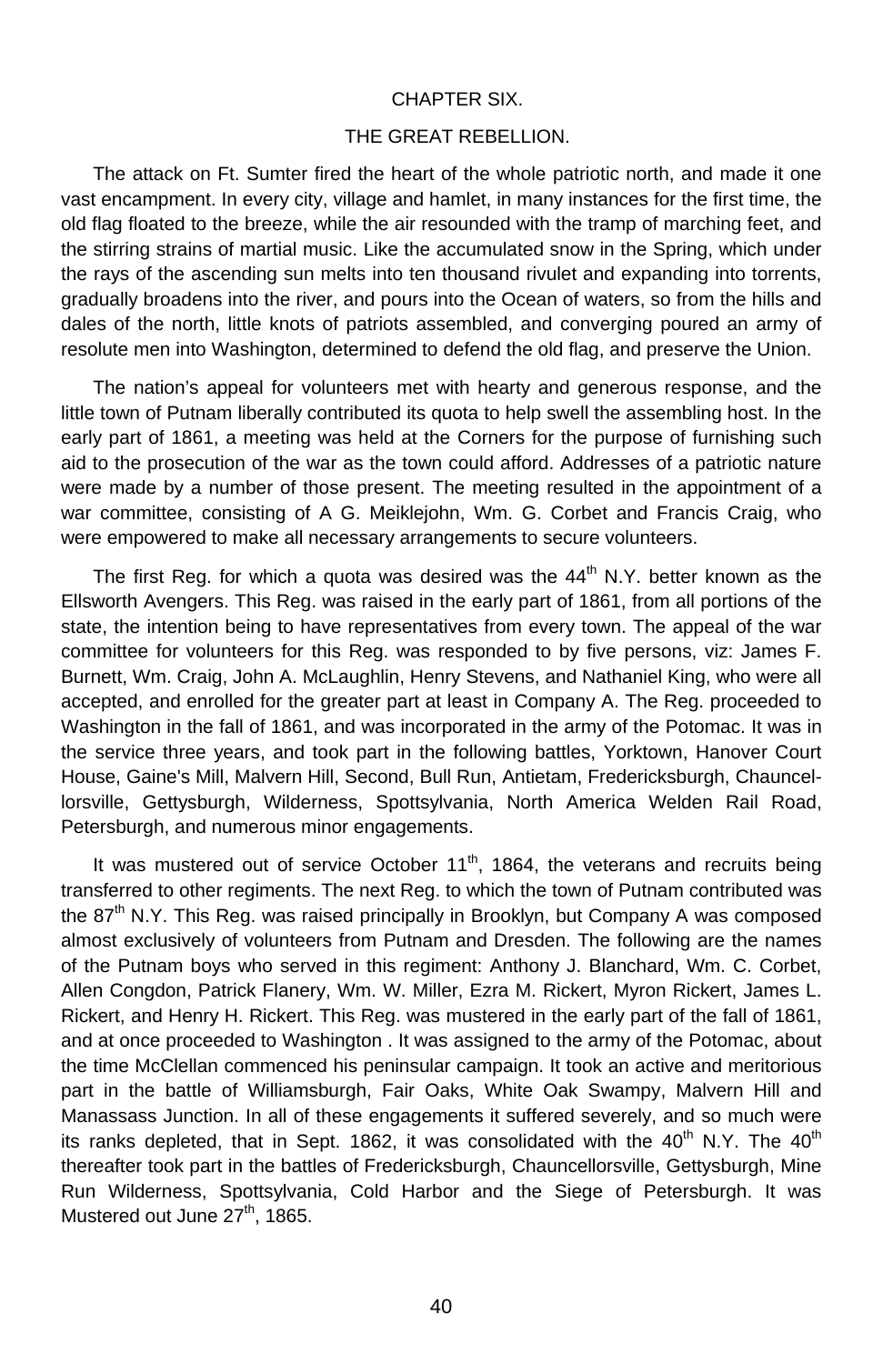## CHAPTER SIX.

## THE GREAT REBELLION.

The attack on Ft. Sumter fired the heart of the whole patriotic north, and made it one vast encampment. In every city, village and hamlet, in many instances for the first time, the old flag floated to the breeze, while the air resounded with the tramp of marching feet, and the stirring strains of martial music. Like the accumulated snow in the Spring, which under the rays of the ascending sun melts into ten thousand rivulet and expanding into torrents, gradually broadens into the river, and pours into the Ocean of waters, so from the hills and dales of the north, little knots of patriots assembled, and converging poured an army of resolute men into Washington, determined to defend the old flag, and preserve the Union.

The nation's appeal for volunteers met with hearty and generous response, and the little town of Putnam liberally contributed its quota to help swell the assembling host. In the early part of 1861, a meeting was held at the Corners for the purpose of furnishing such aid to the prosecution of the war as the town could afford. Addresses of a patriotic nature were made by a number of those present. The meeting resulted in the appointment of a war committee, consisting of A G. Meiklejohn, Wm. G. Corbet and Francis Craig, who were empowered to make all necessary arrangements to secure volunteers.

The first Reg. for which a quota was desired was the 44th N.Y. better known as the Ellsworth Avengers. This Reg. was raised in the early part of 1861, from all portions of the state, the intention being to have representatives from every town. The appeal of the war committee for volunteers for this Reg. was responded to by five persons, viz: James F. Burnett, Wm. Craig, John A. McLaughlin, Henry Stevens, and Nathaniel King, who were all accepted, and enrolled for the greater part at least in Company A. The Reg. proceeded to Washington in the fall of 1861, and was incorporated in the army of the Potomac. It was in the service three years, and took part in the following battles, Yorktown, Hanover Court House, Gaine's Mill, Malvern Hill, Second, Bull Run, Antietam, Fredericksburgh, Chauncellorsville, Gettysburgh, Wilderness, Spottsylvania, North America Welden Rail Road, Petersburgh, and numerous minor engagements.

It was mustered out of service October 11th, 1864, the veterans and recruits being transferred to other regiments. The next Reg. to which the town of Putnam contributed was the 87th N.Y. This Reg. was raised principally in Brooklyn, but Company A was composed almost exclusively of volunteers from Putnam and Dresden. The following are the names of the Putnam boys who served in this regiment: Anthony J. Blanchard, Wm. C. Corbet, Allen Congdon, Patrick Flanery, Wm. W. Miller, Ezra M. Rickert, Myron Rickert, James L. Rickert, and Henry H. Rickert. This Reg. was mustered in the early part of the fall of 1861, and at once proceeded to Washington . It was assigned to the army of the Potomac, about the time McClellan commenced his peninsular campaign. It took an active and meritorious part in the battle of Williamsburgh, Fair Oaks, White Oak Swampy, Malvern Hill and Manassass Junction. In all of these engagements it suffered severely, and so much were its ranks depleted, that in Sept. 1862, it was consolidated with the 40th N.Y. The 40th thereafter took part in the battles of Fredericksburgh, Chauncellorsville, Gettysburgh, Mine Run Wilderness, Spottsylvania, Cold Harbor and the Siege of Petersburgh. It was Mustered out June 27th, 1865.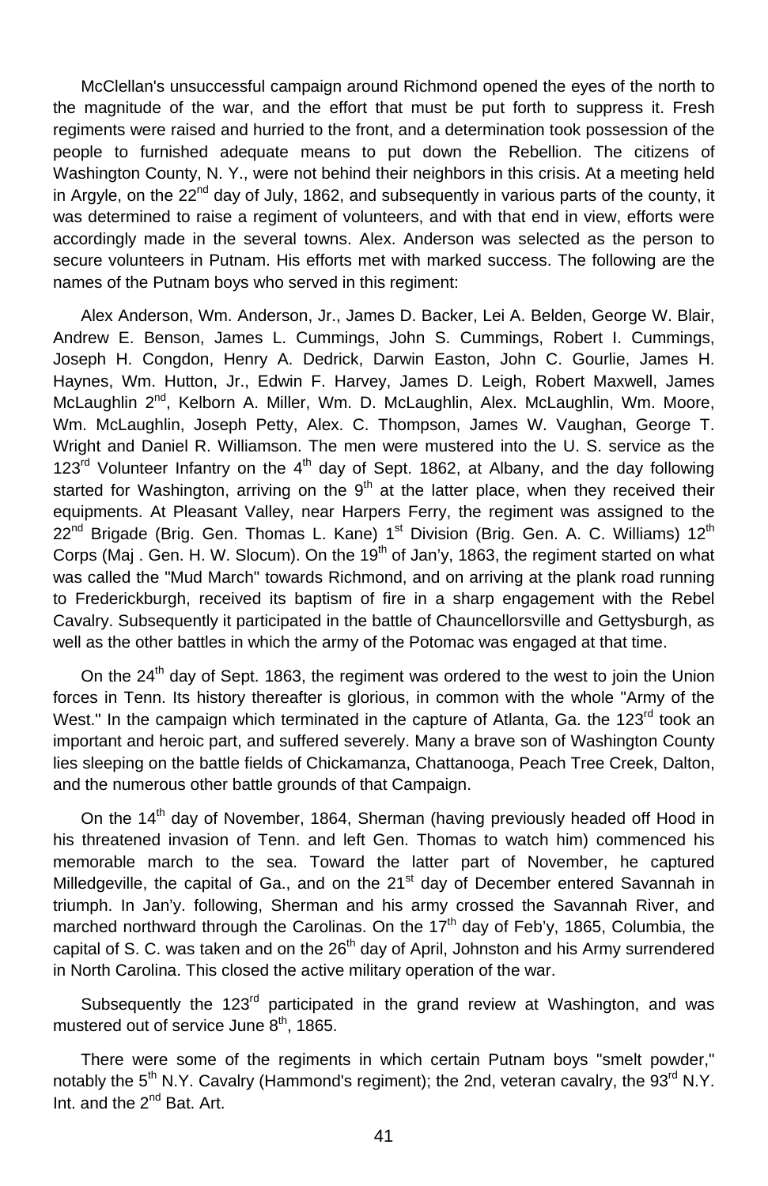McClellan's unsuccessful campaign around Richmond opened the eyes of the north to the magnitude of the war, and the effort that must be put forth to suppress it. Fresh regiments were raised and hurried to the front, and a determination took possession of the people to furnished adequate means to put down the Rebellion. The citizens of Washington County, N. Y., were not behind their neighbors in this crisis. At a meeting held in Argyle, on the 22nd day of July, 1862, and subsequently in various parts of the county, it was determined to raise a regiment of volunteers, and with that end in view, efforts were accordingly made in the several towns. Alex. Anderson was selected as the person to secure volunteers in Putnam. His efforts met with marked success. The following are the names of the Putnam boys who served in this regiment:

Alex Anderson, Wm. Anderson, Jr., James D. Backer, Lei A. Belden, George W. Blair, Andrew E. Benson, James L. Cummings, John S. Cummings, Robert I. Cummings, Joseph H. Congdon, Henry A. Dedrick, Darwin Easton, John C. Gourlie, James H. Haynes, Wm. Hutton, Jr., Edwin F. Harvey, James D. Leigh, Robert Maxwell, James McLaughlin 2nd, Kelborn A. Miller, Wm. D. McLaughlin, Alex. McLaughlin, Wm. Moore, Wm. McLaughlin, Joseph Petty, Alex. C. Thompson, James W. Vaughan, George T. Wright and Daniel R. Williamson. The men were mustered into the U. S. service as the 123rd Volunteer Infantry on the 4th day of Sept. 1862, at Albany, and the day following started for Washington, arriving on the 9th at the latter place, when they received their equipments. At Pleasant Valley, near Harpers Ferry, the regiment was assigned to the 22nd Brigade (Brig. Gen. Thomas L. Kane) 1st Division (Brig. Gen. A. C. Williams) 12th Corps (Maj . Gen. H. W. Slocum). On the 19th of Jan'y, 1863, the regiment started on what was called the "Mud March" towards Richmond, and on arriving at the plank road running to Frederickburgh, received its baptism of fire in a sharp engagement with the Rebel Cavalry. Subsequently it participated in the battle of Chauncellorsville and Gettysburgh, as well as the other battles in which the army of the Potomac was engaged at that time.

On the 24th day of Sept. 1863, the regiment was ordered to the west to join the Union forces in Tenn. Its history thereafter is glorious, in common with the whole "Army of the West." In the campaign which terminated in the capture of Atlanta, Ga. the 123rd took an important and heroic part, and suffered severely. Many a brave son of Washington County lies sleeping on the battle fields of Chickamanza, Chattanooga, Peach Tree Creek, Dalton, and the numerous other battle grounds of that Campaign.

On the 14th day of November, 1864, Sherman (having previously headed off Hood in his threatened invasion of Tenn. and left Gen. Thomas to watch him) commenced his memorable march to the sea. Toward the latter part of November, he captured Milledgeville, the capital of Ga., and on the 21st day of December entered Savannah in triumph. In Jan'y. following, Sherman and his army crossed the Savannah River, and marched northward through the Carolinas. On the 17th day of Feb'y, 1865, Columbia, the capital of S. C. was taken and on the 26th day of April, Johnston and his Army surrendered in North Carolina. This closed the active military operation of the war.

Subsequently the 123rd participated in the grand review at Washington, and was mustered out of service June 8th, 1865.

There were some of the regiments in which certain Putnam boys "smelt powder," notably the 5th N.Y. Cavalry (Hammond's regiment); the 2nd, veteran cavalry, the 93rd N.Y. Int. and the 2nd Bat. Art.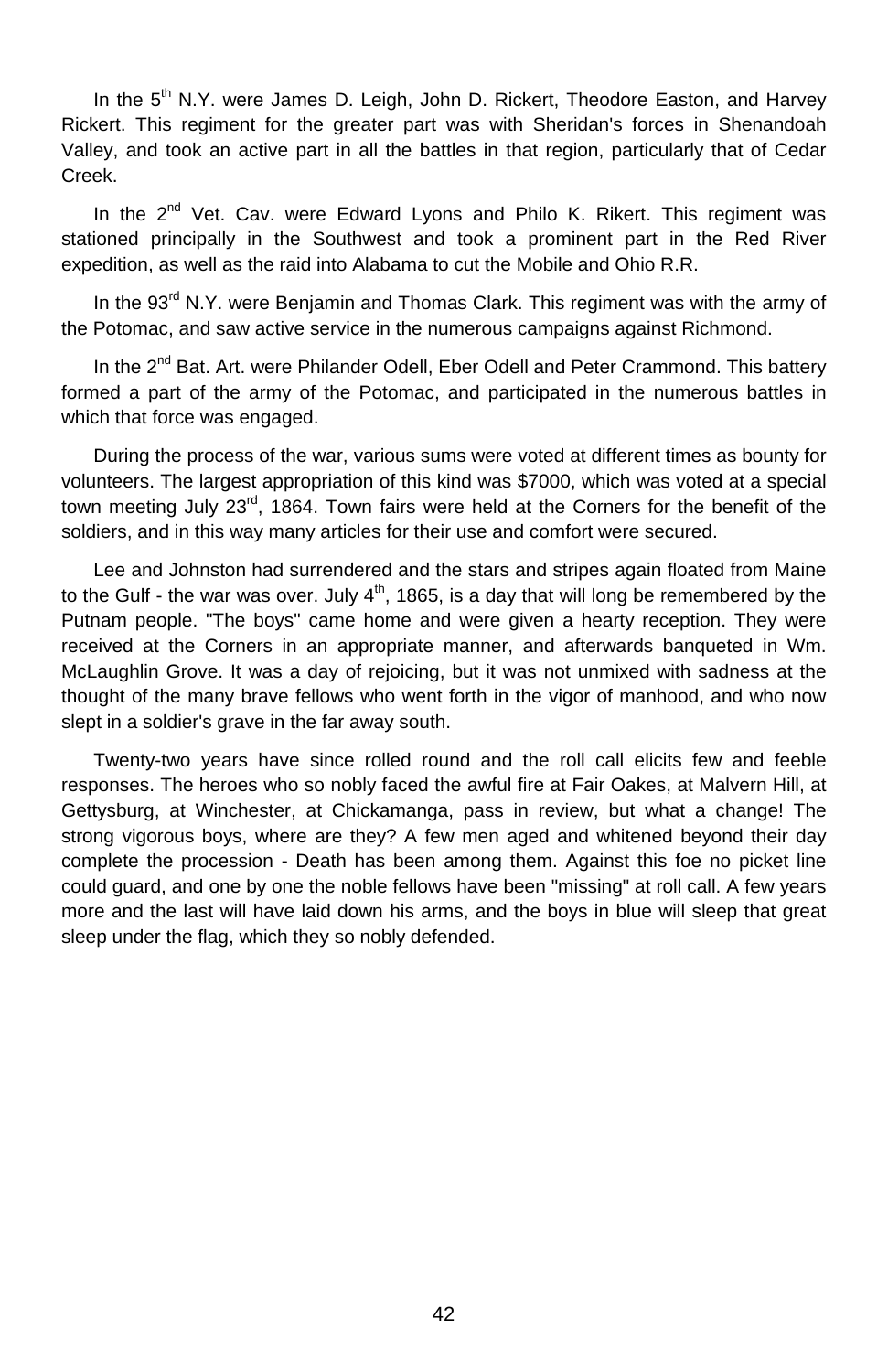In the 5th N.Y. were James D. Leigh, John D. Rickert, Theodore Easton, and Harvey Rickert. This regiment for the greater part was with Sheridan's forces in Shenandoah Valley, and took an active part in all the battles in that region, particularly that of Cedar Creek.

In the 2nd Vet. Cav. were Edward Lyons and Philo K. Rikert. This regiment was stationed principally in the Southwest and took a prominent part in the Red River expedition, as well as the raid into Alabama to cut the Mobile and Ohio R.R.

In the 93rd N.Y. were Benjamin and Thomas Clark. This regiment was with the army of the Potomac, and saw active service in the numerous campaigns against Richmond.

In the 2nd Bat. Art. were Philander Odell, Eber Odell and Peter Crammond. This battery formed a part of the army of the Potomac, and participated in the numerous battles in which that force was engaged.

During the process of the war, various sums were voted at different times as bounty for volunteers. The largest appropriation of this kind was $7000, which was voted at a special town meeting July 23rd, 1864. Town fairs were held at the Corners for the benefit of the soldiers, and in this way many articles for their use and comfort were secured.

Lee and Johnston had surrendered and the stars and stripes again floated from Maine to the Gulf - the war was over. July 4th, 1865, is a day that will long be remembered by the Putnam people. "The boys" came home and were given a hearty reception. They were received at the Corners in an appropriate manner, and afterwards banqueted in Wm. McLaughlin Grove. It was a day of rejoicing, but it was not unmixed with sadness at the thought of the many brave fellows who went forth in the vigor of manhood, and who now slept in a soldier's grave in the far away south.

Twenty-two years have since rolled round and the roll call elicits few and feeble responses. The heroes who so nobly faced the awful fire at Fair Oakes, at Malvern Hill, at Gettysburg, at Winchester, at Chickamanga, pass in review, but what a change! The strong vigorous boys, where are they? A few men aged and whitened beyond their day complete the procession - Death has been among them. Against this foe no picket line could guard, and one by one the noble fellows have been "missing" at roll call. A few years more and the last will have laid down his arms, and the boys in blue will sleep that great sleep under the flag, which they so nobly defended.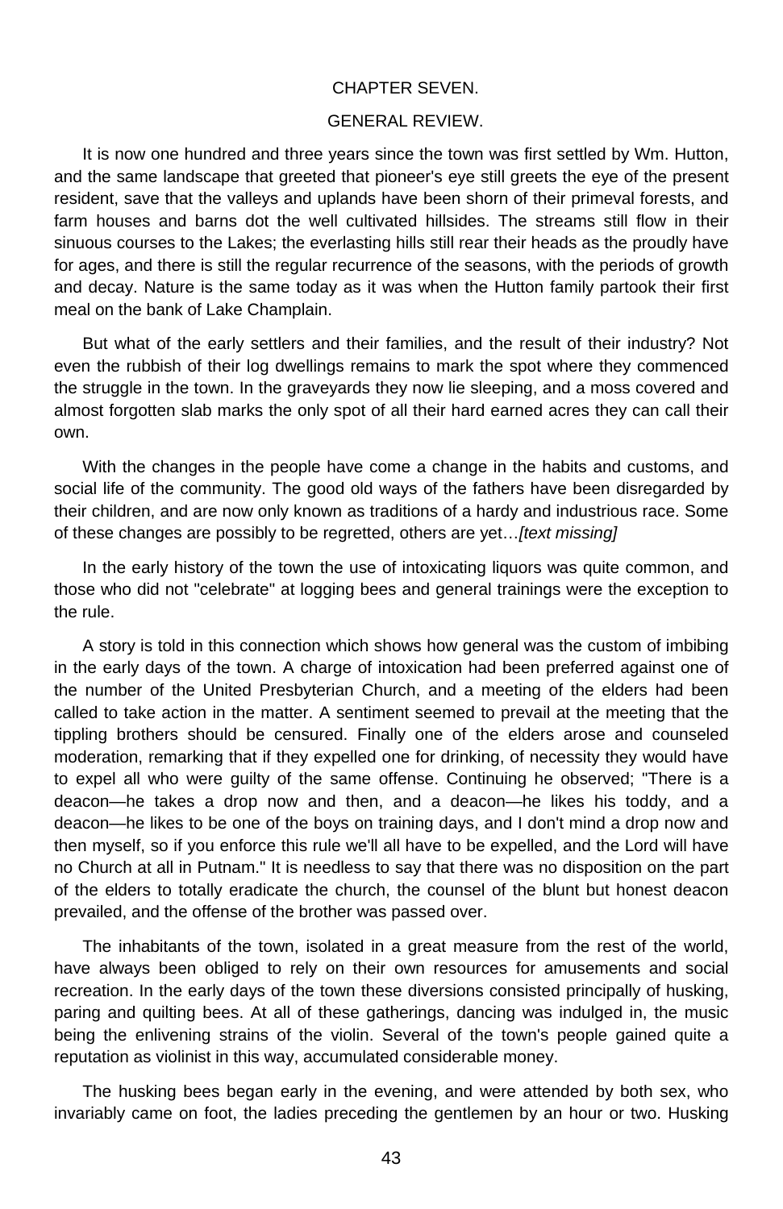# CHAPTER SEVEN.

## GENERAL REVIEW.

It is now one hundred and three years since the town was first settled by Wm. Hutton, and the same landscape that greeted that pioneer's eye still greets the eye of the present resident, save that the valleys and uplands have been shorn of their primeval forests, and farm houses and barns dot the well cultivated hillsides. The streams still flow in their sinuous courses to the Lakes; the everlasting hills still rear their heads as the proudly have for ages, and there is still the regular recurrence of the seasons, with the periods of growth and decay. Nature is the same today as it was when the Hutton family partook their first meal on the bank of Lake Champlain.

But what of the early settlers and their families, and the result of their industry? Not even the rubbish of their log dwellings remains to mark the spot where they commenced the struggle in the town. In the graveyards they now lie sleeping, and a moss covered and almost forgotten slab marks the only spot of all their hard earned acres they can call their own.

With the changes in the people have come a change in the habits and customs, and social life of the community. The good old ways of the fathers have been disregarded by their children, and are now only known as traditions of a hardy and industrious race. Some of these changes are possibly to be regretted, others are yet…*[text missing]*

In the early history of the town the use of intoxicating liquors was quite common, and those who did not "celebrate" at logging bees and general trainings were the exception to the rule.

A story is told in this connection which shows how general was the custom of imbibing in the early days of the town. A charge of intoxication had been preferred against one of the number of the United Presbyterian Church, and a meeting of the elders had been called to take action in the matter. A sentiment seemed to prevail at the meeting that the tippling brothers should be censured. Finally one of the elders arose and counseled moderation, remarking that if they expelled one for drinking, of necessity they would have to expel all who were guilty of the same offense. Continuing he observed; "There is a deacon—he takes a drop now and then, and a deacon—he likes his toddy, and a deacon—he likes to be one of the boys on training days, and I don't mind a drop now and then myself, so if you enforce this rule we'll all have to be expelled, and the Lord will have no Church at all in Putnam." It is needless to say that there was no disposition on the part of the elders to totally eradicate the church, the counsel of the blunt but honest deacon prevailed, and the offense of the brother was passed over.

The inhabitants of the town, isolated in a great measure from the rest of the world, have always been obliged to rely on their own resources for amusements and social recreation. In the early days of the town these diversions consisted principally of husking, paring and quilting bees. At all of these gatherings, dancing was indulged in, the music being the enlivening strains of the violin. Several of the town's people gained quite a reputation as violinist in this way, accumulated considerable money.

The husking bees began early in the evening, and were attended by both sex, who invariably came on foot, the ladies preceding the gentlemen by an hour or two. Husking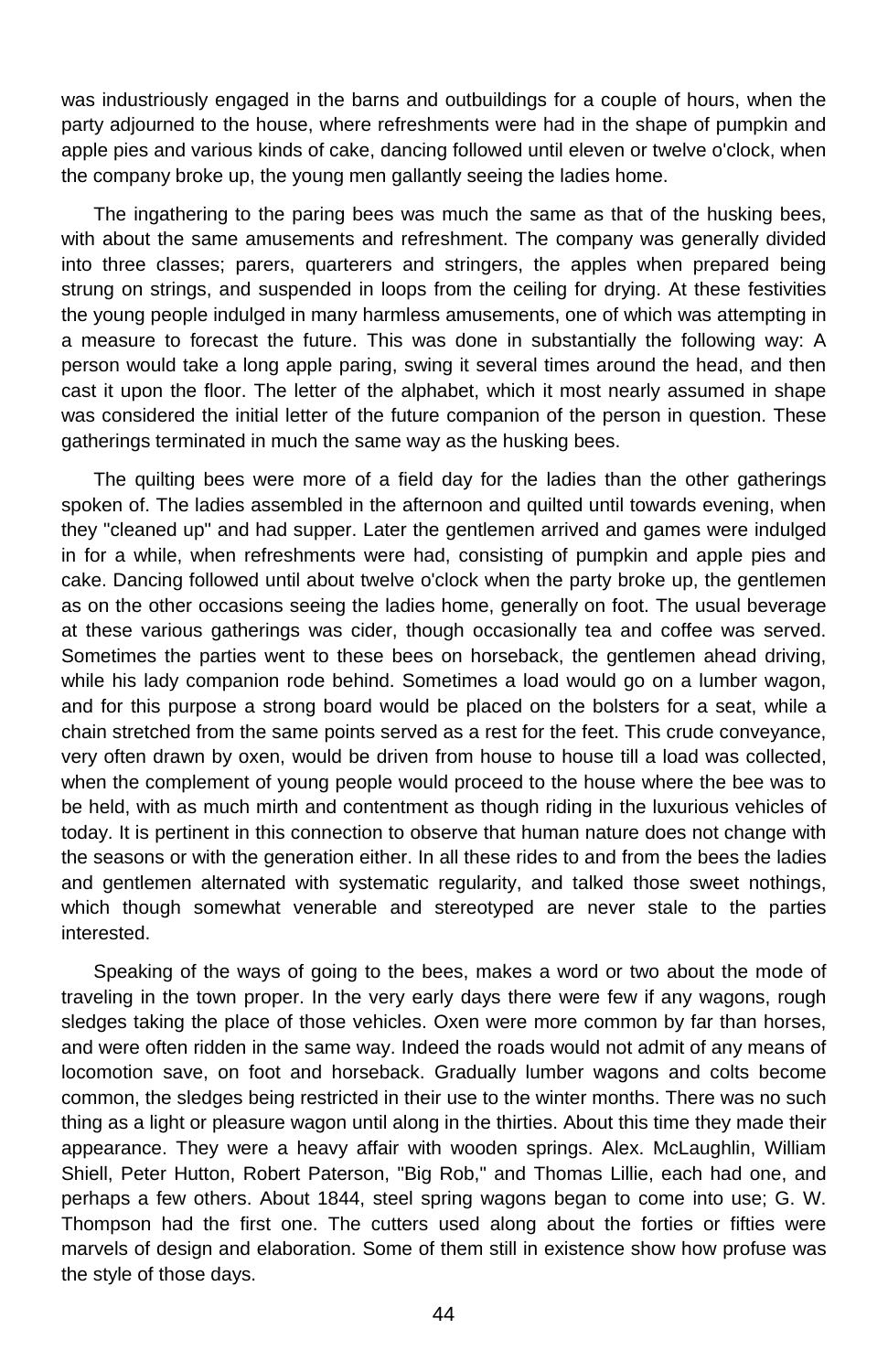was industriously engaged in the barns and outbuildings for a couple of hours, when the party adjourned to the house, where refreshments were had in the shape of pumpkin and apple pies and various kinds of cake, dancing followed until eleven or twelve o'clock, when the company broke up, the young men gallantly seeing the ladies home.

The ingathering to the paring bees was much the same as that of the husking bees, with about the same amusements and refreshment. The company was generally divided into three classes; parers, quarterers and stringers, the apples when prepared being strung on strings, and suspended in loops from the ceiling for drying. At these festivities the young people indulged in many harmless amusements, one of which was attempting in a measure to forecast the future. This was done in substantially the following way: A person would take a long apple paring, swing it several times around the head, and then cast it upon the floor. The letter of the alphabet, which it most nearly assumed in shape was considered the initial letter of the future companion of the person in question. These gatherings terminated in much the same way as the husking bees.

The quilting bees were more of a field day for the ladies than the other gatherings spoken of. The ladies assembled in the afternoon and quilted until towards evening, when they "cleaned up" and had supper. Later the gentlemen arrived and games were indulged in for a while, when refreshments were had, consisting of pumpkin and apple pies and cake. Dancing followed until about twelve o'clock when the party broke up, the gentlemen as on the other occasions seeing the ladies home, generally on foot. The usual beverage at these various gatherings was cider, though occasionally tea and coffee was served. Sometimes the parties went to these bees on horseback, the gentlemen ahead driving, while his lady companion rode behind. Sometimes a load would go on a lumber wagon, and for this purpose a strong board would be placed on the bolsters for a seat, while a chain stretched from the same points served as a rest for the feet. This crude conveyance, very often drawn by oxen, would be driven from house to house till a load was collected, when the complement of young people would proceed to the house where the bee was to be held, with as much mirth and contentment as though riding in the luxurious vehicles of today. It is pertinent in this connection to observe that human nature does not change with the seasons or with the generation either. In all these rides to and from the bees the ladies and gentlemen alternated with systematic regularity, and talked those sweet nothings, which though somewhat venerable and stereotyped are never stale to the parties interested.

Speaking of the ways of going to the bees, makes a word or two about the mode of traveling in the town proper. In the very early days there were few if any wagons, rough sledges taking the place of those vehicles. Oxen were more common by far than horses, and were often ridden in the same way. Indeed the roads would not admit of any means of locomotion save, on foot and horseback. Gradually lumber wagons and colts become common, the sledges being restricted in their use to the winter months. There was no such thing as a light or pleasure wagon until along in the thirties. About this time they made their appearance. They were a heavy affair with wooden springs. Alex. McLaughlin, William Shiell, Peter Hutton, Robert Paterson, "Big Rob," and Thomas Lillie, each had one, and perhaps a few others. About 1844, steel spring wagons began to come into use; G. W. Thompson had the first one. The cutters used along about the forties or fifties were marvels of design and elaboration. Some of them still in existence show how profuse was the style of those days.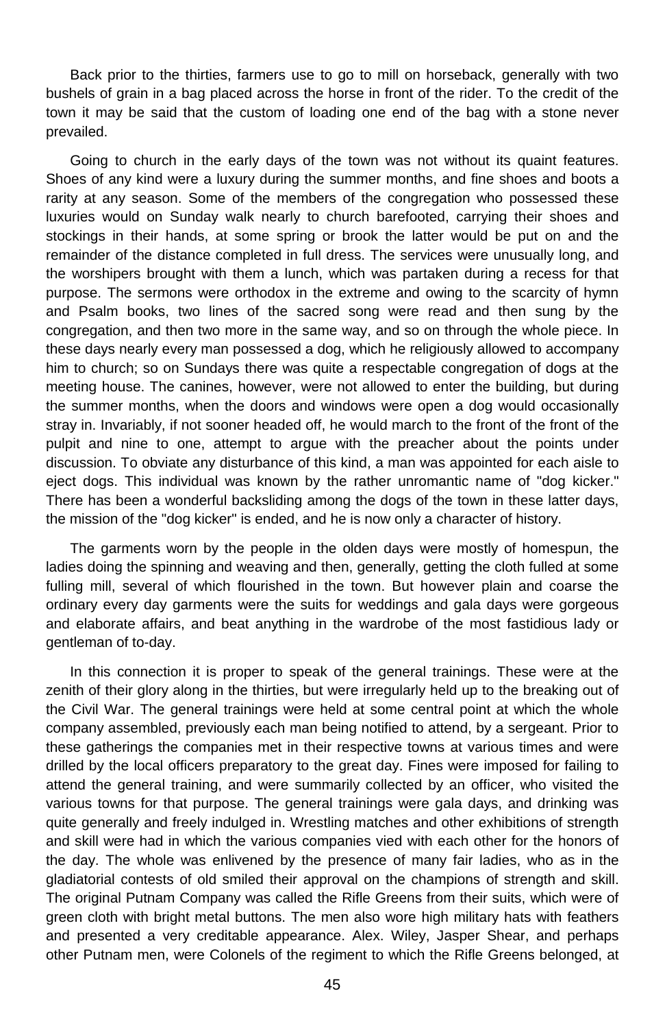Back prior to the thirties, farmers use to go to mill on horseback, generally with two bushels of grain in a bag placed across the horse in front of the rider. To the credit of the town it may be said that the custom of loading one end of the bag with a stone never prevailed.

Going to church in the early days of the town was not without its quaint features. Shoes of any kind were a luxury during the summer months, and fine shoes and boots a rarity at any season. Some of the members of the congregation who possessed these luxuries would on Sunday walk nearly to church barefooted, carrying their shoes and stockings in their hands, at some spring or brook the latter would be put on and the remainder of the distance completed in full dress. The services were unusually long, and the worshipers brought with them a lunch, which was partaken during a recess for that purpose. The sermons were orthodox in the extreme and owing to the scarcity of hymn and Psalm books, two lines of the sacred song were read and then sung by the congregation, and then two more in the same way, and so on through the whole piece. In these days nearly every man possessed a dog, which he religiously allowed to accompany him to church; so on Sundays there was quite a respectable congregation of dogs at the meeting house. The canines, however, were not allowed to enter the building, but during the summer months, when the doors and windows were open a dog would occasionally stray in. Invariably, if not sooner headed off, he would march to the front of the front of the pulpit and nine to one, attempt to argue with the preacher about the points under discussion. To obviate any disturbance of this kind, a man was appointed for each aisle to eject dogs. This individual was known by the rather unromantic name of "dog kicker." There has been a wonderful backsliding among the dogs of the town in these latter days, the mission of the "dog kicker" is ended, and he is now only a character of history.

The garments worn by the people in the olden days were mostly of homespun, the ladies doing the spinning and weaving and then, generally, getting the cloth fulled at some fulling mill, several of which flourished in the town. But however plain and coarse the ordinary every day garments were the suits for weddings and gala days were gorgeous and elaborate affairs, and beat anything in the wardrobe of the most fastidious lady or gentleman of to-day.

In this connection it is proper to speak of the general trainings. These were at the zenith of their glory along in the thirties, but were irregularly held up to the breaking out of the Civil War. The general trainings were held at some central point at which the whole company assembled, previously each man being notified to attend, by a sergeant. Prior to these gatherings the companies met in their respective towns at various times and were drilled by the local officers preparatory to the great day. Fines were imposed for failing to attend the general training, and were summarily collected by an officer, who visited the various towns for that purpose. The general trainings were gala days, and drinking was quite generally and freely indulged in. Wrestling matches and other exhibitions of strength and skill were had in which the various companies vied with each other for the honors of the day. The whole was enlivened by the presence of many fair ladies, who as in the gladiatorial contests of old smiled their approval on the champions of strength and skill. The original Putnam Company was called the Rifle Greens from their suits, which were of green cloth with bright metal buttons. The men also wore high military hats with feathers and presented a very creditable appearance. Alex. Wiley, Jasper Shear, and perhaps other Putnam men, were Colonels of the regiment to which the Rifle Greens belonged, at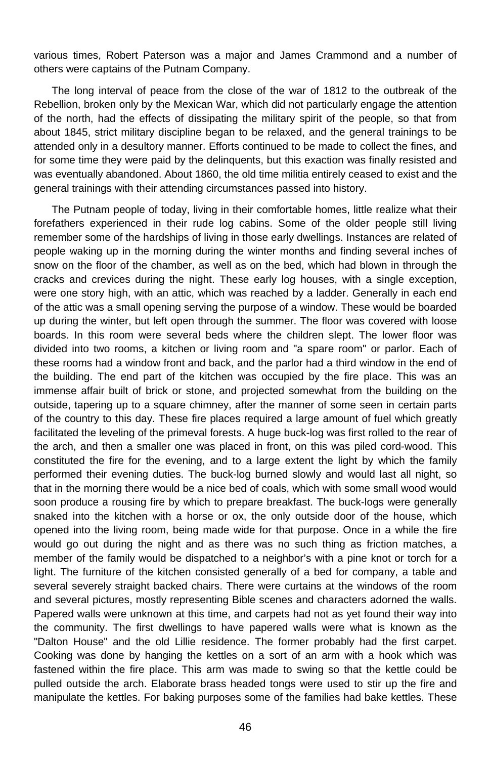various times, Robert Paterson was a major and James Crammond and a number of others were captains of the Putnam Company.

The long interval of peace from the close of the war of 1812 to the outbreak of the Rebellion, broken only by the Mexican War, which did not particularly engage the attention of the north, had the effects of dissipating the military spirit of the people, so that from about 1845, strict military discipline began to be relaxed, and the general trainings to be attended only in a desultory manner. Efforts continued to be made to collect the fines, and for some time they were paid by the delinquents, but this exaction was finally resisted and was eventually abandoned. About 1860, the old time militia entirely ceased to exist and the general trainings with their attending circumstances passed into history.

The Putnam people of today, living in their comfortable homes, little realize what their forefathers experienced in their rude log cabins. Some of the older people still living remember some of the hardships of living in those early dwellings. Instances are related of people waking up in the morning during the winter months and finding several inches of snow on the floor of the chamber, as well as on the bed, which had blown in through the cracks and crevices during the night. These early log houses, with a single exception, were one story high, with an attic, which was reached by a ladder. Generally in each end of the attic was a small opening serving the purpose of a window. These would be boarded up during the winter, but left open through the summer. The floor was covered with loose boards. In this room were several beds where the children slept. The lower floor was divided into two rooms, a kitchen or living room and "a spare room" or parlor. Each of these rooms had a window front and back, and the parlor had a third window in the end of the building. The end part of the kitchen was occupied by the fire place. This was an immense affair built of brick or stone, and projected somewhat from the building on the outside, tapering up to a square chimney, after the manner of some seen in certain parts of the country to this day. These fire places required a large amount of fuel which greatly facilitated the leveling of the primeval forests. A huge buck-log was first rolled to the rear of the arch, and then a smaller one was placed in front, on this was piled cord-wood. This constituted the fire for the evening, and to a large extent the light by which the family performed their evening duties. The buck-log burned slowly and would last all night, so that in the morning there would be a nice bed of coals, which with some small wood would soon produce a rousing fire by which to prepare breakfast. The buck-logs were generally snaked into the kitchen with a horse or ox, the only outside door of the house, which opened into the living room, being made wide for that purpose. Once in a while the fire would go out during the night and as there was no such thing as friction matches, a member of the family would be dispatched to a neighbor's with a pine knot or torch for a light. The furniture of the kitchen consisted generally of a bed for company, a table and several severely straight backed chairs. There were curtains at the windows of the room and several pictures, mostly representing Bible scenes and characters adorned the walls. Papered walls were unknown at this time, and carpets had not as yet found their way into the community. The first dwellings to have papered walls were what is known as the "Dalton House" and the old Lillie residence. The former probably had the first carpet. Cooking was done by hanging the kettles on a sort of an arm with a hook which was fastened within the fire place. This arm was made to swing so that the kettle could be pulled outside the arch. Elaborate brass headed tongs were used to stir up the fire and manipulate the kettles. For baking purposes some of the families had bake kettles. These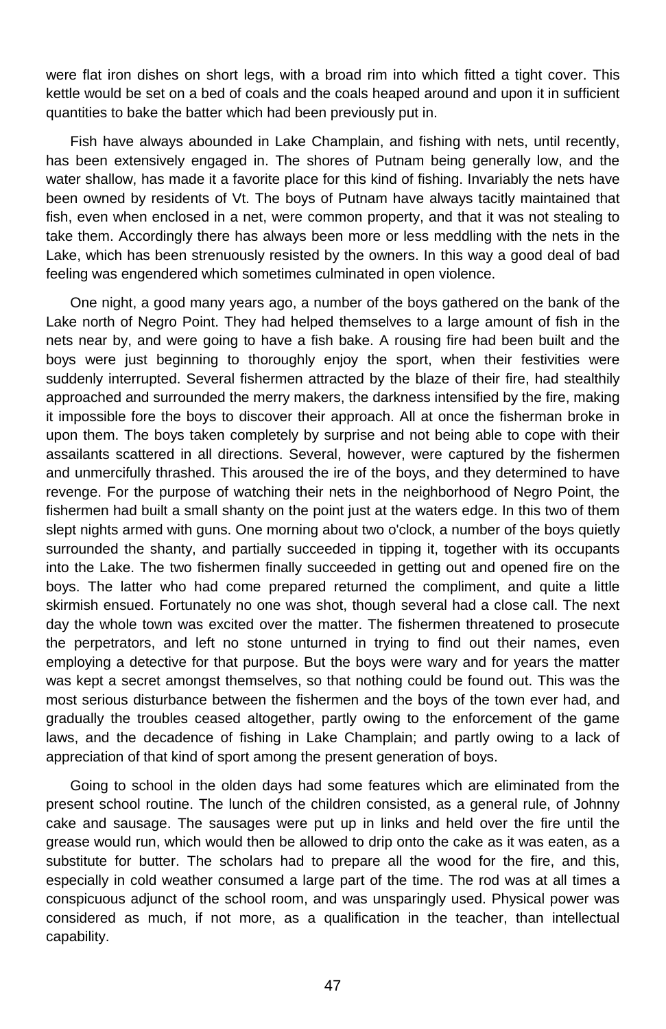were flat iron dishes on short legs, with a broad rim into which fitted a tight cover. This kettle would be set on a bed of coals and the coals heaped around and upon it in sufficient quantities to bake the batter which had been previously put in.

Fish have always abounded in Lake Champlain, and fishing with nets, until recently, has been extensively engaged in. The shores of Putnam being generally low, and the water shallow, has made it a favorite place for this kind of fishing. Invariably the nets have been owned by residents of Vt. The boys of Putnam have always tacitly maintained that fish, even when enclosed in a net, were common property, and that it was not stealing to take them. Accordingly there has always been more or less meddling with the nets in the Lake, which has been strenuously resisted by the owners. In this way a good deal of bad feeling was engendered which sometimes culminated in open violence.

One night, a good many years ago, a number of the boys gathered on the bank of the Lake north of Negro Point. They had helped themselves to a large amount of fish in the nets near by, and were going to have a fish bake. A rousing fire had been built and the boys were just beginning to thoroughly enjoy the sport, when their festivities were suddenly interrupted. Several fishermen attracted by the blaze of their fire, had stealthily approached and surrounded the merry makers, the darkness intensified by the fire, making it impossible fore the boys to discover their approach. All at once the fisherman broke in upon them. The boys taken completely by surprise and not being able to cope with their assailants scattered in all directions. Several, however, were captured by the fishermen and unmercifully thrashed. This aroused the ire of the boys, and they determined to have revenge. For the purpose of watching their nets in the neighborhood of Negro Point, the fishermen had built a small shanty on the point just at the waters edge. In this two of them slept nights armed with guns. One morning about two o'clock, a number of the boys quietly surrounded the shanty, and partially succeeded in tipping it, together with its occupants into the Lake. The two fishermen finally succeeded in getting out and opened fire on the boys. The latter who had come prepared returned the compliment, and quite a little skirmish ensued. Fortunately no one was shot, though several had a close call. The next day the whole town was excited over the matter. The fishermen threatened to prosecute the perpetrators, and left no stone unturned in trying to find out their names, even employing a detective for that purpose. But the boys were wary and for years the matter was kept a secret amongst themselves, so that nothing could be found out. This was the most serious disturbance between the fishermen and the boys of the town ever had, and gradually the troubles ceased altogether, partly owing to the enforcement of the game laws, and the decadence of fishing in Lake Champlain; and partly owing to a lack of appreciation of that kind of sport among the present generation of boys.

Going to school in the olden days had some features which are eliminated from the present school routine. The lunch of the children consisted, as a general rule, of Johnny cake and sausage. The sausages were put up in links and held over the fire until the grease would run, which would then be allowed to drip onto the cake as it was eaten, as a substitute for butter. The scholars had to prepare all the wood for the fire, and this, especially in cold weather consumed a large part of the time. The rod was at all times a conspicuous adjunct of the school room, and was unsparingly used. Physical power was considered as much, if not more, as a qualification in the teacher, than intellectual capability.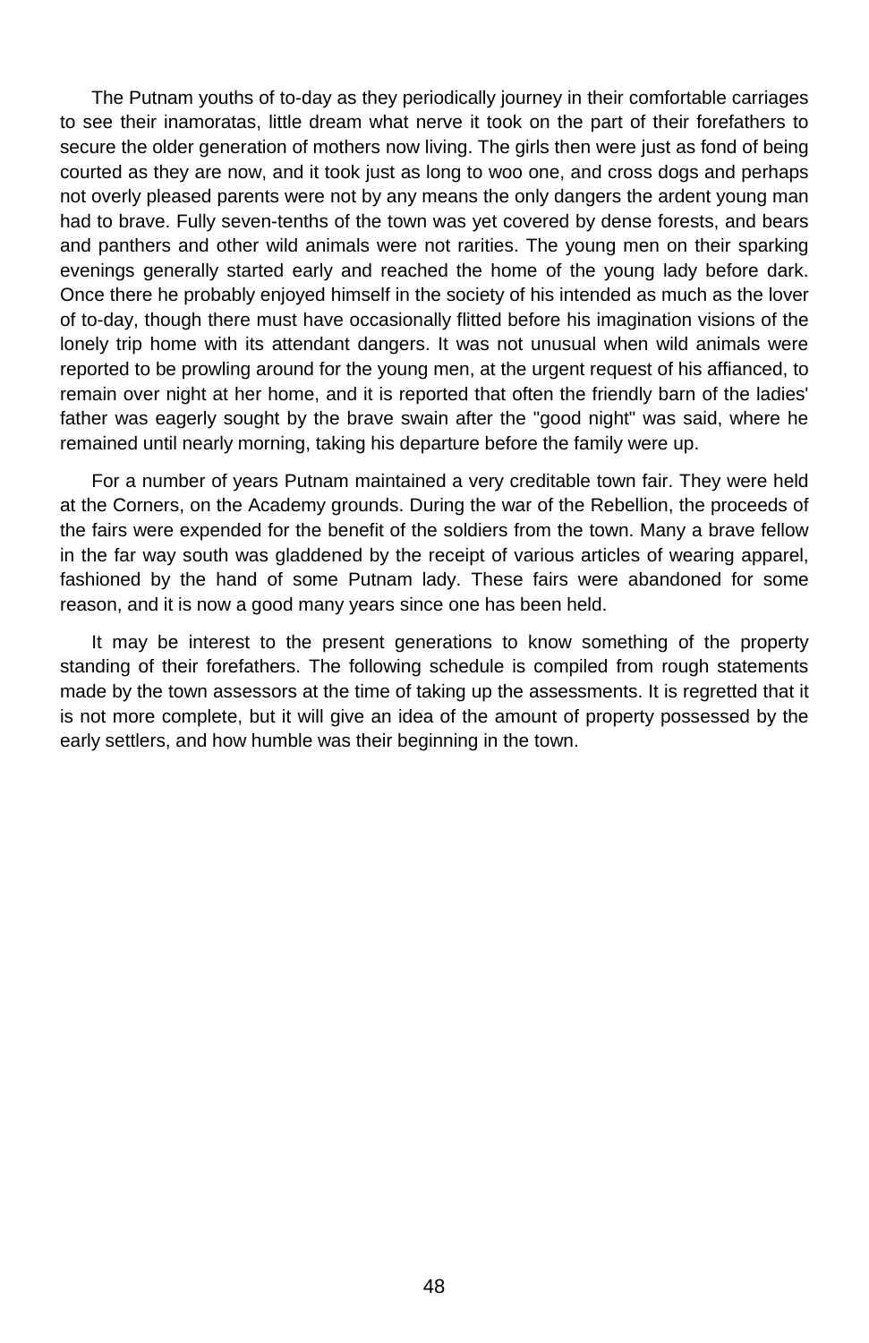The Putnam youths of to-day as they periodically journey in their comfortable carriages to see their inamoratas, little dream what nerve it took on the part of their forefathers to secure the older generation of mothers now living. The girls then were just as fond of being courted as they are now, and it took just as long to woo one, and cross dogs and perhaps not overly pleased parents were not by any means the only dangers the ardent young man had to brave. Fully seven-tenths of the town was yet covered by dense forests, and bears and panthers and other wild animals were not rarities. The young men on their sparking evenings generally started early and reached the home of the young lady before dark. Once there he probably enjoyed himself in the society of his intended as much as the lover of to-day, though there must have occasionally flitted before his imagination visions of the lonely trip home with its attendant dangers. It was not unusual when wild animals were reported to be prowling around for the young men, at the urgent request of his affianced, to remain over night at her home, and it is reported that often the friendly barn of the ladies' father was eagerly sought by the brave swain after the "good night" was said, where he remained until nearly morning, taking his departure before the family were up.

For a number of years Putnam maintained a very creditable town fair. They were held at the Corners, on the Academy grounds. During the war of the Rebellion, the proceeds of the fairs were expended for the benefit of the soldiers from the town. Many a brave fellow in the far way south was gladdened by the receipt of various articles of wearing apparel, fashioned by the hand of some Putnam lady. These fairs were abandoned for some reason, and it is now a good many years since one has been held.

It may be interest to the present generations to know something of the property standing of their forefathers. The following schedule is compiled from rough statements made by the town assessors at the time of taking up the assessments. It is regretted that it is not more complete, but it will give an idea of the amount of property possessed by the early settlers, and how humble was their beginning in the town.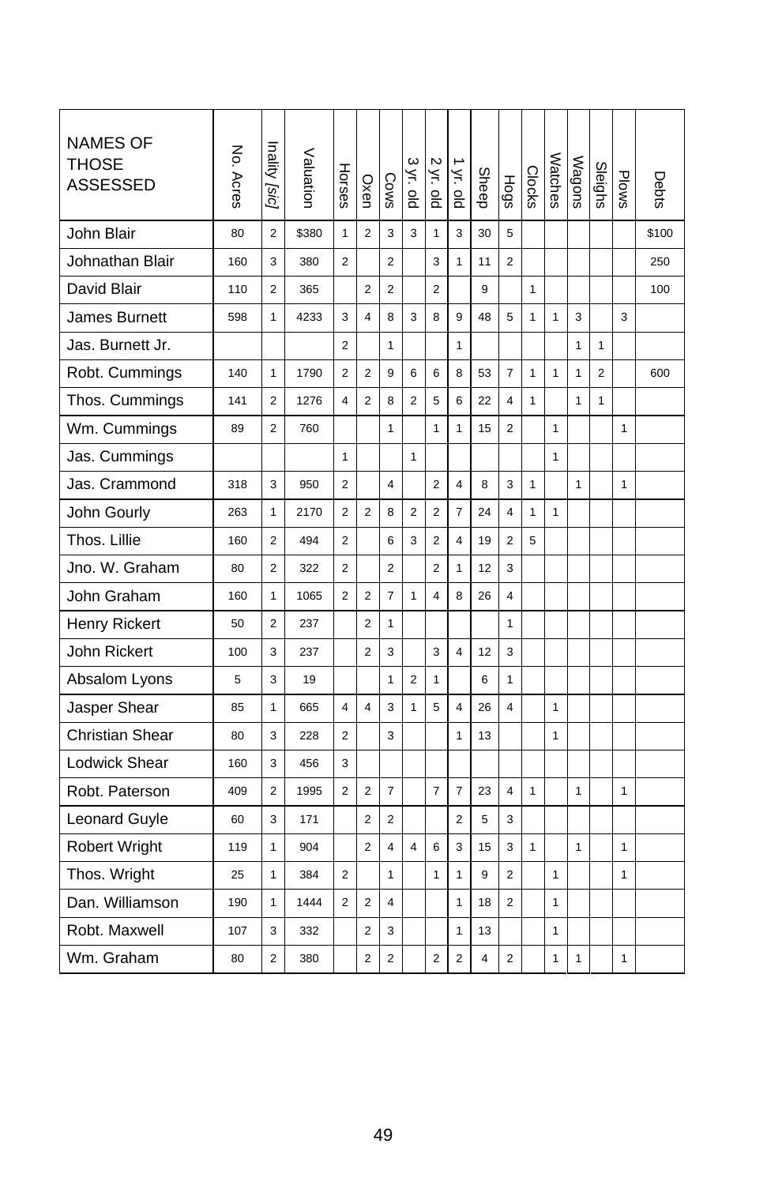| NAMES OF THOSE ASSESSED | No. Acres | lnality [sic] | Valuation | Horses | Oxen | Cows | 3 yr. old | 2 yr. old | 1 yr. old | Sheep | Hogs | Clocks | Watches | Wagons | Sleighs | Plows | Debts |
|---|---|---|---|---|---|---|---|---|---|---|---|---|---|---|---|---|---|
| John Blair | 80 | 2 | $380 | 1 | 2 | 3 | 3 | 1 | 3 | 30 | 5 | | | | | | $100 |
| Johnathan Blair | 160 | 3 | 380 | 2 | | 2 | | 3 | 1 | 11 | 2 | | | | | | 250 |
| David Blair | 110 | 2 | 365 | | 2 | 2 | | 2 | | 9 | | 1 | | | | | 100 |
| James Burnett | 598 | 1 | 4233 | 3 | 4 | 8 | 3 | 8 | 9 | 48 | 5 | 1 | 1 | 3 | | 3 | |
| Jas. Burnett Jr. | | | | 2 | | 1 | | | 1 | | | | | 1 | 1 | | |
| Robt. Cummings | 140 | 1 | 1790 | 2 | 2 | 9 | 6 | 6 | 8 | 53 | 7 | 1 | 1 | 1 | 2 | | 600 |
| Thos. Cummings | 141 | 2 | 1276 | 4 | 2 | 8 | 2 | 5 | 6 | 22 | 4 | 1 | | 1 | 1 | | |
| Wm. Cummings | 89 | 2 | 760 | | | 1 | | 1 | 1 | 15 | 2 | | 1 | | | 1 | |
| Jas. Cummings | | | | 1 | | | 1 | | | | | | 1 | | | | |
| Jas. Crammond | 318 | 3 | 950 | 2 | | 4 | | 2 | 4 | 8 | 3 | 1 | | 1 | | 1 | |
| John Gourly | 263 | 1 | 2170 | 2 | 2 | 8 | 2 | 2 | 7 | 24 | 4 | 1 | 1 | | | | |
| Thos. Lillie | 160 | 2 | 494 | 2 | | 6 | 3 | 2 | 4 | 19 | 2 | 5 | | | | | |
| Jno. W. Graham | 80 | 2 | 322 | 2 | | 2 | | 2 | 1 | 12 | 3 | | | | | | |
| John Graham | 160 | 1 | 1065 | 2 | 2 | 7 | 1 | 4 | 8 | 26 | 4 | | | | | | |
| Henry Rickert | 50 | 2 | 237 | | 2 | 1 | | | | | 1 | | | | | | |
| John Rickert | 100 | 3 | 237 | | 2 | 3 | | 3 | 4 | 12 | 3 | | | | | | |
| Absalom Lyons | 5 | 3 | 19 | | | 1 | 2 | 1 | | 6 | 1 | | | | | | |
| Jasper Shear | 85 | 1 | 665 | 4 | 4 | 3 | 1 | 5 | 4 | 26 | 4 | | 1 | | | | |
| Christian Shear | 80 | 3 | 228 | 2 | | 3 | | | 1 | 13 | | | 1 | | | | |
| Lodwick Shear | 160 | 3 | 456 | 3 | | | | | | | | | | | | | |
| Robt. Paterson | 409 | 2 | 1995 | 2 | 2 | 7 | | 7 | 7 | 23 | 4 | 1 | | 1 | | 1 | |
| Leonard Guyle | 60 | 3 | 171 | | 2 | 2 | | | 2 | 5 | 3 | | | | | | |
| Robert Wright | 119 | 1 | 904 | | 2 | 4 | 4 | 6 | 3 | 15 | 3 | 1 | | 1 | | 1 | |
| Thos. Wright | 25 | 1 | 384 | 2 | | 1 | | 1 | 1 | 9 | 2 | | 1 | | | 1 | |
| Dan. Williamson | 190 | 1 | 1444 | 2 | 2 | 4 | | | 1 | 18 | 2 | | 1 | | | | |
| Robt. Maxwell | 107 | 3 | 332 | | 2 | 3 | | | 1 | 13 | | | 1 | | | | |
| Wm. Graham | 80 | 2 | 380 | | 2 | 2 | | 2 | 2 | 4 | 2 | | 1 | 1 | | 1 | |